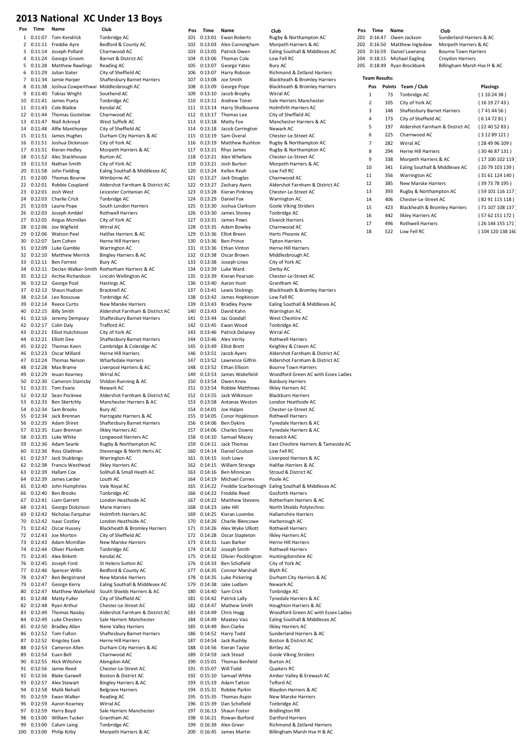# 2013 National XC Under 13 Boys

| Pos | Time | Name | Club |
|---|---|---|---|
| 1 | 0:11:07 | Tom Kendrick | Tonbridge AC |
| 2 | 0:11:11 | Freddie Ayre | Bedford & County AC |
| 3 | 0:11:14 | Joseph Pollard | Charnwood AC |
| 4 | 0:11:24 | George Groom | Barnet & District AC |
| 5 | 0:11:28 | Matthew Rawlings | Reading AC |
| 6 | 0:11:29 | Julian Slater | City of Sheffield AC |
| 7 | 0:11:34 | Jamie Harper | Shaftesbury Barnet Harriers |
| 8 | 0:11:38 | Joshua Cowperthwai | Middlesbrough AC |
| 9 | 0:11:40 | Tobias Wright | Southend AC |
| 10 | 0:11:41 | James Puxty | Tonbridge AC |
| 11 | 0:11:43 | Cole Blaikie | Kendal AC |
| 12 | 0:11:44 | Thomas Gostelow | Charnwood AC |
| 13 | 0:11:47 | Niall Ackroyd | West Suffolk AC |
| 14 | 0:11:48 | Alfie Manthorpe | City of Sheffield AC |
| 15 | 0:11:51 | James Hughes | Durham City Harriers & AC |
| 16 | 0:11:51 | Joshua Dickinson | City of York AC |
| 17 | 0:11:51 | Kieran Hedley | Morpeth Harriers & AC |
| 18 | 0:11:52 | Alec Stackhouse | Burton AC |
| 19 | 0:11:53 | Nathan Smith | City of York AC |
| 20 | 0:11:58 | John Fielding | Ealing Southall & Middlesex AC |
| 21 | 0:12:00 | Thomas Bourne | Wimborne AC |
| 22 | 0:12:01 | Robbie Coupland | Aldershot Farnham & District AC |
| 23 | 0:12:01 | Josh West | Leicester Coritanian AC |
| 24 | 0:12:03 | Charlie Crick | Tonbridge AC |
| 25 | 0:12:03 | Laurie Pope | South London Harriers |
| 26 | 0:12:03 | Joseph Amblel | Rothwell Harriers |
| 27 | 0:12:05 | Angus Mcmillan | City of York AC |
| 28 | 0:12:06 | Joe Wigfield | Wirral AC |
| 29 | 0:12:06 | Watson Peel | Halifax Harriers & AC |
| 30 | 0:12:07 | Sam Cohen | Herne Hill Harriers |
| 31 | 0:12:09 | Luke Gamble | Warrington AC |
| 32 | 0:12:10 | Matthew Merrick | Bingley Harriers & AC |
| 33 | 0:12:11 | Ben Forrest | Bury AC |
| 34 | 0:12:11 | Declan Walker-Smith | Rotherham Harriers & AC |
| 35 | 0:12:12 | Archie Richardson | Lincoln Wellington AC |
| 36 | 0:12:12 | George Pool | Hastings AC |
| 37 | 0:12:12 | Shaun Hudson | Bracknell AC |
| 38 | 0:12:14 | Leo Rossouw | Tonbridge AC |
| 39 | 0:12:14 | Reece Curtis | New Marske Harriers |
| 40 | 0:12:15 | Billy Smith | Aldershot Farnham & District AC |
| 41 | 0:12:16 | Jeremy Dempsey | Shaftesbury Barnet Harriers |
| 42 | 0:12:17 | Colin Daly | Trafford AC |
| 43 | 0:12:21 | Elliot Hutchinson | City of York AC |
| 44 | 0:12:21 | Elliott Dee | Shaftesbury Barnet Harriers |
| 45 | 0:12:22 | Thomas Keen | Cambridge & Coleridge AC |
| 46 | 0:12:23 | Oscar Millard | Herne Hill Harriers |
| 47 | 0:12:24 | Thomas Nelson | Wharfedale Harriers |
| 48 | 0:12:28 | Max Brame | Liverpool Harriers & AC |
| 49 | 0:12:29 | Ieuan Kearney | Wirral AC |
| 50 | 0:12:30 | Cameron Stainsby | Shildon Running & AC |
| 51 | 0:12:31 | Tom Evans | Newark AC |
| 52 | 0:12:32 | Sean Pocknee | Aldershot Farnham & District AC |
| 53 | 0:12:33 | Ben Skertchly | Manchester Harriers & AC |
| 54 | 0:12:34 | Sam Brooks | Bury AC |
| 55 | 0:12:34 | Jack Brennan | Harrogate Harriers & AC |
| 56 | 0:12:35 | Adam Shiret | Shaftesbury Barnet Harriers |
| 57 | 0:12:35 | Euan Brennan | Ilkley Harriers AC |
| 58 | 0:12:35 | Luke White | Longwood Harriers AC |
| 59 | 0:12:36 | Adam Searle | Rugby & Northampton AC |
| 60 | 0:12:36 | Ross Gladman | Stevenage & North Herts AC |
| 61 | 0:12:37 | Jack Stubbings | Warrington AC |
| 62 | 0:12:38 | Francis Westhead | Ilkley Harriers AC |
| 63 | 0:12:39 | Hallam Cox | Solihull & Small Heath AC |
| 64 | 0:12:39 | James Larder | Louth AC |
| 65 | 0:12:40 | John Humphries | Vale Royal AC |
| 66 | 0:12:40 | Ben Brooks | Tonbridge AC |
| 67 | 0:12:41 | Liam Garrett | London Heathside AC |
| 68 | 0:12:41 | George Dickinson | Manx Harriers |
| 69 | 0:12:42 | Nicholas Farquhar | Holmfirth Harriers AC |
| 70 | 0:12:42 | Isaac Costley | London Heathside AC |
| 71 | 0:12:42 | Oscar Hussey | Blackheath & Bromley Harriers |
| 72 | 0:12:43 | Joe Morton | City of Sheffield AC |
| 73 | 0:12:43 | Adam Mcmillan | New Marske Harriers |
| 74 | 0:12:44 | Oliver Plunkett | Tonbridge AC |
| 75 | 0:12:45 | Alex Birkett | Kendal AC |
| 76 | 0:12:45 | Joseph Ford | St Helens Sutton AC |
| 77 | 0:12:46 | Spencer Willis | Bedford & County AC |
| 78 | 0:12:47 | Ben Bergstrand | New Marske Harriers |
| 79 | 0:12:47 | George Kerry | Ealing Southall & Middlesex AC |
| 80 | 0:12:47 | Matthew Wakefield | South Shields Harriers & AC |
| 81 | 0:12:48 | Matty Fuller | City of Sheffield AC |
| 82 | 0:12:48 | Ryan Arthur | Chester-Le-Street AC |
| 83 | 0:12:49 | Thomas Naisby | Aldershot Farnham & District AC |
| 84 | 0:12:49 | Luke Chesters | Sale Harriers Manchester |
| 85 | 0:12:50 | Bradley Allan | Nene Valley Harriers |
| 86 | 0:12:52 | Tom Fulton | Shaftesbury Barnet Harriers |
| 87 | 0:12:52 | Kingsley Ezek | Herne Hill Harriers |
| 88 | 0:12:53 | Cameron Allen | Durham City Harriers & AC |
| 89 | 0:12:54 | Euan Bell | Charnwood AC |
| 90 | 0:12:55 | Nick Wiltshire | Abingdon AAC |
| 91 | 0:12:56 | Jamie Reed | Chester-Le-Street AC |
| 92 | 0:12:56 | Blake Garwell | Boston & District AC |
| 93 | 0:12:57 | Alex Stewart | Bingley Harriers & AC |
| 94 | 0:12:58 | Malik Nehaili | Belgrave Harriers |
| 95 | 0:12:59 | Ewan Walker | Reading AC |
| 96 | 0:12:59 | Aaron Kearney | Wirral AC |
| 97 | 0:12:59 | Harry Boyd | Sale Harriers Manchester |
| 98 | 0:13:00 | William Tucker | Grantham AC |
| 99 | 0:13:00 | Calum Laing | Tonbridge AC |
| 100 | 0:13:00 | Philip Kirby | Morpeth Harriers & AC |
| 101 | 0:13:01 | Ewan Roberts | Rugby & Northampton AC |
| 102 | 0:13:03 | Alex Cunningham | Morpeth Harriers & AC |
| 103 | 0:13:05 | Patrick Owen | Ealing Southall & Middlesex AC |
| 104 | 0:13:06 | Thomas Cole | Low Fell RC |
| 105 | 0:13:07 | George Yates | Bury AC |
| 106 | 0:13:07 | Harry Robson | Richmond & Zetland Harriers |
| 107 | 0:13:08 | Joe Smith | Blackheath & Bromley Harriers |
| 108 | 0:13:09 | George Pope | Blackheath & Bromley Harriers |
| 109 | 0:13:10 | Jacob Brophy | Wirral AC |
| 110 | 0:13:11 | Andrew Toner | Sale Harriers Manchester |
| 111 | 0:13:14 | Harry Shelbourne | Holmfirth Harriers AC |
| 112 | 0:13:17 | Thomas Lee | City of Sheffield AC |
| 113 | 0:13:18 | Matty Fox | Manchester Harriers & AC |
| 114 | 0:13:18 | Jacob Carrington | Newark AC |
| 115 | 0:13:19 | Sam Overal | Chester-Le-Street AC |
| 116 | 0:13:19 | Matthew Rushton | Rugby & Northampton AC |
| 117 | 0:13:21 | Rhys James | Rugby & Northampton AC |
| 118 | 0:13:21 | Alex Whellans | Chester-Le-Street AC |
| 119 | 0:13:21 | Josh Burton | Morpeth Harriers & AC |
| 120 | 0:13:24 | Kellen Reah | Low Fell RC |
| 121 | 0:13:27 | Jack Douglas | Charnwood AC |
| 122 | 0:13:27 | Zachary Ayers | Aldershot Farnham & District AC |
| 123 | 0:13:28 | Kieran Pinkney | Chester-Le-Street AC |
| 124 | 0:13:29 | Daniel Fox | Warrington AC |
| 125 | 0:13:30 | Joshua Clarkson | Goole Viking Striders |
| 126 | 0:13:30 | James Stoney | Tonbridge AC |
| 127 | 0:13:31 | James Pows | Elswick Harriers |
| 128 | 0:13:35 | Adam Bowley | Charnwood AC |
| 129 | 0:13:36 | Elliot Breen | Herts Phoenix AC |
| 130 | 0:13:36 | Ben Prince | Tipton Harriers |
| 131 | 0:13:36 | Ethan Vinton | Herne Hill Harriers |
| 132 | 0:13:38 | Oscar Brown | Middlesbrough AC |
| 133 | 0:13:38 | Joseph Lines | City of York AC |
| 134 | 0:13:39 | Luke Ward | Derby AC |
| 135 | 0:13:39 | Kieran Pearson | Chester-Le-Street AC |
| 136 | 0:13:40 | Aaron Hunt | Grantham AC |
| 137 | 0:13:41 | Lewis Stickings | Blackheath & Bromley Harriers |
| 138 | 0:13:42 | James Hopkinson | Low Fell RC |
| 139 | 0:13:43 | Bradley Payne | Ealing Southall & Middlesex AC |
| 140 | 0:13:43 | David Kahn | Warrington AC |
| 141 | 0:13:44 | Jac Goodall | West Cheshire AC |
| 142 | 0:13:45 | Ewan Wood | Tonbridge AC |
| 143 | 0:13:46 | Patrick Delaney | Wirral AC |
| 144 | 0:13:46 | Alex Verity | Rothwell Harriers |
| 145 | 0:13:49 | Elliot Brett | Keighley & Craven AC |
| 146 | 0:13:51 | Jacob Ayers | Aldershot Farnham & District AC |
| 147 | 0:13:52 | Lawrence Gilfrin | Aldershot Farnham & District AC |
| 148 | 0:13:52 | Ethan Ellison | Bourne Town Harriers |
| 149 | 0:13:53 | James Wakefield | Woodford Green AC with Essex Ladies |
| 150 | 0:13:54 | Owen Knox | Banbury Harriers |
| 151 | 0:13:54 | Robbie Matthews | Ilkley Harriers AC |
| 152 | 0:13:55 | Jack Wilkinson | Blackburn Harriers |
| 153 | 0:13:58 | Antanas Weston | London Heathside AC |
| 154 | 0:14:01 | Joe Halpin | Chester-Le-Street AC |
| 155 | 0:14:05 | Conor Hopkinson | Rothwell Harriers |
| 156 | 0:14:06 | Ben Dykins | Tynedale Harriers & AC |
| 157 | 0:14:06 | Charles Downs | Tynedale Harriers & AC |
| 158 | 0:14:10 | Samuel Macey | Keswick AAC |
| 159 | 0:14:11 | Jack Thomas | East Cheshire Harriers & Tameside AC |
| 160 | 0:14:14 | Daniel Coulson | Low Fell RC |
| 161 | 0:14:15 | Josh Lowe | Liverpool Harriers & AC |
| 162 | 0:14:15 | William Strange | Halifax Harriers & AC |
| 163 | 0:14:16 | Ben Minnican | Stroud & District AC |
| 164 | 0:14:19 | Michael Cornes | Poole AC |
| 165 | 0:14:22 | Freddie Scarborough | Ealing Southall & Middlesex AC |
| 166 | 0:14:22 | Freddie Reed | Gosforth Harriers |
| 167 | 0:14:22 | Matthew Stevens | Rotherham Harriers & AC |
| 168 | 0:14:23 | Jake Hill | North Shields Polytechnic |
| 169 | 0:14:25 | Kieran Loombe | Hallamshire Harriers |
| 170 | 0:14:26 | Charlie Blencowe | Harborough AC |
| 171 | 0:14:26 | Alex Wyke Ulliott | Rothwell Harriers |
| 172 | 0:14:28 | Oscar Stapleton | Ilkley Harriers AC |
| 173 | 0:14:31 | Iuan Barker | Herne Hill Harriers |
| 174 | 0:14:32 | Joseph Smith | Rothwell Harriers |
| 175 | 0:14:32 | Olivier Pocklington | Huntingdonshire AC |
| 176 | 0:14:33 | Ben Schofield | City of York AC |
| 177 | 0:14:35 | Connor Marshall | Blyth RC |
| 178 | 0:14:35 | Luke Pickering | Durham City Harriers & AC |
| 179 | 0:14:38 | Jake Ludlam | Newark AC |
| 180 | 0:14:40 | Sam Crick | Tonbridge AC |
| 181 | 0:14:42 | Patrick Lally | Tynedale Harriers & AC |
| 182 | 0:14:47 | Mathew Smith | Houghton Harriers & AC |
| 183 | 0:14:49 | Chris Hogg | Woodford Green AC with Essex Ladies |
| 184 | 0:14:49 | Maateo Vao | Ealing Southall & Middlesex AC |
| 185 | 0:14:49 | Ben Clarke | Ilkley Harriers AC |
| 186 | 0:14:52 | Harry Todd | Sunderland Harriers & AC |
| 187 | 0:14:54 | Jack Rushby | Boston & District AC |
| 188 | 0:14:56 | Kieran Taylor | Birtley AC |
| 189 | 0:14:59 | Jack Stead | Goole Viking Striders |
| 190 | 0:15:01 | Thomas Benfield | Burton AC |
| 191 | 0:15:07 | Will Todd | Quakers RC |
| 192 | 0:15:10 | Samuel White | Amber Valley & Erewash AC |
| 193 | 0:15:19 | Adam Tatton | Telford AC |
| 194 | 0:15:31 | Robbie Parkin | Blaydon Harriers & AC |
| 195 | 0:15:35 | Thomas Aspin | New Marske Harriers |
| 196 | 0:15:39 | Dan Schofield | Tonbridge AC |
| 197 | 0:16:13 | Shaun Foster | Bridlington RR |
| 198 | 0:16:21 | Rowan Burford | Dartford Harriers |
| 199 | 0:16:39 | Alex Greer | Richmond & Zetland Harriers |
| 200 | 0:16:45 | James Martin | Billingham Marsh Hse H & AC |
| 201 | 0:16:47 | Owen Jackson | Sunderland Harriers & AC |
| 202 | 0:16:50 | Matthew Ingledew | Morpeth Harriers & AC |
| 203 | 0:16:59 | Daniel Lawrance | Bourne Town Harriers |
| 204 | 0:18:15 | Michael Eagling | Croydon Harriers |
| 205 | 0:18:49 | Ryan Brockbank | Billingham Marsh Hse H & AC |

**Team Results:**

| Pos | Points | Team / Club | Placings |
|---|---|---|---|
| 1 | 73 | Tonbridge AC | ( 1 10 24 38 ) |
| 2 | 105 | City of York AC | ( 16 19 27 43 ) |
| 3 | 148 | Shaftesbury Barnet Harriers | ( 7 41 44 56 ) |
| 4 | 173 | City of Sheffield AC | ( 6 14 72 81 ) |
| 5 | 197 | Aldershot Farnham & District AC | ( 22 40 52 83 ) |
| 6 | 225 | Charnwood AC | ( 3 12 89 121 ) |
| 7 | 282 | Wirral AC | ( 28 49 96 109 ) |
| 8 | 294 | Herne Hill Harriers | ( 30 46 87 131 ) |
| 9 | 338 | Morpeth Harriers & AC | ( 17 100 102 119 |
| 10 | 341 | Ealing Southall & Middlesex AC | ( 20 79 103 139 ) |
| 11 | 356 | Warrington AC | ( 31 61 124 140 ) |
| 12 | 385 | New Marske Harriers | ( 39 73 78 195 ) |
| 13 | 393 | Rugby & Northampton AC | ( 59 101 116 117 |
| 14 | 406 | Chester-Le-Street AC | ( 82 91 115 118 ) |
| 15 | 423 | Blackheath & Bromley Harriers | ( 71 107 108 137 |
| 16 | 442 | Ilkley Harriers AC | ( 57 62 151 172 ) |
| 17 | 496 | Rothwell Harriers | ( 26 144 155 171 |
| 18 | 522 | Low Fell RC | ( 104 120 138 160 |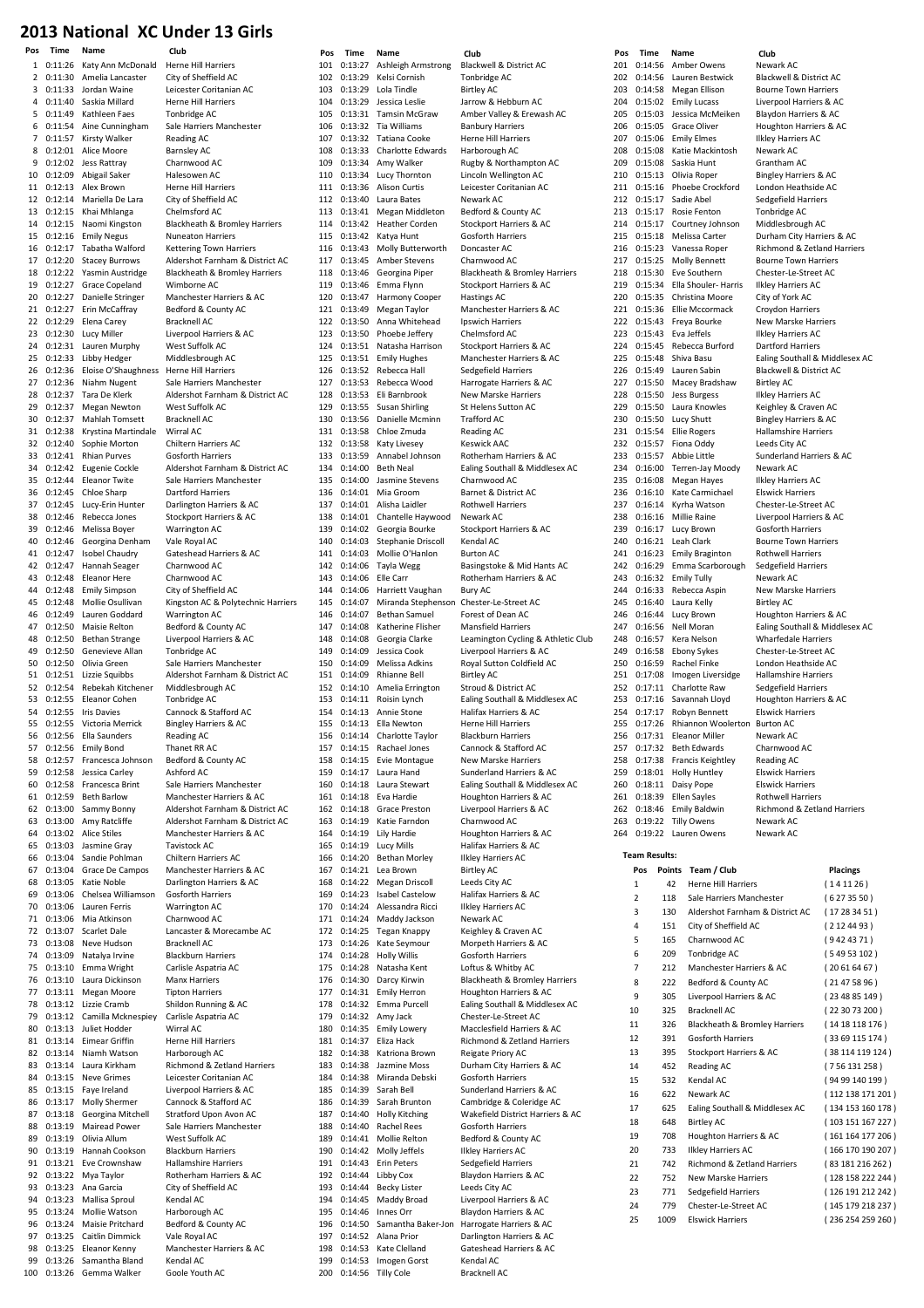# 2013 National XC Under 13 Girls

| Pos | Time | Name | Club |
|---|---|---|---|
| 1 | 0:11:26 | Katy Ann McDonald | Herne Hill Harriers |
| 2 | 0:11:30 | Amelia Lancaster | City of Sheffield AC |
| 3 | 0:11:33 | Jordan Waine | Leicester Coritanian AC |
| 4 | 0:11:40 | Saskia Millard | Herne Hill Harriers |
| 5 | 0:11:49 | Kathleen Faes | Tonbridge AC |
| 6 | 0:11:54 | Aine Cunningham | Sale Harriers Manchester |
| 7 | 0:11:57 | Kirsty Walker | Reading AC |
| 8 | 0:12:01 | Alice Moore | Barnsley AC |
| 9 | 0:12:02 | Jess Rattray | Charnwood AC |
| 10 | 0:12:09 | Abigail Saker | Halesowen AC |
| 11 | 0:12:13 | Alex Brown | Herne Hill Harriers |
| 12 | 0:12:14 | Mariella De Lara | City of Sheffield AC |
| 13 | 0:12:15 | Khai Mhlanga | Chelmsford AC |
| 14 | 0:12:15 | Naomi Kingston | Blackheath & Bromley Harriers |
| 15 | 0:12:16 | Emily Negus | Nuneaton Harriers |
| 16 | 0:12:17 | Tabatha Walford | Kettering Town Harriers |
| 17 | 0:12:20 | Stacey Burrows | Aldershot Farnham & District AC |
| 18 | 0:12:22 | Yasmin Austridge | Blackheath & Bromley Harriers |
| 19 | 0:12:27 | Grace Copeland | Wimborne AC |
| 20 | 0:12:27 | Danielle Stringer | Manchester Harriers & AC |
| 21 | 0:12:27 | Erin McCaffray | Bedford & County AC |
| 22 | 0:12:29 | Elena Carey | Bracknell AC |
| 23 | 0:12:30 | Lucy Miller | Liverpool Harriers & AC |
| 24 | 0:12:31 | Lauren Murphy | West Suffolk AC |
| 25 | 0:12:33 | Libby Hedger | Middlesbrough AC |
| 26 | 0:12:36 | Eloise O'Shaughness | Herne Hill Harriers |
| 27 | 0:12:36 | Niahm Nugent | Sale Harriers Manchester |
| 28 | 0:12:37 | Tara De Klerk | Aldershot Farnham & District AC |
| 29 | 0:12:37 | Megan Newton | West Suffolk AC |
| 30 | 0:12:37 | Mahlah Tomsett | Bracknell AC |
| 31 | 0:12:38 | Krystina Martindale | Wirral AC |
| 32 | 0:12:40 | Sophie Morton | Chiltern Harriers AC |
| 33 | 0:12:41 | Rhian Purves | Gosforth Harriers |
| 34 | 0:12:42 | Eugenie Cockle | Aldershot Farnham & District AC |
| 35 | 0:12:44 | Eleanor Twite | Sale Harriers Manchester |
| 36 | 0:12:45 | Chloe Sharp | Dartford Harriers |
| 37 | 0:12:45 | Lucy-Erin Hunter | Darlington Harriers & AC |
| 38 | 0:12:46 | Rebecca Jones | Stockport Harriers & AC |
| 39 | 0:12:46 | Melissa Boyer | Warrington AC |
| 40 | 0:12:46 | Georgina Denham | Vale Royal AC |
| 41 | 0:12:47 | Isobel Chaudry | Gateshead Harriers & AC |
| 42 | 0:12:47 | Hannah Seager | Charnwood AC |
| 43 | 0:12:48 | Eleanor Hore | Charnwood AC |
| 44 | 0:12:48 | Emily Simpson | City of Sheffield AC |
| 45 | 0:12:48 | Mollie Osullivan | Kingston AC & Polytechnic Harriers |
| 46 | 0:12:49 | Lauren Goddard | Warrington AC |
| 47 | 0:12:50 | Maisie Relton | Bedford & County AC |
| 48 | 0:12:50 | Bethan Strange | Liverpool Harriers & AC |
| 49 | 0:12:50 | Genevieve Allan | Tonbridge AC |
| 50 | 0:12:50 | Olivia Green | Sale Harriers Manchester |
| 51 | 0:12:51 | Lizzie Squibbs | Aldershot Farnham & District AC |
| 52 | 0:12:54 | Rebekah Kitchener | Middlesbrough AC |
| 53 | 0:12:55 | Eleanor Cohen | Tonbridge AC |
| 54 | 0:12:55 | Iris Davies | Cannock & Stafford AC |
| 55 | 0:12:55 | Victoria Merrick | Bingley Harriers & AC |
| 56 | 0:12:56 | Ella Saunders | Reading AC |
| 57 | 0:12:56 | Emily Bond | Thanet RR AC |
| 58 | 0:12:57 | Francesca Johnson | Bedford & County AC |
| 59 | 0:12:58 | Jessica Carley | Ashford AC |
| 60 | 0:12:58 | Francesca Brint | Sale Harriers Manchester |
| 61 | 0:12:59 | Beth Barlow | Manchester Harriers & AC |
| 62 | 0:13:00 | Sammy Bonny | Aldershot Farnham & District AC |
| 63 | 0:13:00 | Amy Ratcliffe | Aldershot Farnham & District AC |
| 64 | 0:13:02 | Alice Stiles | Manchester Harriers & AC |
| 65 | 0:13:03 | Jasmine Gray | Tavistock AC |
| 66 | 0:13:04 | Sandie Pohlman | Chiltern Harriers AC |
| 67 | 0:13:04 | Grace De Campos | Manchester Harriers & AC |
| 68 | 0:13:05 | Katie Noble | Darlington Harriers & AC |
| 69 | 0:13:06 | Chelsea Williamson | Gosforth Harriers |
| 70 | 0:13:06 | Lauren Ferris | Warrington AC |
| 71 | 0:13:06 | Mia Atkinson | Charnwood AC |
| 72 | 0:13:07 | Scarlet Dale | Lancaster & Morecambe AC |
| 73 | 0:13:08 | Neve Hudson | Bracknell AC |
| 74 | 0:13:09 | Natalya Irvine | Blackburn Harriers |
| 75 | 0:13:10 | Emma Wright | Carlisle Aspatria AC |
| 76 | 0:13:10 | Laura Dickinson | Manx Harriers |
| 77 | 0:13:11 | Megan Moore | Tipton Harriers |
| 78 | 0:13:12 | Lizzie Cramb | Shildon Running & AC |
| 79 | 0:13:12 | Camilla Mcknespiey | Carlisle Aspatria AC |
| 80 | 0:13:13 | Juliet Hodder | Wirral AC |
| 81 | 0:13:14 | Eimear Griffin | Herne Hill Harriers |
| 82 | 0:13:14 | Niamh Watson | Harborough AC |
| 83 | 0:13:14 | Laura Kirkham | Richmond & Zetland Harriers |
| 84 | 0:13:15 | Neve Grimes | Leicester Coritanian AC |
| 85 | 0:13:15 | Faye Ireland | Liverpool Harriers & AC |
| 86 | 0:13:17 | Molly Shermer | Cannock & Stafford AC |
| 87 | 0:13:18 | Georgina Mitchell | Stratford Upon Avon AC |
| 88 | 0:13:19 | Mairead Power | Sale Harriers Manchester |
| 89 | 0:13:19 | Olivia Allum | West Suffolk AC |
| 90 | 0:13:19 | Hannah Cookson | Blackburn Harriers |
| 91 | 0:13:21 | Eve Crownshaw | Hallamshire Harriers |
| 92 | 0:13:22 | Mya Taylor | Rotherham Harriers & AC |
| 93 | 0:13:23 | Ana Garcia | City of Sheffield AC |
| 94 | 0:13:23 | Mallisa Sproul | Kendal AC |
| 95 | 0:13:24 | Mollie Watson | Harborough AC |
| 96 | 0:13:24 | Maisie Pritchard | Bedford & County AC |
| 97 | 0:13:25 | Caitlin Dimmick | Vale Royal AC |
| 98 | 0:13:25 | Eleanor Kenny | Manchester Harriers & AC |
| 99 | 0:13:26 | Samantha Bland | Kendal AC |
| 100 | 0:13:26 | Gemma Walker | Goole Youth AC |
| 101 | 0:13:27 | Ashleigh Armstrong | Blackwell & District AC |
| 102 | 0:13:29 | Kelsi Cornish | Tonbridge AC |
| 103 | 0:13:29 | Lola Tindle | Birtley AC |
| 104 | 0:13:29 | Jessica Leslie | Jarrow & Hebburn AC |
| 105 | 0:13:31 | Tamsin McGraw | Amber Valley & Erewash AC |
| 106 | 0:13:32 | Tia Williams | Banbury Harriers |
| 107 | 0:13:32 | Tatiana Cooke | Herne Hill Harriers |
| 108 | 0:13:33 | Charlotte Edwards | Harborough AC |
| 109 | 0:13:34 | Amy Walker | Rugby & Northampton AC |
| 110 | 0:13:34 | Lucy Thornton | Lincoln Wellington AC |
| 111 | 0:13:36 | Alison Curtis | Leicester Coritanian AC |
| 112 | 0:13:40 | Laura Bates | Newark AC |
| 113 | 0:13:41 | Megan Middleton | Bedford & County AC |
| 114 | 0:13:42 | Heather Corden | Stockport Harriers & AC |
| 115 | 0:13:42 | Katya Hunt | Gosforth Harriers |
| 116 | 0:13:43 | Molly Butterworth | Doncaster AC |
| 117 | 0:13:45 | Amber Stevens | Charnwood AC |
| 118 | 0:13:46 | Georgina Piper | Blackheath & Bromley Harriers |
| 119 | 0:13:46 | Emma Flynn | Stockport Harriers & AC |
| 120 | 0:13:47 | Harmony Cooper | Hastings AC |
| 121 | 0:13:49 | Megan Taylor | Manchester Harriers & AC |
| 122 | 0:13:50 | Anna Whitehead | Ipswich Harriers |
| 123 | 0:13:50 | Phoebe Jeffery | Chelmsford AC |
| 124 | 0:13:51 | Natasha Harrison | Stockport Harriers & AC |
| 125 | 0:13:51 | Emily Hughes | Manchester Harriers & AC |
| 126 | 0:13:52 | Rebecca Hall | Sedgefield Harriers |
| 127 | 0:13:53 | Rebecca Wood | Harrogate Harriers & AC |
| 128 | 0:13:53 | Eli Barnbrook | New Marske Harriers |
| 129 | 0:13:55 | Susan Shirling | St Helens Sutton AC |
| 130 | 0:13:56 | Danielle Mcminn | Trafford AC |
| 131 | 0:13:58 | Chloe Zmuda | Reading AC |
| 132 | 0:13:58 | Katy Livesey | Keswick AAC |
| 133 | 0:13:59 | Annabel Johnson | Rotherham Harriers & AC |
| 134 | 0:14:00 | Beth Neal | Ealing Southall & Middlesex AC |
| 135 | 0:14:00 | Jasmine Stevens | Charnwood AC |
| 136 | 0:14:01 | Mia Groom | Barnet & District AC |
| 137 | 0:14:01 | Alisha Laidler | Rothwell Harriers |
| 138 | 0:14:01 | Chantelle Haywood | Newark AC |
| 139 | 0:14:02 | Georgia Bourke | Stockport Harriers & AC |
| 140 | 0:14:03 | Stephanie Driscoll | Kendal AC |
| 141 | 0:14:03 | Mollie O'Hanlon | Burton AC |
| 142 | 0:14:06 | Tayla Wegg | Basingstoke & Mid Hants AC |
| 143 | 0:14:06 | Elle Carr | Rotherham Harriers & AC |
| 144 | 0:14:06 | Harriett Vaughan | Bury AC |
| 145 | 0:14:07 | Miranda Stephenson | Chester-Le-Street AC |
| 146 | 0:14:07 | Bethan Samuel | Forest of Dean AC |
| 147 | 0:14:08 | Katherine Flisher | Mansfield Harriers |
| 148 | 0:14:08 | Georgia Clarke | Leamington Cycling & Athletic Club |
| 149 | 0:14:09 | Jessica Cook | Liverpool Harriers & AC |
| 150 | 0:14:09 | Melissa Adkins | Royal Sutton Coldfield AC |
| 151 | 0:14:09 | Rhianne Bell | Birtley AC |
| 152 | 0:14:10 | Amelia Errington | Stroud & District AC |
| 153 | 0:14:11 | Roisin Lynch | Ealing Southall & Middlesex AC |
| 154 | 0:14:13 | Annie Stone | Halifax Harriers & AC |
| 155 | 0:14:13 | Ella Newton | Herne Hill Harriers |
| 156 | 0:14:14 | Charlotte Taylor | Blackburn Harriers |
| 157 | 0:14:15 | Rachael Jones | Cannock & Stafford AC |
| 158 | 0:14:15 | Evie Montague | New Marske Harriers |
| 159 | 0:14:17 | Laura Hand | Sunderland Harriers & AC |
| 160 | 0:14:18 | Laura Stewart | Ealing Southall & Middlesex AC |
| 161 | 0:14:18 | Eva Hardie | Houghton Harriers & AC |
| 162 | 0:14:18 | Grace Preston | Liverpool Harriers & AC |
| 163 | 0:14:19 | Katie Farndon | Charnwood AC |
| 164 | 0:14:19 | Lily Hardie | Houghton Harriers & AC |
| 165 | 0:14:19 | Lucy Mills | Halifax Harriers & AC |
| 166 | 0:14:20 | Bethan Morley | Ilkley Harriers AC |
| 167 | 0:14:21 | Lea Brown | Birtley AC |
| 168 | 0:14:22 | Megan Driscoll | Leeds City AC |
| 169 | 0:14:23 | Isabel Castelow | Halifax Harriers & AC |
| 170 | 0:14:24 | Alessandra Ricci | Ilkley Harriers AC |
| 171 | 0:14:24 | Maddy Jackson | Newark AC |
| 172 | 0:14:25 | Tegan Knappy | Keighley & Craven AC |
| 173 | 0:14:26 | Kate Seymour | Morpeth Harriers & AC |
| 174 | 0:14:28 | Holly Willis | Gosforth Harriers |
| 175 | 0:14:28 | Natasha Kent | Loftus & Whitby AC |
| 176 | 0:14:30 | Darcy Kirwin | Blackheath & Bromley Harriers |
| 177 | 0:14:31 | Emily Herron | Houghton Harriers & AC |
| 178 | 0:14:32 | Emma Purcell | Ealing Southall & Middlesex AC |
| 179 | 0:14:32 | Amy Jack | Chester-Le-Street AC |
| 180 | 0:14:35 | Emily Lowery | Macclesfield Harriers & AC |
| 181 | 0:14:37 | Eliza Hack | Richmond & Zetland Harriers |
| 182 | 0:14:38 | Katriona Brown | Reigate Priory AC |
| 183 | 0:14:38 | Jazmine Moss | Durham City Harriers & AC |
| 184 | 0:14:38 | Miranda Debski | Gosforth Harriers |
| 185 | 0:14:39 | Sarah Bell | Sunderland Harriers & AC |
| 186 | 0:14:39 | Sarah Brunton | Cambridge & Coleridge AC |
| 187 | 0:14:40 | Holly Kitching | Wakefield District Harriers & AC |
| 188 | 0:14:40 | Rachel Rees | Gosforth Harriers |
| 189 | 0:14:41 | Mollie Relton | Bedford & County AC |
| 190 | 0:14:42 | Molly Jeffels | Ilkley Harriers AC |
| 191 | 0:14:43 | Erin Peters | Sedgefield Harriers |
| 192 | 0:14:44 | Libby Cox | Blaydon Harriers & AC |
| 193 | 0:14:44 | Becky Lister | Leeds City AC |
| 194 | 0:14:45 | Maddy Broad | Liverpool Harriers & AC |
| 195 | 0:14:46 | Innes Orr | Blaydon Harriers & AC |
| 196 | 0:14:50 | Samantha Baker-Jon | Harrogate Harriers & AC |
| 197 | 0:14:52 | Alana Prior | Darlington Harriers & AC |
| 198 | 0:14:53 | Kate Clelland | Gateshead Harriers & AC |
| 199 | 0:14:53 | Imogen Gorst | Kendal AC |
| 200 | 0:14:56 | Tilly Cole | Bracknell AC |
| 201 | 0:14:56 | Amber Owens | Newark AC |
| 202 | 0:14:56 | Lauren Bestwick | Blackwell & District AC |
| 203 | 0:14:58 | Megan Ellison | Bourne Town Harriers |
| 204 | 0:15:02 | Emily Lucass | Liverpool Harriers & AC |
| 205 | 0:15:03 | Jessica McMeiken | Blaydon Harriers & AC |
| 206 | 0:15:05 | Grace Oliver | Houghton Harriers & AC |
| 207 | 0:15:06 | Emily Elmes | Ilkley Harriers AC |
| 208 | 0:15:08 | Katie Mackintosh | Newark AC |
| 209 | 0:15:08 | Saskia Hunt | Grantham AC |
| 210 | 0:15:13 | Olivia Roper | Bingley Harriers & AC |
| 211 | 0:15:16 | Phoebe Crockford | London Heathside AC |
| 212 | 0:15:17 | Sadie Abel | Sedgefield Harriers |
| 213 | 0:15:17 | Rosie Fenton | Tonbridge AC |
| 214 | 0:15:17 | Courtney Johnson | Middlesbrough AC |
| 215 | 0:15:18 | Melissa Carter | Durham City Harriers & AC |
| 216 | 0:15:23 | Vanessa Roper | Richmond & Zetland Harriers |
| 217 | 0:15:25 | Molly Bennett | Bourne Town Harriers |
| 218 | 0:15:30 | Eve Southern | Chester-Le-Street AC |
| 219 | 0:15:34 | Ella Shouler- Harris | Ilkley Harriers AC |
| 220 | 0:15:35 | Christina Moore | City of York AC |
| 221 | 0:15:36 | Ellie Mccormack | Croydon Harriers |
| 222 | 0:15:43 | Freya Bourke | New Marske Harriers |
| 223 | 0:15:43 | Eva Jeffels | Ilkley Harriers AC |
| 224 | 0:15:45 | Rebecca Burford | Dartford Harriers |
| 225 | 0:15:48 | Shiva Basu | Ealing Southall & Middlesex AC |
| 226 | 0:15:49 | Lauren Sabin | Blackwell & District AC |
| 227 | 0:15:50 | Macey Bradshaw | Birtley AC |
| 228 | 0:15:50 | Jess Burgess | Ilkley Harriers AC |
| 229 | 0:15:50 | Laura Knowles | Keighley & Craven AC |
| 230 | 0:15:50 | Lucy Shutt | Bingley Harriers & AC |
| 231 | 0:15:54 | Ellie Rogers | Hallamshire Harriers |
| 232 | 0:15:57 | Fiona Oddy | Leeds City AC |
| 233 | 0:15:57 | Abbie Little | Sunderland Harriers & AC |
| 234 | 0:16:00 | Terren-Jay Moody | Newark AC |
| 235 | 0:16:08 | Megan Hayes | Ilkley Harriers AC |
| 236 | 0:16:10 | Kate Carmichael | Elswick Harriers |
| 237 | 0:16:14 | Kyrha Watson | Chester-Le-Street AC |
| 238 | 0:16:16 | Millie Raine | Liverpool Harriers & AC |
| 239 | 0:16:17 | Lucy Brown | Gosforth Harriers |
| 240 | 0:16:21 | Leah Clark | Bourne Town Harriers |
| 241 | 0:16:23 | Emily Braginton | Rothwell Harriers |
| 242 | 0:16:29 | Emma Scarborough | Sedgefield Harriers |
| 243 | 0:16:32 | Emily Tully | Newark AC |
| 244 | 0:16:33 | Rebecca Aspin | New Marske Harriers |
| 245 | 0:16:40 | Laura Kelly | Birtley AC |
| 246 | 0:16:44 | Lucy Brown | Houghton Harriers & AC |
| 247 | 0:16:56 | Nell Moran | Ealing Southall & Middlesex AC |
| 248 | 0:16:57 | Kera Nelson | Wharfedale Harriers |
| 249 | 0:16:58 | Ebony Sykes | Chester-Le-Street AC |
| 250 | 0:16:59 | Rachel Finke | London Heathside AC |
| 251 | 0:17:08 | Imogen Liversidge | Hallamshire Harriers |
| 252 | 0:17:11 | Charlotte Raw | Sedgefield Harriers |
| 253 | 0:17:16 | Savannah Lloyd | Houghton Harriers & AC |
| 254 | 0:17:17 | Robyn Bennett | Elswick Harriers |
| 255 | 0:17:26 | Rhiannon Woolerton | Burton AC |
| 256 | 0:17:31 | Eleanor Miller | Newark AC |
| 257 | 0:17:32 | Beth Edwards | Charnwood AC |
| 258 | 0:17:38 | Francis Keightley | Reading AC |
| 259 | 0:18:01 | Holly Huntley | Elswick Harriers |
| 260 | 0:18:11 | Daisy Pope | Elswick Harriers |
| 261 | 0:18:39 | Ellen Sayles | Rothwell Harriers |
| 262 | 0:18:46 | Emily Baldwin | Richmond & Zetland Harriers |
| 263 | 0:19:22 | Tilly Owens | Newark AC |
| 264 | 0:19:22 | Lauren Owens | Newark AC |

**Team Results:**

| Pos | Points | Team / Club | Placings |
|---|---|---|---|
| 1 | 42 | Herne Hill Harriers | ( 1 4 11 26 ) |
| 2 | 118 | Sale Harriers Manchester | ( 6 27 35 50 ) |
| 3 | 130 | Aldershot Farnham & District AC | ( 17 28 34 51 ) |
| 4 | 151 | City of Sheffield AC | ( 2 12 44 93 ) |
| 5 | 165 | Charnwood AC | ( 9 42 43 71 ) |
| 6 | 209 | Tonbridge AC | ( 5 49 53 102 ) |
| 7 | 212 | Manchester Harriers & AC | ( 20 61 64 67 ) |
| 8 | 222 | Bedford & County AC | ( 21 47 58 96 ) |
| 9 | 305 | Liverpool Harriers & AC | ( 23 48 85 149 ) |
| 10 | 325 | Bracknell AC | ( 22 30 73 200 ) |
| 11 | 326 | Blackheath & Bromley Harriers | ( 14 18 118 176 ) |
| 12 | 391 | Gosforth Harriers | ( 33 69 115 174 ) |
| 13 | 395 | Stockport Harriers & AC | ( 38 114 119 124 ) |
| 14 | 452 | Reading AC | ( 7 56 131 258 ) |
| 15 | 532 | Kendal AC | ( 94 99 140 199 ) |
| 16 | 622 | Newark AC | ( 112 138 171 201 ) |
| 17 | 625 | Ealing Southall & Middlesex AC | ( 134 153 160 178 ) |
| 18 | 648 | Birtley AC | ( 103 151 167 227 ) |
| 19 | 708 | Houghton Harriers & AC | ( 161 164 177 206 ) |
| 20 | 733 | Ilkley Harriers AC | ( 166 170 190 207 ) |
| 21 | 742 | Richmond & Zetland Harriers | ( 83 181 216 262 ) |
| 22 | 752 | New Marske Harriers | ( 128 158 222 244 ) |
| 23 | 771 | Sedgefield Harriers | ( 126 191 212 242 ) |
| 24 | 779 | Chester-Le-Street AC | ( 145 179 218 237 ) |
| 25 | 1009 | Elswick Harriers | ( 236 254 259 260 ) |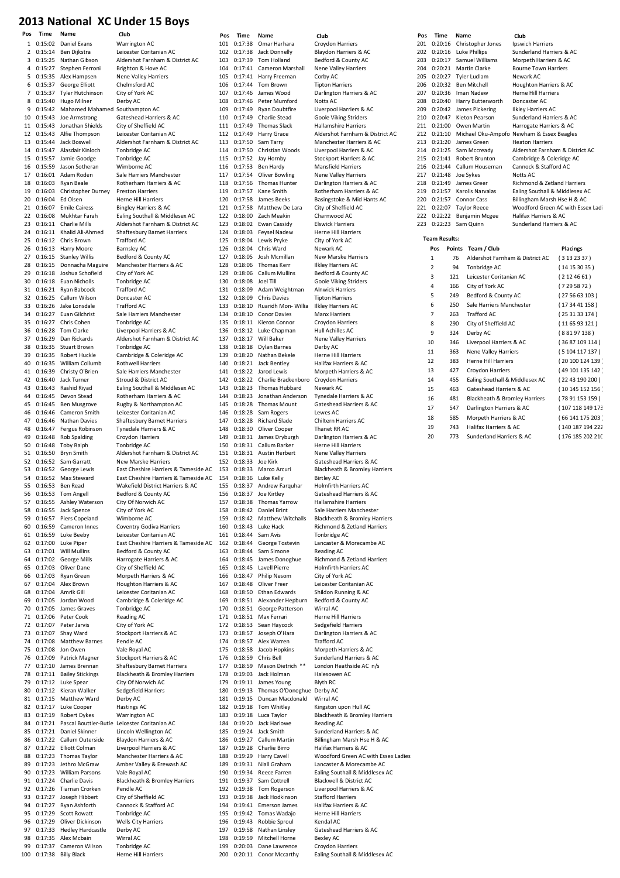# 2013 National XC Under 15 Boys

| Pos | Time | Name | Club |
|---|---|---|---|
| 1 | 0:15:02 | Daniel Evans | Warrington AC |
| 2 | 0:15:14 | Ben Dijkstra | Leicester Coritanian AC |
| 3 | 0:15:25 | Nathan Gibson | Aldershot Farnham & District AC |
| 4 | 0:15:27 | Stephen Ferroni | Brighton & Hove AC |
| 5 | 0:15:35 | Alex Hampsen | Nene Valley Harriers |
| 6 | 0:15:37 | George Elliott | Chelmsford AC |
| 7 | 0:15:37 | Tyler Hutchinson | City of York AC |
| 8 | 0:15:40 | Hugo Milner | Derby AC |
| 9 | 0:15:42 | Mahamed Mahamed | Southampton AC |
| 10 | 0:15:43 | Joe Armstrong | Gateshead Harriers & AC |
| 11 | 0:15:43 | Jonathan Shields | City of Sheffield AC |
| 12 | 0:15:43 | Alfie Thompson | Leicester Coritanian AC |
| 13 | 0:15:44 | Jack Boswell | Aldershot Farnham & District AC |
| 14 | 0:15:47 | Alasdair Kinloch | Tonbridge AC |
| 15 | 0:15:57 | Jamie Goodge | Tonbridge AC |
| 16 | 0:15:59 | Jason Sotheran | Wimborne AC |
| 17 | 0:16:01 | Adam Roden | Sale Harriers Manchester |
| 18 | 0:16:03 | Ryan Beale | Rotherham Harriers & AC |
| 19 | 0:16:03 | Christopher Durney | Preston Harriers |
| 20 | 0:16:04 | Ed Olsen | Herne Hill Harriers |
| 21 | 0:16:07 | Emile Cairess | Bingley Harriers & AC |
| 22 | 0:16:08 | Mukhtar Farah | Ealing Southall & Middlesex AC |
| 23 | 0:16:11 | Charlie Mills | Aldershot Farnham & District AC |
| 24 | 0:16:11 | Khalid Ali-Ahmed | Shaftesbury Barnet Harriers |
| 25 | 0:16:12 | Chris Brown | Trafford AC |
| 26 | 0:16:13 | Harry Moore | Barnsley AC |
| 27 | 0:16:15 | Stanley Willis | Bedford & County AC |
| 28 | 0:16:15 | Donnacha Maguire | Manchester Harriers & AC |
| 29 | 0:16:18 | Joshua Schofield | City of York AC |
| 30 | 0:16:18 | Euan Nicholls | Tonbridge AC |
| 31 | 0:16:21 | Ryan Babcock | Trafford AC |
| 32 | 0:16:25 | Callum Wilson | Doncaster AC |
| 33 | 0:16:26 | Jake Lonsdale | Trafford AC |
| 34 | 0:16:27 | Euan Gilchrist | Sale Harriers Manchester |
| 35 | 0:16:27 | Chris Cohen | Tonbridge AC |
| 36 | 0:16:28 | Tom Clarke | Liverpool Harriers & AC |
| 37 | 0:16:29 | Dan Rickards | Aldershot Farnham & District AC |
| 38 | 0:16:35 | Stuart Brown | Tonbridge AC |
| 39 | 0:16:35 | Robert Huckle | Cambridge & Coleridge AC |
| 40 | 0:16:35 | William Collumb | Rothwell Harriers |
| 41 | 0:16:39 | Christy O'Brien | Sale Harriers Manchester |
| 42 | 0:16:40 | Jack Turner | Stroud & District AC |
| 43 | 0:16:43 | Rashid Riyad | Ealing Southall & Middlesex AC |
| 44 | 0:16:45 | Devon Stead | Rotherham Harriers & AC |
| 45 | 0:16:45 | Ben Musgrove | Rugby & Northampton AC |
| 46 | 0:16:46 | Cameron Smith | Leicester Coritanian AC |
| 47 | 0:16:46 | Nathan Davies | Shaftesbury Barnet Harriers |
| 48 | 0:16:47 | Fergus Robinson | Tynedale Harriers & AC |
| 49 | 0:16:48 | Rob Spalding | Croydon Harriers |
| 50 | 0:16:48 | Toby Ralph | Tonbridge AC |
| 51 | 0:16:50 | Bryn Smith | Aldershot Farnham & District AC |
| 52 | 0:16:52 | Sam Garratt | New Marske Harriers |
| 53 | 0:16:52 | George Lewis | East Cheshire Harriers & Tameside AC |
| 54 | 0:16:52 | Max Steward | East Cheshire Harriers & Tameside AC |
| 55 | 0:16:53 | Ben Read | Wakefield District Harriers & AC |
| 56 | 0:16:53 | Tom Angell | Bedford & County AC |
| 57 | 0:16:55 | Ashley Waterson | City Of Norwich AC |
| 58 | 0:16:55 | Jack Spence | City of York AC |
| 59 | 0:16:57 | Piers Copeland | Wimborne AC |
| 60 | 0:16:59 | Cameron Innes | Coventry Godiva Harriers |
| 61 | 0:16:59 | Luke Beeby | Leicester Coritanian AC |
| 62 | 0:17:00 | Luke Piper | East Cheshire Harriers & Tameside AC |
| 63 | 0:17:01 | Will Mullins | Bedford & County AC |
| 64 | 0:17:02 | George Mills | Harrogate Harriers & AC |
| 65 | 0:17:03 | Oliver Dane | City of Sheffield AC |
| 66 | 0:17:03 | Ryan Green | Morpeth Harriers & AC |
| 67 | 0:17:04 | Alex Brown | Houghton Harriers & AC |
| 68 | 0:17:04 | Amrik Gill | Leicester Coritanian AC |
| 69 | 0:17:05 | Jordan Wood | Cambridge & Coleridge AC |
| 70 | 0:17:05 | James Graves | Tonbridge AC |
| 71 | 0:17:06 | Peter Cook | Reading AC |
| 72 | 0:17:07 | Peter Jarvis | City of York AC |
| 73 | 0:17:07 | Shay Ward | Stockport Harriers & AC |
| 74 | 0:17:08 | Matthew Barnes | Pendle AC |
| 75 | 0:17:08 | Jon Owen | Vale Royal AC |
| 76 | 0:17:09 | Patrick Magner | Stockport Harriers & AC |
| 77 | 0:17:10 | James Brennan | Shaftesbury Barnet Harriers |
| 78 | 0:17:11 | Bailey Stickings | Blackheath & Bromley Harriers |
| 79 | 0:17:12 | Luke Spear | City Of Norwich AC |
| 80 | 0:17:12 | Kieran Walker | Sedgefield Harriers |
| 81 | 0:17:15 | Matthew Ward | Derby AC |
| 82 | 0:17:17 | Luke Cooper | Hastings AC |
| 83 | 0:17:19 | Robert Dykes | Warrington AC |
| 84 | 0:17:21 | Pascal Bouttier-Butle | Leicester Coritanian AC |
| 85 | 0:17:21 | Daniel Skinner | Lincoln Wellington AC |
| 86 | 0:17:22 | Callum Outerside | Blaydon Harriers & AC |
| 87 | 0:17:22 | Elliott Colman | Liverpool Harriers & AC |
| 88 | 0:17:23 | Thomas Taylor | Manchester Harriers & AC |
| 89 | 0:17:23 | Jethro McGraw | Amber Valley & Erewash AC |
| 90 | 0:17:23 | William Parsons | Vale Royal AC |
| 91 | 0:17:24 | Charlie Davis | Blackheath & Bromley Harriers |
| 92 | 0:17:26 | Tiarnan Crorken | Pendle AC |
| 93 | 0:17:27 | Joseph Hibbert | City of Sheffield AC |
| 94 | 0:17:27 | Ryan Ashforth | Cannock & Stafford AC |
| 95 | 0:17:29 | Scott Rowatt | Tonbridge AC |
| 96 | 0:17:29 | Oliver Dickinson | Wells City Harriers |
| 97 | 0:17:33 | Hedley Hardcastle | Derby AC |
| 98 | 0:17:35 | Alex Mcbain | Wirral AC |
| 99 | 0:17:37 | Cameron Wilson | Tonbridge AC |
| 100 | 0:17:38 | Billy Black | Herne Hill Harriers |
| 101 | 0:17:38 | Omar Harhara | Croydon Harriers |
| 102 | 0:17:38 | Jack Donnelly | Blaydon Harriers & AC |
| 103 | 0:17:39 | Tom Holland | Bedford & County AC |
| 104 | 0:17:41 | Cameron Marshall | Nene Valley Harriers |
| 105 | 0:17:41 | Harry Freeman | Corby AC |
| 106 | 0:17:44 | Tom Brown | Tipton Harriers |
| 107 | 0:17:46 | James Wood | Darlington Harriers & AC |
| 108 | 0:17:46 | Peter Mumford | Notts AC |
| 109 | 0:17:49 | Ryan Doubtfire | Liverpool Harriers & AC |
| 110 | 0:17:49 | Charlie Stead | Goole Viking Striders |
| 111 | 0:17:49 | Thomas Slack | Hallamshire Harriers |
| 112 | 0:17:49 | Harry Grace | Aldershot Farnham & District AC |
| 113 | 0:17:50 | Sam Tarry | Manchester Harriers & AC |
| 114 | 0:17:50 | Christian Woods | Liverpool Harriers & AC |
| 115 | 0:17:52 | Jay Hornby | Stockport Harriers & AC |
| 116 | 0:17:53 | Ben Hardy | Mansfield Harriers |
| 117 | 0:17:54 | Oliver Bowling | Nene Valley Harriers |
| 118 | 0:17:56 | Thomas Hunter | Darlington Harriers & AC |
| 119 | 0:17:57 | Kane Smith | Rotherham Harriers & AC |
| 120 | 0:17:58 | James Beeks | Basingstoke & Mid Hants AC |
| 121 | 0:17:58 | Matthew De Lara | City of Sheffield AC |
| 122 | 0:18:00 | Zach Meakin | Charnwood AC |
| 123 | 0:18:02 | Ewan Cassidy | Elswick Harriers |
| 124 | 0:18:03 | Feysel Nadew | Herne Hill Harriers |
| 125 | 0:18:04 | Lewis Pryke | City of York AC |
| 126 | 0:18:04 | Chris Ward | Newark AC |
| 127 | 0:18:05 | Josh Mcmillan | New Marske Harriers |
| 128 | 0:18:06 | Thomas Kerr | Ilkley Harriers AC |
| 129 | 0:18:06 | Callum Mullins | Bedford & County AC |
| 130 | 0:18:08 | Joel Till | Goole Viking Striders |
| 131 | 0:18:09 | Adam Weightman | Alnwick Harriers |
| 132 | 0:18:09 | Chris Davies | Tipton Harriers |
| 133 | 0:18:10 | Ruaridh Mon- Willia | Ilkley Harriers AC |
| 134 | 0:18:10 | Conor Davies | Manx Harriers |
| 135 | 0:18:11 | Kieron Connor | Croydon Harriers |
| 136 | 0:18:12 | Luke Chapman | Hull Achilles AC |
| 137 | 0:18:17 | Will Baker | Nene Valley Harriers |
| 138 | 0:18:18 | Dylan Barnes | Derby AC |
| 139 | 0:18:20 | Nathan Bekele | Herne Hill Harriers |
| 140 | 0:18:21 | Jack Bentley | Halifax Harriers & AC |
| 141 | 0:18:22 | Jarod Lewis | Morpeth Harriers & AC |
| 142 | 0:18:22 | Charlie Brackenboro | Croydon Harriers |
| 143 | 0:18:23 | Thomas Hubbard | Newark AC |
| 144 | 0:18:23 | Jonathan Anderson | Tynedale Harriers & AC |
| 145 | 0:18:28 | Thomas Mount | Gateshead Harriers & AC |
| 146 | 0:18:28 | Sam Rogers | Lewes AC |
| 147 | 0:18:28 | Richard Slade | Chiltern Harriers AC |
| 148 | 0:18:30 | Oliver Cooper | Thanet RR AC |
| 149 | 0:18:31 | James Dryburgh | Darlington Harriers & AC |
| 150 | 0:18:31 | Callum Barker | Herne Hill Harriers |
| 151 | 0:18:31 | Austin Herbert | Nene Valley Harriers |
| 152 | 0:18:33 | Joe Kirk | Gateshead Harriers & AC |
| 153 | 0:18:33 | Marco Arcuri | Blackheath & Bromley Harriers |
| 154 | 0:18:36 | Luke Kelly | Birtley AC |
| 155 | 0:18:37 | Andrew Farquhar | Holmfirth Harriers AC |
| 156 | 0:18:37 | Joe Kirtley | Gateshead Harriers & AC |
| 157 | 0:18:38 | Thomas Yarrow | Hallamshire Harriers |
| 158 | 0:18:42 | Daniel Brint | Sale Harriers Manchester |
| 159 | 0:18:42 | Matthew Witchalls | Blackheath & Bromley Harriers |
| 160 | 0:18:43 | Luke Hack | Richmond & Zetland Harriers |
| 161 | 0:18:44 | Sam Avis | Tonbridge AC |
| 162 | 0:18:44 | George Tostevin | Lancaster & Morecambe AC |
| 163 | 0:18:44 | Sam Simone | Reading AC |
| 164 | 0:18:45 | James Donoghue | Richmond & Zetland Harriers |
| 165 | 0:18:45 | Lavell Pierre | Holmfirth Harriers AC |
| 166 | 0:18:47 | Philip Nesom | City of York AC |
| 167 | 0:18:48 | Oliver Freer | Leicester Coritanian AC |
| 168 | 0:18:50 | Ethan Edwards | Shildon Running & AC |
| 169 | 0:18:51 | Alexander Hepburn | Bedford & County AC |
| 170 | 0:18:51 | George Patterson | Wirral AC |
| 171 | 0:18:51 | Max Ferrari | Herne Hill Harriers |
| 172 | 0:18:53 | Sean Haycock | Sedgefield Harriers |
| 173 | 0:18:57 | Joseph O'Hara | Darlington Harriers & AC |
| 174 | 0:18:57 | Alex Warren | Trafford AC |
| 175 | 0:18:58 | Jacob Hopkins | Morpeth Harriers & AC |
| 176 | 0:18:59 | Chris Bell | Sunderland Harriers & AC |
| 177 | 0:18:59 | Mason Dietrich ** | London Heathside AC n/s |
| 178 | 0:19:03 | Jack Holman | Halesowen AC |
| 179 | 0:19:11 | James Young | Blyth RC |
| 180 | 0:19:13 | Thomas O'Donoghue | Derby AC |
| 181 | 0:19:15 | Duncan Macdonald | Wirral AC |
| 182 | 0:19:18 | Tom Whitley | Kingston upon Hull AC |
| 183 | 0:19:18 | Luca Taylor | Blackheath & Bromley Harriers |
| 184 | 0:19:20 | Jack Harlowe | Reading AC |
| 185 | 0:19:24 | Jack Smith | Sunderland Harriers & AC |
| 186 | 0:19:27 | Callum Martin | Billingham Marsh Hse H & AC |
| 187 | 0:19:28 | Charlie Birro | Halifax Harriers & AC |
| 188 | 0:19:29 | Harry Cavell | Woodford Green AC with Essex Ladies |
| 189 | 0:19:31 | Niall Graham | Lancaster & Morecambe AC |
| 190 | 0:19:34 | Reece Farren | Ealing Southall & Middlesex AC |
| 191 | 0:19:37 | Sam Cottrell | Blackwell & District AC |
| 192 | 0:19:38 | Tom Rogerson | Liverpool Harriers & AC |
| 193 | 0:19:38 | Jack Hodkinson | Stafford Harriers |
| 194 | 0:19:41 | Emerson James | Halifax Harriers & AC |
| 195 | 0:19:42 | Tomas Wadajo | Herne Hill Harriers |
| 196 | 0:19:43 | Robbie Sproul | Kendal AC |
| 197 | 0:19:58 | Nathan Linsley | Gateshead Harriers & AC |
| 198 | 0:19:59 | Mitchell Horne | Bexley AC |
| 199 | 0:20:03 | Dane Lawrence | Croydon Harriers |
| 200 | 0:20:11 | Conor Mccarthy | Ealing Southall & Middlesex AC |
| 201 | 0:20:16 | Christopher Jones | Ipswich Harriers |
| 202 | 0:20:16 | Luke Phillips | Sunderland Harriers & AC |
| 203 | 0:20:17 | Samuel Williams | Morpeth Harriers & AC |
| 204 | 0:20:21 | Martin Clarke | Bourne Town Harriers |
| 205 | 0:20:27 | Tyler Ludlam | Newark AC |
| 206 | 0:20:32 | Ben Mitchell | Houghton Harriers & AC |
| 207 | 0:20:36 | Iman Nadew | Herne Hill Harriers |
| 208 | 0:20:40 | Harry Butterworth | Doncaster AC |
| 209 | 0:20:42 | James Pickering | Ilkley Harriers AC |
| 210 | 0:20:47 | Kieton Pearson | Sunderland Harriers & AC |
| 211 | 0:21:00 | Owen Martin | Harrogate Harriers & AC |
| 212 | 0:21:10 | Michael Oku-Ampofo | Newham & Essex Beagles |
| 213 | 0:21:20 | James Green | Heaton Harriers |
| 214 | 0:21:25 | Sam Mccready | Aldershot Farnham & District AC |
| 215 | 0:21:41 | Robert Brunton | Cambridge & Coleridge AC |
| 216 | 0:21:44 | Callum Houseman | Cannock & Stafford AC |
| 217 | 0:21:48 | Joe Sykes | Notts AC |
| 218 | 0:21:49 | James Greer | Richmond & Zetland Harriers |
| 219 | 0:21:57 | Karolis Narvalas | Ealing Southall & Middlesex AC |
| 220 | 0:21:57 | Connor Cass | Billingham Marsh Hse H & AC |
| 221 | 0:22:07 | Taylor Reece | Woodford Green AC with Essex Ladi |
| 222 | 0:22:22 | Benjamin Mcgee | Halifax Harriers & AC |
| 223 | 0:22:23 | Sam Quinn | Sunderland Harriers & AC |

**Team Results:**

| Pos | Points | Team / Club | Placings |
|---|---|---|---|
| 1 | 76 | Aldershot Farnham & District AC | ( 3 13 23 37 ) |
| 2 | 94 | Tonbridge AC | ( 14 15 30 35 ) |
| 3 | 121 | Leicester Coritanian AC | ( 2 12 46 61 ) |
| 4 | 166 | City of York AC | ( 7 29 58 72 ) |
| 5 | 249 | Bedford & County AC | ( 27 56 63 103 ) |
| 6 | 250 | Sale Harriers Manchester | ( 17 34 41 158 ) |
| 7 | 263 | Trafford AC | ( 25 31 33 174 ) |
| 8 | 290 | City of Sheffield AC | ( 11 65 93 121 ) |
| 9 | 324 | Derby AC | ( 8 81 97 138 ) |
| 10 | 346 | Liverpool Harriers & AC | ( 36 87 109 114 ) |
| 11 | 363 | Nene Valley Harriers | ( 5 104 117 137 ) |
| 12 | 383 | Herne Hill Harriers | ( 20 100 124 139 |
| 13 | 427 | Croydon Harriers | ( 49 101 135 142 |
| 14 | 455 | Ealing Southall & Middlesex AC | ( 22 43 190 200 ) |
| 15 | 463 | Gateshead Harriers & AC | ( 10 145 152 156 |
| 16 | 481 | Blackheath & Bromley Harriers | ( 78 91 153 159 ) |
| 17 | 547 | Darlington Harriers & AC | ( 107 118 149 173 |
| 18 | 585 | Morpeth Harriers & AC | ( 66 141 175 203 |
| 19 | 743 | Halifax Harriers & AC | ( 140 187 194 222 |
| 20 | 773 | Sunderland Harriers & AC | ( 176 185 202 210 |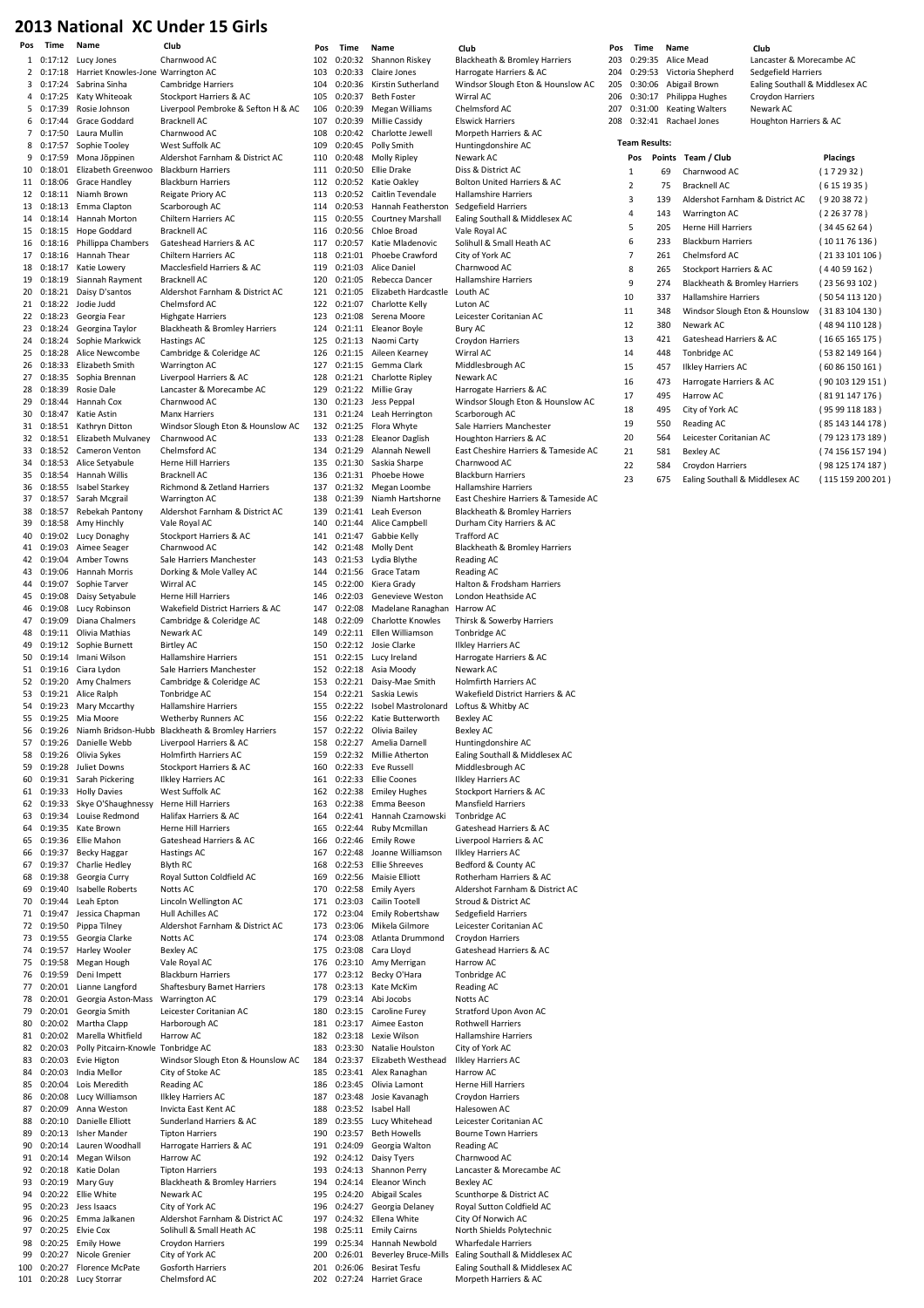# 2013 National XC Under 15 Girls

| Pos | Time | Name | Club |
|---|---|---|---|
| 1 | 0:17:12 | Lucy Jones | Charnwood AC |
| 2 | 0:17:18 | Harriet Knowles-Jone | Warrington AC |
| 3 | 0:17:24 | Sabrina Sinha | Cambridge Harriers |
| 4 | 0:17:25 | Katy Whiteoak | Stockport Harriers & AC |
| 5 | 0:17:39 | Rosie Johnson | Liverpool Pembroke & Sefton H & AC |
| 6 | 0:17:44 | Grace Goddard | Bracknell AC |
| 7 | 0:17:50 | Laura Mullin | Charnwood AC |
| 8 | 0:17:57 | Sophie Tooley | West Suffolk AC |
| 9 | 0:17:59 | Mona Jõppinen | Aldershot Farnham & District AC |
| 10 | 0:18:01 | Elizabeth Greenwood | Blackburn Harriers |
| 11 | 0:18:06 | Grace Handley | Blackburn Harriers |
| 12 | 0:18:11 | Niamh Brown | Reigate Priory AC |
| 13 | 0:18:13 | Emma Clapton | Scarborough AC |
| 14 | 0:18:14 | Hannah Morton | Chiltern Harriers AC |
| 15 | 0:18:15 | Hope Goddard | Bracknell AC |
| 16 | 0:18:16 | Phillippa Chambers | Gateshead Harriers & AC |
| 17 | 0:18:16 | Hannah Thear | Chiltern Harriers AC |
| 18 | 0:18:17 | Katie Lowery | Macclesfield Harriers & AC |
| 19 | 0:18:19 | Siannah Rayment | Bracknell AC |
| 20 | 0:18:21 | Daisy D'santos | Aldershot Farnham & District AC |
| 21 | 0:18:22 | Jodie Judd | Chelmsford AC |
| 22 | 0:18:23 | Georgia Fear | Highgate Harriers |
| 23 | 0:18:24 | Georgina Taylor | Blackheath & Bromley Harriers |
| 24 | 0:18:24 | Sophie Markwick | Hastings AC |
| 25 | 0:18:28 | Alice Newcombe | Cambridge & Coleridge AC |
| 26 | 0:18:33 | Elizabeth Smith | Warrington AC |
| 27 | 0:18:35 | Sophia Brennan | Liverpool Harriers & AC |
| 28 | 0:18:39 | Rosie Dale | Lancaster & Morecambe AC |
| 29 | 0:18:44 | Hannah Cox | Charnwood AC |
| 30 | 0:18:47 | Katie Astin | Manx Harriers |
| 31 | 0:18:51 | Kathryn Ditton | Windsor Slough Eton & Hounslow AC |
| 32 | 0:18:51 | Elizabeth Mulvaney | Charnwood AC |
| 33 | 0:18:52 | Cameron Venton | Chelmsford AC |
| 34 | 0:18:53 | Alice Setyabule | Herne Hill Harriers |
| 35 | 0:18:54 | Hannah Willis | Bracknell AC |
| 36 | 0:18:55 | Isabel Starkey | Richmond & Zetland Harriers |
| 37 | 0:18:57 | Sarah Mcgrail | Warrington AC |
| 38 | 0:18:57 | Rebekah Pantony | Aldershot Farnham & District AC |
| 39 | 0:18:58 | Amy Hinchly | Vale Royal AC |
| 40 | 0:19:02 | Lucy Donaghy | Stockport Harriers & AC |
| 41 | 0:19:03 | Aimee Seager | Charnwood AC |
| 42 | 0:19:04 | Amber Towns | Sale Harriers Manchester |
| 43 | 0:19:06 | Hannah Morris | Dorking & Mole Valley AC |
| 44 | 0:19:07 | Sophie Tarver | Wirral AC |
| 45 | 0:19:08 | Daisy Setyabule | Herne Hill Harriers |
| 46 | 0:19:08 | Lucy Robinson | Wakefield District Harriers & AC |
| 47 | 0:19:09 | Diana Chalmers | Cambridge & Coleridge AC |
| 48 | 0:19:11 | Olivia Mathias | Newark AC |
| 49 | 0:19:12 | Sophie Burnett | Birtley AC |
| 50 | 0:19:14 | Imani Wilson | Hallamshire Harriers |
| 51 | 0:19:16 | Ciara Lydon | Sale Harriers Manchester |
| 52 | 0:19:20 | Amy Chalmers | Cambridge & Coleridge AC |
| 53 | 0:19:21 | Alice Ralph | Tonbridge AC |
| 54 | 0:19:23 | Mary Mccarthy | Hallamshire Harriers |
| 55 | 0:19:25 | Mia Moore | Wetherby Runners AC |
| 56 | 0:19:26 | Niamh Bridson-Hubb | Blackheath & Bromley Harriers |
| 57 | 0:19:26 | Danielle Webb | Liverpool Harriers & AC |
| 58 | 0:19:26 | Olivia Sykes | Holmfirth Harriers AC |
| 59 | 0:19:28 | Juliet Downs | Stockport Harriers & AC |
| 60 | 0:19:31 | Sarah Pickering | Ilkley Harriers AC |
| 61 | 0:19:33 | Holly Davies | West Suffolk AC |
| 62 | 0:19:33 | Skye O'Shaughnessy | Herne Hill Harriers |
| 63 | 0:19:34 | Louise Redmond | Halifax Harriers & AC |
| 64 | 0:19:35 | Kate Brown | Herne Hill Harriers |
| 65 | 0:19:36 | Ellie Mahon | Gateshead Harriers & AC |
| 66 | 0:19:37 | Becky Haggar | Hastings AC |
| 67 | 0:19:37 | Charlie Hedley | Blyth RC |
| 68 | 0:19:38 | Georgia Curry | Royal Sutton Coldfield AC |
| 69 | 0:19:40 | Isabelle Roberts | Notts AC |
| 70 | 0:19:44 | Leah Epton | Lincoln Wellington AC |
| 71 | 0:19:47 | Jessica Chapman | Hull Achilles AC |
| 72 | 0:19:50 | Pippa Tilney | Aldershot Farnham & District AC |
| 73 | 0:19:55 | Georgia Clarke | Notts AC |
| 74 | 0:19:57 | Harley Wooler | Bexley AC |
| 75 | 0:19:58 | Megan Hough | Vale Royal AC |
| 76 | 0:19:59 | Deni Impett | Blackburn Harriers |
| 77 | 0:20:01 | Lianne Langford | Shaftesbury Barnet Harriers |
| 78 | 0:20:01 | Georgia Aston-Mass | Warrington AC |
| 79 | 0:20:01 | Georgia Smith | Leicester Coritanian AC |
| 80 | 0:20:02 | Martha Clapp | Harborough AC |
| 81 | 0:20:02 | Marella Whitfield | Harrow AC |
| 82 | 0:20:03 | Polly Pitcairn-Knowle | Tonbridge AC |
| 83 | 0:20:03 | Evie Higton | Windsor Slough Eton & Hounslow AC |
| 84 | 0:20:03 | India Mellor | City of Stoke AC |
| 85 | 0:20:04 | Lois Meredith | Reading AC |
| 86 | 0:20:08 | Lucy Williamson | Ilkley Harriers AC |
| 87 | 0:20:09 | Anna Weston | Invicta East Kent AC |
| 88 | 0:20:10 | Danielle Elliott | Sunderland Harriers & AC |
| 89 | 0:20:13 | Isher Mander | Tipton Harriers |
| 90 | 0:20:14 | Lauren Woodhall | Harrogate Harriers & AC |
| 91 | 0:20:14 | Megan Wilson | Harrow AC |
| 92 | 0:20:18 | Katie Dolan | Tipton Harriers |
| 93 | 0:20:19 | Mary Guy | Blackheath & Bromley Harriers |
| 94 | 0:20:22 | Ellie White | Newark AC |
| 95 | 0:20:23 | Jess Isaacs | City of York AC |
| 96 | 0:20:25 | Emma Jalkanen | Aldershot Farnham & District AC |
| 97 | 0:20:25 | Elvie Cox | Solihull & Small Heath AC |
| 98 | 0:20:25 | Emily Howe | Croydon Harriers |
| 99 | 0:20:27 | Nicole Grenier | City of York AC |
| 100 | 0:20:27 | Florence McPate | Gosforth Harriers |
| 101 | 0:20:28 | Lucy Storrar | Chelmsford AC |
| 102 | 0:20:32 | Shannon Riskey | Blackheath & Bromley Harriers |
| 103 | 0:20:33 | Claire Jones | Harrogate Harriers & AC |
| 104 | 0:20:36 | Kirstin Sutherland | Windsor Slough Eton & Hounslow AC |
| 105 | 0:20:37 | Beth Foster | Wirral AC |
| 106 | 0:20:39 | Megan Williams | Chelmsford AC |
| 107 | 0:20:39 | Millie Cassidy | Elswick Harriers |
| 108 | 0:20:42 | Charlotte Jewell | Morpeth Harriers & AC |
| 109 | 0:20:45 | Polly Smith | Huntingdonshire AC |
| 110 | 0:20:48 | Molly Ripley | Newark AC |
| 111 | 0:20:50 | Ellie Drake | Diss & District AC |
| 112 | 0:20:52 | Katie Oakley | Bolton United Harriers & AC |
| 113 | 0:20:52 | Caitlin Tevendale | Hallamshire Harriers |
| 114 | 0:20:53 | Hannah Featherston | Sedgefield Harriers |
| 115 | 0:20:55 | Courtney Marshall | Ealing Southall & Middlesex AC |
| 116 | 0:20:56 | Chloe Broad | Vale Royal AC |
| 117 | 0:20:57 | Katie Mladenovic | Solihull & Small Heath AC |
| 118 | 0:21:01 | Phoebe Crawford | City of York AC |
| 119 | 0:21:03 | Alice Daniel | Charnwood AC |
| 120 | 0:21:05 | Rebecca Dancer | Hallamshire Harriers |
| 121 | 0:21:05 | Elizabeth Hardcastle | Louth AC |
| 122 | 0:21:07 | Charlotte Kelly | Luton AC |
| 123 | 0:21:08 | Serena Moore | Leicester Coritanian AC |
| 124 | 0:21:11 | Eleanor Boyle | Bury AC |
| 125 | 0:21:13 | Naomi Carty | Croydon Harriers |
| 126 | 0:21:15 | Aileen Kearney | Wirral AC |
| 127 | 0:21:15 | Gemma Clark | Middlesbrough AC |
| 128 | 0:21:21 | Charlotte Ripley | Newark AC |
| 129 | 0:21:22 | Millie Gray | Harrogate Harriers & AC |
| 130 | 0:21:23 | Jess Peppal | Windsor Slough Eton & Hounslow AC |
| 131 | 0:21:24 | Leah Herrington | Scarborough AC |
| 132 | 0:21:25 | Flora Whyte | Sale Harriers Manchester |
| 133 | 0:21:28 | Eleanor Daglish | Houghton Harriers & AC |
| 134 | 0:21:29 | Alannah Newell | East Cheshire Harriers & Tameside AC |
| 135 | 0:21:30 | Saskia Sharpe | Charnwood AC |
| 136 | 0:21:31 | Phoebe Howe | Blackburn Harriers |
| 137 | 0:21:32 | Megan Loombe | Hallamshire Harriers |
| 138 | 0:21:39 | Niamh Hartshorne | East Cheshire Harriers & Tameside AC |
| 139 | 0:21:41 | Leah Everson | Blackheath & Bromley Harriers |
| 140 | 0:21:44 | Alice Campbell | Durham City Harriers & AC |
| 141 | 0:21:47 | Gabbie Kelly | Trafford AC |
| 142 | 0:21:48 | Molly Dent | Blackheath & Bromley Harriers |
| 143 | 0:21:53 | Lydia Blythe | Reading AC |
| 144 | 0:21:56 | Grace Tatam | Reading AC |
| 145 | 0:22:00 | Kiera Grady | Halton & Frodsham Harriers |
| 146 | 0:22:03 | Genevieve Weston | London Heathside AC |
| 147 | 0:22:08 | Madelane Ranaghan | Harrow AC |
| 148 | 0:22:09 | Charlotte Knowles | Thirsk & Sowerby Harriers |
| 149 | 0:22:11 | Ellen Williamson | Tonbridge AC |
| 150 | 0:22:12 | Josie Clarke | Ilkley Harriers AC |
| 151 | 0:22:15 | Lucy Ireland | Harrogate Harriers & AC |
| 152 | 0:22:18 | Asia Moody | Newark AC |
| 153 | 0:22:21 | Daisy-Mae Smith | Holmfirth Harriers AC |
| 154 | 0:22:21 | Saskia Lewis | Wakefield District Harriers & AC |
| 155 | 0:22:22 | Isobel Mastrolonard | Loftus & Whitby AC |
| 156 | 0:22:22 | Katie Butterworth | Bexley AC |
| 157 | 0:22:22 | Olivia Bailey | Bexley AC |
| 158 | 0:22:27 | Amelia Darnell | Huntingdonshire AC |
| 159 | 0:22:32 | Millie Atherton | Ealing Southall & Middlesex AC |
| 160 | 0:22:33 | Eve Russell | Middlesbrough AC |
| 161 | 0:22:33 | Ellie Coones | Ilkley Harriers AC |
| 162 | 0:22:38 | Emiley Hughes | Stockport Harriers & AC |
| 163 | 0:22:38 | Emma Beeson | Mansfield Harriers |
| 164 | 0:22:41 | Hannah Czarnowski | Tonbridge AC |
| 165 | 0:22:44 | Ruby Mcmillan | Gateshead Harriers & AC |
| 166 | 0:22:46 | Emily Rowe | Liverpool Harriers & AC |
| 167 | 0:22:48 | Joanne Williamson | Ilkley Harriers AC |
| 168 | 0:22:53 | Ellie Shreeves | Bedford & County AC |
| 169 | 0:22:56 | Maisie Elliott | Rotherham Harriers & AC |
| 170 | 0:22:58 | Emily Ayers | Aldershot Farnham & District AC |
| 171 | 0:23:03 | Cailin Tootell | Stroud & District AC |
| 172 | 0:23:04 | Emily Robertshaw | Sedgefield Harriers |
| 173 | 0:23:06 | Mikela Gilmore | Leicester Coritanian AC |
| 174 | 0:23:08 | Atlanta Drummond | Croydon Harriers |
| 175 | 0:23:08 | Cara Lloyd | Gateshead Harriers & AC |
| 176 | 0:23:10 | Amy Merrigan | Harrow AC |
| 177 | 0:23:12 | Becky O'Hara | Tonbridge AC |
| 178 | 0:23:13 | Kate McKim | Reading AC |
| 179 | 0:23:14 | Abi Jocobs | Notts AC |
| 180 | 0:23:15 | Caroline Furey | Stratford Upon Avon AC |
| 181 | 0:23:17 | Aimee Easton | Rothwell Harriers |
| 182 | 0:23:18 | Lexie Wilson | Hallamshire Harriers |
| 183 | 0:23:30 | Natalie Houlston | City of York AC |
| 184 | 0:23:37 | Elizabeth Westhead | Ilkley Harriers AC |
| 185 | 0:23:41 | Alex Ranaghan | Harrow AC |
| 186 | 0:23:45 | Olivia Lamont | Herne Hill Harriers |
| 187 | 0:23:48 | Josie Kavanagh | Croydon Harriers |
| 188 | 0:23:52 | Isabel Hall | Halesowen AC |
| 189 | 0:23:55 | Lucy Whitehead | Leicester Coritanian AC |
| 190 | 0:23:57 | Beth Howells | Bourne Town Harriers |
| 191 | 0:24:09 | Georgia Walton | Reading AC |
| 192 | 0:24:12 | Daisy Tyers | Charnwood AC |
| 193 | 0:24:13 | Shannon Perry | Lancaster & Morecambe AC |
| 194 | 0:24:14 | Eleanor Winch | Bexley AC |
| 195 | 0:24:20 | Abigail Scales | Scunthorpe & District AC |
| 196 | 0:24:27 | Georgia Delaney | Royal Sutton Coldfield AC |
| 197 | 0:24:32 | Ellena White | City Of Norwich AC |
| 198 | 0:25:11 | Emily Cairns | North Shields Polytechnic |
| 199 | 0:25:34 | Hannah Newbold | Wharfedale Harriers |
| 200 | 0:26:01 | Beverley Bruce-Mills | Ealing Southall & Middlesex AC |
| 201 | 0:26:06 | Besirat Tesfu | Ealing Southall & Middlesex AC |
| 202 | 0:27:24 | Harriet Grace | Morpeth Harriers & AC |
| 203 | 0:29:35 | Alice Mead | Lancaster & Morecambe AC |
| 204 | 0:29:53 | Victoria Shepherd | Sedgefield Harriers |
| 205 | 0:30:06 | Abigail Brown | Ealing Southall & Middlesex AC |
| 206 | 0:30:17 | Philippa Hughes | Croydon Harriers |
| 207 | 0:31:00 | Keating Walters | Newark AC |
| 208 | 0:32:41 | Rachael Jones | Houghton Harriers & AC |

**Team Results:**

| Pos | Points | Team / Club | Placings |
|---|---|---|---|
| 1 | 69 | Charnwood AC | ( 1 7 29 32 ) |
| 2 | 75 | Bracknell AC | ( 6 15 19 35 ) |
| 3 | 139 | Aldershot Farnham & District AC | ( 9 20 38 72 ) |
| 4 | 143 | Warrington AC | ( 2 26 37 78 ) |
| 5 | 205 | Herne Hill Harriers | ( 34 45 62 64 ) |
| 6 | 233 | Blackburn Harriers | ( 10 11 76 136 ) |
| 7 | 261 | Chelmsford AC | ( 21 33 101 106 ) |
| 8 | 265 | Stockport Harriers & AC | ( 4 40 59 162 ) |
| 9 | 274 | Blackheath & Bromley Harriers | ( 23 56 93 102 ) |
| 10 | 337 | Hallamshire Harriers | ( 50 54 113 120 ) |
| 11 | 348 | Windsor Slough Eton & Hounslow | ( 31 83 104 130 ) |
| 12 | 380 | Newark AC | ( 48 94 110 128 ) |
| 13 | 421 | Gateshead Harriers & AC | ( 16 65 165 175 ) |
| 14 | 448 | Tonbridge AC | ( 53 82 149 164 ) |
| 15 | 457 | Ilkley Harriers AC | ( 60 86 150 161 ) |
| 16 | 473 | Harrogate Harriers & AC | ( 90 103 129 151 ) |
| 17 | 495 | Harrow AC | ( 81 91 147 176 ) |
| 18 | 495 | City of York AC | ( 95 99 118 183 ) |
| 19 | 550 | Reading AC | ( 85 143 144 178 ) |
| 20 | 564 | Leicester Coritanian AC | ( 79 123 173 189 ) |
| 21 | 581 | Bexley AC | ( 74 156 157 194 ) |
| 22 | 584 | Croydon Harriers | ( 98 125 174 187 ) |
| 23 | 675 | Ealing Southall & Middlesex AC | ( 115 159 200 201 ) |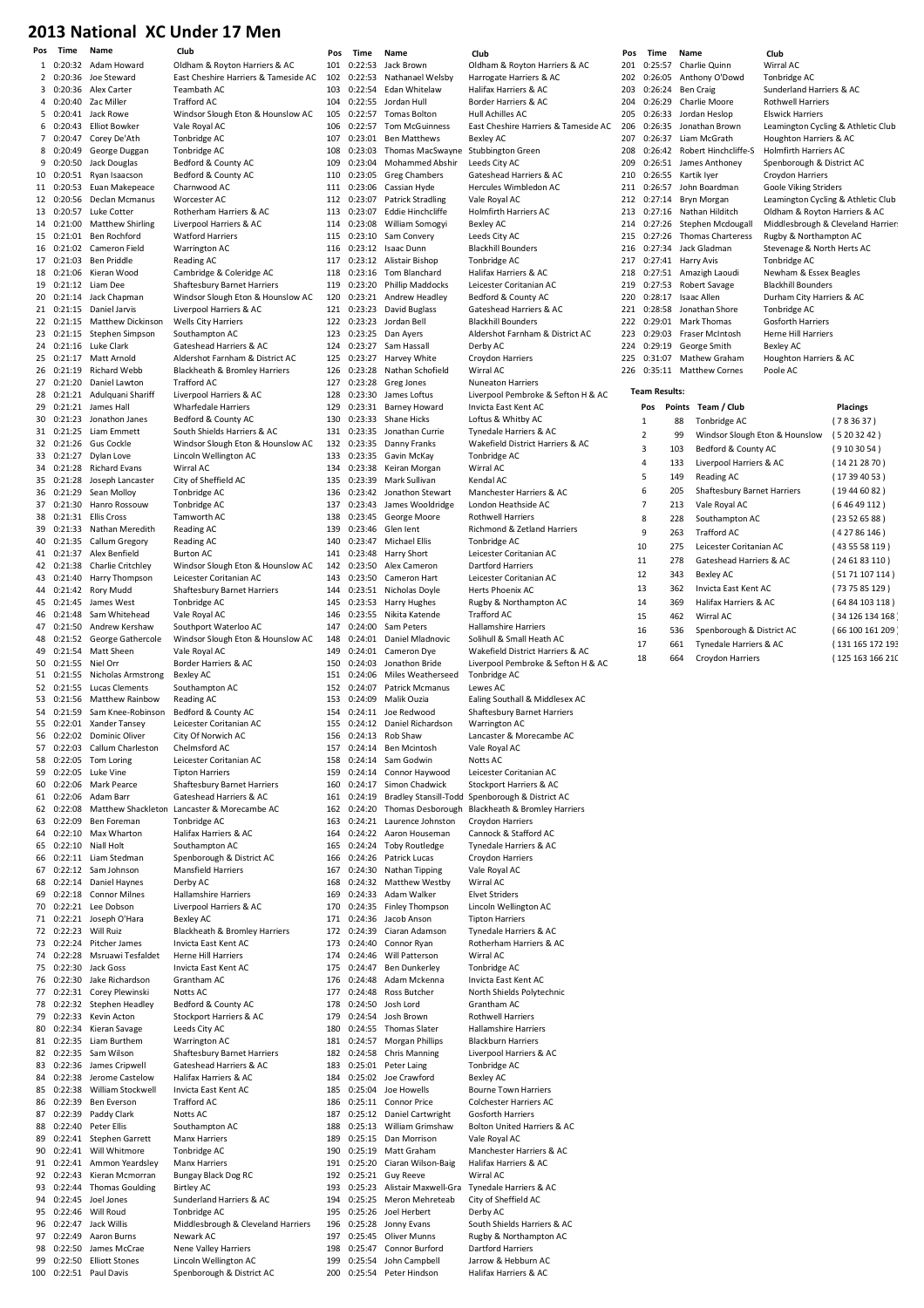# 2013 National XC Under 17 Men

| Pos | Time | Name | Club |
|---|---|---|---|
| 1 | 0:20:32 | Adam Howard | Oldham & Royton Harriers & AC |
| 2 | 0:20:36 | Joe Steward | East Cheshire Harriers & Tameside AC |
| 3 | 0:20:36 | Alex Carter | Teambath AC |
| 4 | 0:20:40 | Zac Miller | Trafford AC |
| 5 | 0:20:41 | Jack Rowe | Windsor Slough Eton & Hounslow AC |
| 6 | 0:20:43 | Elliot Bowker | Vale Royal AC |
| 7 | 0:20:47 | Corey De'Ath | Tonbridge AC |
| 8 | 0:20:49 | George Duggan | Tonbridge AC |
| 9 | 0:20:50 | Jack Douglas | Bedford & County AC |
| 10 | 0:20:51 | Ryan Isaacson | Bedford & County AC |
| 11 | 0:20:53 | Euan Makepeace | Charnwood AC |
| 12 | 0:20:56 | Declan Mcmanus | Worcester AC |
| 13 | 0:20:57 | Luke Cotter | Rotherham Harriers & AC |
| 14 | 0:21:00 | Matthew Shirling | Liverpool Harriers & AC |
| 15 | 0:21:01 | Ben Rochford | Watford Harriers |
| 16 | 0:21:02 | Cameron Field | Warrington AC |
| 17 | 0:21:03 | Ben Priddle | Reading AC |
| 18 | 0:21:06 | Kieran Wood | Cambridge & Coleridge AC |
| 19 | 0:21:12 | Liam Dee | Shaftesbury Barnet Harriers |
| 20 | 0:21:14 | Jack Chapman | Windsor Slough Eton & Hounslow AC |
| 21 | 0:21:15 | Daniel Jarvis | Liverpool Harriers & AC |
| 22 | 0:21:15 | Matthew Dickinson | Wells City Harriers |
| 23 | 0:21:15 | Stephen Simpson | Southampton AC |
| 24 | 0:21:16 | Luke Clark | Gateshead Harriers & AC |
| 25 | 0:21:17 | Matt Arnold | Aldershot Farnham & District AC |
| 26 | 0:21:19 | Richard Webb | Blackheath & Bromley Harriers |
| 27 | 0:21:20 | Daniel Lawton | Trafford AC |
| 28 | 0:21:21 | Adulquani Shariff | Liverpool Harriers & AC |
| 29 | 0:21:21 | James Hall | Wharfedale Harriers |
| 30 | 0:21:23 | Jonathon Janes | Bedford & County AC |
| 31 | 0:21:25 | Liam Emmett | South Shields Harriers & AC |
| 32 | 0:21:26 | Gus Cockle | Windsor Slough Eton & Hounslow AC |
| 33 | 0:21:27 | Dylan Love | Lincoln Wellington AC |
| 34 | 0:21:28 | Richard Evans | Wirral AC |
| 35 | 0:21:28 | Joseph Lancaster | City of Sheffield AC |
| 36 | 0:21:29 | Sean Molloy | Tonbridge AC |
| 37 | 0:21:30 | Hanro Rossouw | Tonbridge AC |
| 38 | 0:21:31 | Ellis Cross | Tamworth AC |
| 39 | 0:21:33 | Nathan Meredith | Reading AC |
| 40 | 0:21:35 | Callum Gregory | Reading AC |
| 41 | 0:21:37 | Alex Benfield | Burton AC |
| 42 | 0:21:38 | Charlie Critchley | Windsor Slough Eton & Hounslow AC |
| 43 | 0:21:40 | Harry Thompson | Leicester Coritanian AC |
| 44 | 0:21:42 | Rory Mudd | Shaftesbury Barnet Harriers |
| 45 | 0:21:45 | James West | Tonbridge AC |
| 46 | 0:21:48 | Sam Whitehead | Vale Royal AC |
| 47 | 0:21:50 | Andrew Kershaw | Southport Waterloo AC |
| 48 | 0:21:52 | George Gathercole | Windsor Slough Eton & Hounslow AC |
| 49 | 0:21:54 | Matt Sheen | Vale Royal AC |
| 50 | 0:21:55 | Niel Orr | Border Harriers & AC |
| 51 | 0:21:55 | Nicholas Armstrong | Bexley AC |
| 52 | 0:21:55 | Lucas Clements | Southampton AC |
| 53 | 0:21:56 | Matthew Rainbow | Reading AC |
| 54 | 0:21:59 | Sam Knee-Robinson | Bedford & County AC |
| 55 | 0:22:01 | Xander Tansey | Leicester Coritanian AC |
| 56 | 0:22:02 | Dominic Oliver | City Of Norwich AC |
| 57 | 0:22:03 | Callum Charleston | Chelmsford AC |
| 58 | 0:22:05 | Tom Loring | Leicester Coritanian AC |
| 59 | 0:22:05 | Luke Vine | Tipton Harriers |
| 60 | 0:22:06 | Mark Pearce | Shaftesbury Barnet Harriers |
| 61 | 0:22:06 | Adam Barr | Gateshead Harriers & AC |
| 62 | 0:22:08 | Matthew Shackleton | Lancaster & Morecambe AC |
| 63 | 0:22:09 | Ben Foreman | Tonbridge AC |
| 64 | 0:22:10 | Max Wharton | Halifax Harriers & AC |
| 65 | 0:22:10 | Niall Holt | Southampton AC |
| 66 | 0:22:11 | Liam Stedman | Spenborough & District AC |
| 67 | 0:22:12 | Sam Johnson | Mansfield Harriers |
| 68 | 0:22:14 | Daniel Haynes | Derby AC |
| 69 | 0:22:18 | Connor Milnes | Hallamshire Harriers |
| 70 | 0:22:21 | Lee Dobson | Liverpool Harriers & AC |
| 71 | 0:22:21 | Joseph O'Hara | Bexley AC |
| 72 | 0:22:23 | Will Ruiz | Blackheath & Bromley Harriers |
| 73 | 0:22:24 | Pitcher James | Invicta East Kent AC |
| 74 | 0:22:28 | Msruawi Tesfaldet | Herne Hill Harriers |
| 75 | 0:22:30 | Jack Goss | Invicta East Kent AC |
| 76 | 0:22:30 | Jake Richardson | Grantham AC |
| 77 | 0:22:31 | Corey Plewinski | Notts AC |
| 78 | 0:22:32 | Stephen Headley | Bedford & County AC |
| 79 | 0:22:33 | Kevin Acton | Stockport Harriers & AC |
| 80 | 0:22:34 | Kieran Savage | Leeds City AC |
| 81 | 0:22:35 | Liam Burthem | Warrington AC |
| 82 | 0:22:35 | Sam Wilson | Shaftesbury Barnet Harriers |
| 83 | 0:22:36 | James Cripwell | Gateshead Harriers & AC |
| 84 | 0:22:38 | Jerome Castelow | Halifax Harriers & AC |
| 85 | 0:22:38 | William Stockwell | Invicta East Kent AC |
| 86 | 0:22:39 | Ben Everson | Trafford AC |
| 87 | 0:22:39 | Paddy Clark | Notts AC |
| 88 | 0:22:40 | Peter Ellis | Southampton AC |
| 89 | 0:22:41 | Stephen Garrett | Manx Harriers |
| 90 | 0:22:41 | Will Whitmore | Tonbridge AC |
| 91 | 0:22:41 | Ammon Yeardsley | Manx Harriers |
| 92 | 0:22:43 | Kieran Mcmorran | Bungay Black Dog RC |
| 93 | 0:22:44 | Thomas Goulding | Birtley AC |
| 94 | 0:22:45 | Joel Jones | Sunderland Harriers & AC |
| 95 | 0:22:46 | Will Roud | Tonbridge AC |
| 96 | 0:22:47 | Jack Willis | Middlesbrough & Cleveland Harriers |
| 97 | 0:22:49 | Aaron Burns | Newark AC |
| 98 | 0:22:50 | James McCrae | Nene Valley Harriers |
| 99 | 0:22:50 | Elliott Stones | Lincoln Wellington AC |
| 100 | 0:22:51 | Paul Davis | Spenborough & District AC |
| 101 | 0:22:53 | Jack Brown | Oldham & Royton Harriers & AC |
| 102 | 0:22:54 | Nathanael Welsby | Harrogate Harriers & AC |
| 103 | 0:22:54 | Edan Whitelaw | Halifax Harriers & AC |
| 104 | 0:22:55 | Jordan Hull | Border Harriers & AC |
| 105 | 0:22:57 | Tomas Bolton | Hull Achilles AC |
| 106 | 0:22:57 | Tom McGuinness | East Cheshire Harriers & Tameside AC |
| 107 | 0:23:01 | Ben Matthews | Bexley AC |
| 108 | 0:23:03 | Thomas MacSwayne | Stubbington Green |
| 109 | 0:23:04 | Mohammed Abshir | Leeds City AC |
| 110 | 0:23:05 | Greg Chambers | Gateshead Harriers & AC |
| 111 | 0:23:06 | Cassian Hyde | Hercules Wimbledon AC |
| 112 | 0:23:07 | Patrick Stradling | Vale Royal AC |
| 113 | 0:23:07 | Eddie Hinchcliffe | Holmfirth Harriers AC |
| 114 | 0:23:08 | William Somogyi | Bexley AC |
| 115 | 0:23:10 | Sam Convery | Leeds City AC |
| 116 | 0:23:12 | Isaac Dunn | Blackhill Bounders |
| 117 | 0:23:12 | Alistair Bishop | Tonbridge AC |
| 118 | 0:23:16 | Tom Blanchard | Halifax Harriers & AC |
| 119 | 0:23:20 | Phillip Maddocks | Leicester Coritanian AC |
| 120 | 0:23:21 | Andrew Headley | Bedford & County AC |
| 121 | 0:23:23 | David Buglass | Gateshead Harriers & AC |
| 122 | 0:23:23 | Jordan Bell | Blackhill Bounders |
| 123 | 0:23:25 | Dan Ayers | Aldershot Farnham & District AC |
| 124 | 0:23:27 | Sam Hassall | Derby AC |
| 125 | 0:23:27 | Harvey White | Croydon Harriers |
| 126 | 0:23:28 | Nathan Schofield | Wirral AC |
| 127 | 0:23:28 | Greg Jones | Nuneaton Harriers |
| 128 | 0:23:30 | James Loftus | Liverpool Pembroke & Sefton H & AC |
| 129 | 0:23:31 | Barney Howard | Invicta East Kent AC |
| 130 | 0:23:33 | Shane Hicks | Loftus & Whitby AC |
| 131 | 0:23:35 | Jonathan Currie | Tynedale Harriers & AC |
| 132 | 0:23:35 | Danny Franks | Wakefield District Harriers & AC |
| 133 | 0:23:35 | Gavin McKay | Tonbridge AC |
| 134 | 0:23:38 | Keiran Morgan | Wirral AC |
| 135 | 0:23:39 | Mark Sullivan | Kendal AC |
| 136 | 0:23:42 | Jonathon Stewart | Manchester Harriers & AC |
| 137 | 0:23:43 | James Wooldridge | London Heathside AC |
| 138 | 0:23:45 | George Moore | Rothwell Harriers |
| 139 | 0:23:46 | Glen Ient | Richmond & Zetland Harriers |
| 140 | 0:23:47 | Michael Ellis | Tonbridge AC |
| 141 | 0:23:48 | Harry Short | Leicester Coritanian AC |
| 142 | 0:23:50 | Alex Cameron | Dartford Harriers |
| 143 | 0:23:50 | Cameron Hart | Leicester Coritanian AC |
| 144 | 0:23:51 | Nicholas Doyle | Herts Phoenix AC |
| 145 | 0:23:53 | Harry Hughes | Rugby & Northampton AC |
| 146 | 0:23:55 | Nikita Katende | Trafford AC |
| 147 | 0:24:00 | Sam Peters | Hallamshire Harriers |
| 148 | 0:24:01 | Daniel Mladnovic | Solihull & Small Heath AC |
| 149 | 0:24:01 | Cameron Dye | Wakefield District Harriers & AC |
| 150 | 0:24:03 | Jonathon Bride | Liverpool Pembroke & Sefton H & AC |
| 151 | 0:24:06 | Miles Weatherseed | Tonbridge AC |
| 152 | 0:24:07 | Patrick Mcmanus | Lewes AC |
| 153 | 0:24:09 | Malik Ouzia | Ealing Southall & Middlesex AC |
| 154 | 0:24:11 | Joe Redwood | Shaftesbury Barnet Harriers |
| 155 | 0:24:12 | Daniel Richardson | Warrington AC |
| 156 | 0:24:13 | Rob Shaw | Lancaster & Morecambe AC |
| 157 | 0:24:14 | Ben Mcintosh | Vale Royal AC |
| 158 | 0:24:14 | Sam Godwin | Notts AC |
| 159 | 0:24:14 | Connor Haywood | Leicester Coritanian AC |
| 160 | 0:24:17 | Simon Chadwick | Stockport Harriers & AC |
| 161 | 0:24:19 | Bradley Stansill-Todd | Spenborough & District AC |
| 162 | 0:24:20 | Thomas Desborough | Blackheath & Bromley Harriers |
| 163 | 0:24:21 | Laurence Johnston | Croydon Harriers |
| 164 | 0:24:22 | Aaron Houseman | Cannock & Stafford AC |
| 165 | 0:24:24 | Toby Routledge | Tynedale Harriers & AC |
| 166 | 0:24:26 | Patrick Lucas | Croydon Harriers |
| 167 | 0:24:30 | Nathan Tipping | Vale Royal AC |
| 168 | 0:24:32 | Matthew Westby | Wirral AC |
| 169 | 0:24:33 | Adam Walker | Elvet Striders |
| 170 | 0:24:35 | Finley Thompson | Lincoln Wellington AC |
| 171 | 0:24:36 | Jacob Anson | Tipton Harriers |
| 172 | 0:24:39 | Ciaran Adamson | Tynedale Harriers & AC |
| 173 | 0:24:40 | Connor Ryan | Rotherham Harriers & AC |
| 174 | 0:24:46 | Will Patterson | Wirral AC |
| 175 | 0:24:47 | Ben Dunkerley | Tonbridge AC |
| 176 | 0:24:48 | Adam Mckenna | Invicta East Kent AC |
| 177 | 0:24:48 | Ross Butcher | North Shields Polytechnic |
| 178 | 0:24:50 | Josh Lord | Grantham AC |
| 179 | 0:24:54 | Josh Brown | Rothwell Harriers |
| 180 | 0:24:55 | Thomas Slater | Hallamshire Harriers |
| 181 | 0:24:57 | Morgan Phillips | Blackburn Harriers |
| 182 | 0:24:58 | Chris Manning | Liverpool Harriers & AC |
| 183 | 0:25:01 | Peter Laing | Tonbridge AC |
| 184 | 0:25:02 | Joe Crawford | Bexley AC |
| 185 | 0:25:04 | Joe Howells | Bourne Town Harriers |
| 186 | 0:25:11 | Connor Price | Colchester Harriers AC |
| 187 | 0:25:12 | Daniel Cartwright | Gosforth Harriers |
| 188 | 0:25:13 | William Grimshaw | Bolton United Harriers & AC |
| 189 | 0:25:15 | Dan Morrison | Vale Royal AC |
| 190 | 0:25:19 | Matt Graham | Manchester Harriers & AC |
| 191 | 0:25:20 | Ciaran Wilson-Baig | Halifax Harriers & AC |
| 192 | 0:25:21 | Guy Reeve | Wirral AC |
| 193 | 0:25:23 | Alistair Maxwell-Gra | Tynedale Harriers & AC |
| 194 | 0:25:25 | Meron Merreteab | City of Sheffield AC |
| 195 | 0:25:26 | Joel Herbert | Derby AC |
| 196 | 0:25:28 | Jonny Evans | South Shields Harriers & AC |
| 197 | 0:25:45 | Oliver Munns | Rugby & Northampton AC |
| 198 | 0:25:47 | Connor Burford | Dartford Harriers |
| 199 | 0:25:54 | John Campbell | Jarrow & Hebburn AC |
| 200 | 0:25:54 | Peter Hindson | Halifax Harriers & AC |
| 201 | 0:25:57 | Charlie Quinn | Wirral AC |
| 202 | 0:26:05 | Anthony O'Dowd | Tonbridge AC |
| 203 | 0:26:24 | Ben Craig | Sunderland Harriers & AC |
| 204 | 0:26:29 | Charlie Moore | Rothwell Harriers |
| 205 | 0:26:33 | Jordan Heslop | Elswick Harriers |
| 206 | 0:26:35 | Jonathan Brown | Leamington Cycling & Athletic Club |
| 207 | 0:26:37 | Liam McGrath | Houghton Harriers & AC |
| 208 | 0:26:42 | Robert Hinchcliffe-S | Holmfirth Harriers AC |
| 209 | 0:26:51 | James Anthoney | Spenborough & District AC |
| 210 | 0:26:55 | Kartik Iyer | Croydon Harriers |
| 211 | 0:26:57 | John Boardman | Goole Viking Striders |
| 212 | 0:27:14 | Bryn Morgan | Leamington Cycling & Athletic Club |
| 213 | 0:27:16 | Nathan Hilditch | Oldham & Royton Harriers & AC |
| 214 | 0:27:26 | Stephen Mcdougall | Middlesbrough & Cleveland Harriers |
| 215 | 0:27:26 | Thomas Charteress | Rugby & Northampton AC |
| 216 | 0:27:34 | Jack Gladman | Stevenage & North Herts AC |
| 217 | 0:27:41 | Harry Avis | Tonbridge AC |
| 218 | 0:27:51 | Amazigh Laoudi | Newham & Essex Beagles |
| 219 | 0:27:53 | Robert Savage | Blackhill Bounders |
| 220 | 0:28:17 | Isaac Allen | Durham City Harriers & AC |
| 221 | 0:28:58 | Jonathan Shore | Tonbridge AC |
| 222 | 0:29:01 | Mark Thomas | Gosforth Harriers |
| 223 | 0:29:03 | Fraser McIntosh | Herne Hill Harriers |
| 224 | 0:29:19 | George Smith | Bexley AC |
| 225 | 0:31:07 | Mathew Graham | Houghton Harriers & AC |
| 226 | 0:35:11 | Matthew Cornes | Poole AC |

**Team Results:**

| Pos | Points | Team / Club | Placings |
|---|---|---|---|
| 1 | 88 | Tonbridge AC | ( 7 8 36 37 ) |
| 2 | 99 | Windsor Slough Eton & Hounslow | ( 5 20 32 42 ) |
| 3 | 103 | Bedford & County AC | ( 9 10 30 54 ) |
| 4 | 133 | Liverpool Harriers & AC | ( 14 21 28 70 ) |
| 5 | 149 | Reading AC | ( 17 39 40 53 ) |
| 6 | 205 | Shaftesbury Barnet Harriers | ( 19 44 60 82 ) |
| 7 | 213 | Vale Royal AC | ( 6 46 49 112 ) |
| 8 | 228 | Southampton AC | ( 23 52 65 88 ) |
| 9 | 263 | Trafford AC | ( 4 27 86 146 ) |
| 10 | 275 | Leicester Coritanian AC | ( 43 55 58 119 ) |
| 11 | 278 | Gateshead Harriers & AC | ( 24 61 83 110 ) |
| 12 | 343 | Bexley AC | ( 51 71 107 114 ) |
| 13 | 362 | Invicta East Kent AC | ( 73 75 85 129 ) |
| 14 | 369 | Halifax Harriers & AC | ( 64 84 103 118 ) |
| 15 | 462 | Wirral AC | ( 34 126 134 168 |
| 16 | 536 | Spenborough & District AC | ( 66 100 161 209 |
| 17 | 661 | Tynedale Harriers & AC | ( 131 165 172 193 |
| 18 | 664 | Croydon Harriers | ( 125 163 166 210 |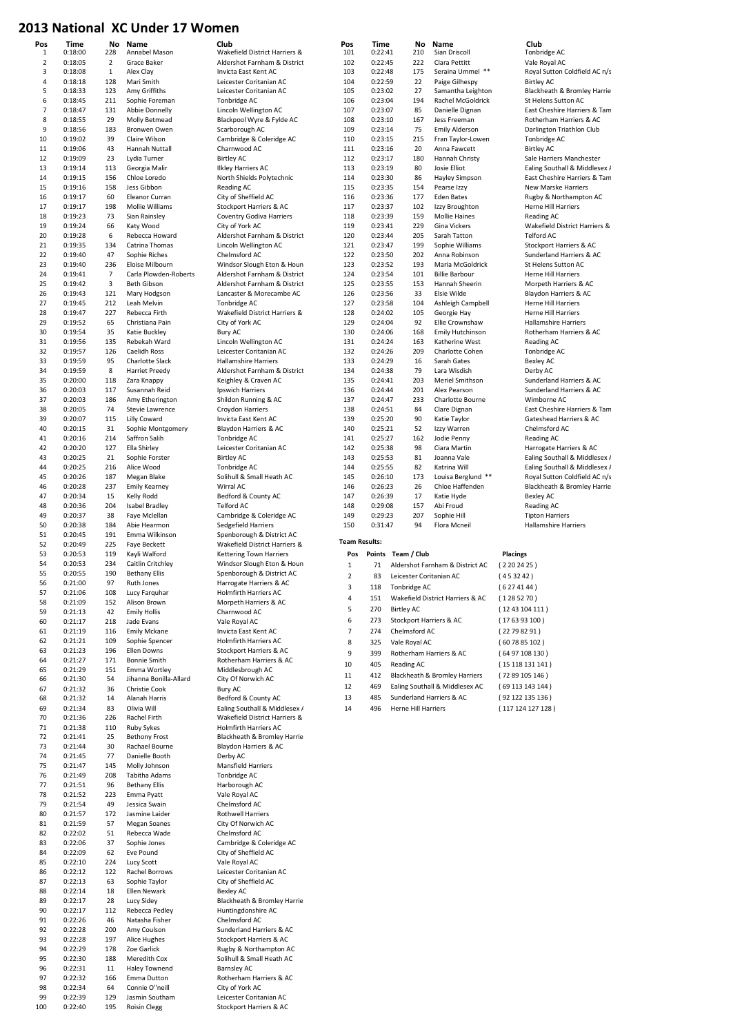# 2013 National XC Under 17 Women

| Pos | Time | No | Name | Club |
|---|---|---|---|---|
| 1 | 0:18:00 | 228 | Annabel Mason | Wakefield District Harriers & |
| 2 | 0:18:05 | 2 | Grace Baker | Aldershot Farnham & District |
| 3 | 0:18:08 | 1 | Alex Clay | Invicta East Kent AC |
| 4 | 0:18:18 | 128 | Mari Smith | Leicester Coritanian AC |
| 5 | 0:18:33 | 123 | Amy Griffiths | Leicester Coritanian AC |
| 6 | 0:18:45 | 211 | Sophie Foreman | Tonbridge AC |
| 7 | 0:18:47 | 131 | Abbie Donnelly | Lincoln Wellington AC |
| 8 | 0:18:55 | 29 | Molly Betmead | Blackpool Wyre & Fylde AC |
| 9 | 0:18:56 | 183 | Bronwen Owen | Scarborough AC |
| 10 | 0:19:02 | 39 | Claire Wilson | Cambridge & Coleridge AC |
| 11 | 0:19:06 | 43 | Hannah Nuttall | Charnwood AC |
| 12 | 0:19:09 | 23 | Lydia Turner | Birtley AC |
| 13 | 0:19:14 | 113 | Georgia Malir | Ilkley Harriers AC |
| 14 | 0:19:15 | 156 | Chloe Loredo | North Shields Polytechnic |
| 15 | 0:19:16 | 158 | Jess Gibbon | Reading AC |
| 16 | 0:19:17 | 60 | Eleanor Curran | City of Sheffield AC |
| 17 | 0:19:17 | 198 | Mollie Williams | Stockport Harriers & AC |
| 18 | 0:19:23 | 73 | Sian Rainsley | Coventry Godiva Harriers |
| 19 | 0:19:24 | 66 | Katy Wood | City of York AC |
| 20 | 0:19:28 | 6 | Rebecca Howard | Aldershot Farnham & District |
| 21 | 0:19:35 | 134 | Catrina Thomas | Lincoln Wellington AC |
| 22 | 0:19:40 | 47 | Sophie Riches | Chelmsford AC |
| 23 | 0:19:40 | 236 | Eloise Milbourn | Windsor Slough Eton & Houn |
| 24 | 0:19:41 | 7 | Carla Plowden-Roberts | Aldershot Farnham & District |
| 25 | 0:19:42 | 3 | Beth Gibson | Aldershot Farnham & District |
| 26 | 0:19:43 | 121 | Mary Hodgson | Lancaster & Morecambe AC |
| 27 | 0:19:45 | 212 | Leah Melvin | Tonbridge AC |
| 28 | 0:19:47 | 227 | Rebecca Firth | Wakefield District Harriers & |
| 29 | 0:19:52 | 65 | Christiana Pain | City of York AC |
| 30 | 0:19:54 | 35 | Katie Buckley | Bury AC |
| 31 | 0:19:56 | 135 | Rebekah Ward | Lincoln Wellington AC |
| 32 | 0:19:57 | 126 | Caelidh Ross | Leicester Coritanian AC |
| 33 | 0:19:59 | 95 | Charlotte Slack | Hallamshire Harriers |
| 34 | 0:19:59 | 8 | Harriet Preedy | Aldershot Farnham & District |
| 35 | 0:20:00 | 118 | Zara Knappy | Keighley & Craven AC |
| 36 | 0:20:03 | 117 | Susannah Reid | Ipswich Harriers |
| 37 | 0:20:03 | 186 | Amy Etherington | Shildon Running & AC |
| 38 | 0:20:05 | 74 | Stevie Lawrence | Croydon Harriers |
| 39 | 0:20:07 | 115 | Lilly Coward | Invicta East Kent AC |
| 40 | 0:20:15 | 31 | Sophie Montgomery | Blaydon Harriers & AC |
| 41 | 0:20:16 | 214 | Saffron Salih | Tonbridge AC |
| 42 | 0:20:20 | 127 | Ella Shirley | Leicester Coritanian AC |
| 43 | 0:20:25 | 21 | Sophie Forster | Birtley AC |
| 44 | 0:20:25 | 216 | Alice Wood | Tonbridge AC |
| 45 | 0:20:26 | 187 | Megan Blake | Solihull & Small Heath AC |
| 46 | 0:20:28 | 237 | Emily Kearney | Wirral AC |
| 47 | 0:20:34 | 15 | Kelly Rodd | Bedford & County AC |
| 48 | 0:20:36 | 204 | Isabel Bradley | Telford AC |
| 49 | 0:20:37 | 38 | Faye Mclellan | Cambridge & Coleridge AC |
| 50 | 0:20:38 | 184 | Abie Hearmon | Sedgefield Harriers |
| 51 | 0:20:45 | 191 | Emma Wilkinson | Spenborough & District AC |
| 52 | 0:20:49 | 225 | Faye Beckett | Wakefield District Harriers & |
| 53 | 0:20:53 | 119 | Kayli Walford | Kettering Town Harriers |
| 54 | 0:20:53 | 234 | Caitlin Critchley | Windsor Slough Eton & Houn |
| 55 | 0:20:55 | 190 | Bethany Ellis | Spenborough & District AC |
| 56 | 0:21:00 | 97 | Ruth Jones | Harrogate Harriers & AC |
| 57 | 0:21:06 | 108 | Lucy Farquhar | Holmfirth Harriers AC |
| 58 | 0:21:09 | 152 | Alison Brown | Morpeth Harriers & AC |
| 59 | 0:21:13 | 42 | Emily Hollis | Charnwood AC |
| 60 | 0:21:17 | 218 | Jade Evans | Vale Royal AC |
| 61 | 0:21:19 | 116 | Emily Mckane | Invicta East Kent AC |
| 62 | 0:21:21 | 109 | Sophie Spencer | Holmfirth Harriers AC |
| 63 | 0:21:23 | 196 | Ellen Downs | Stockport Harriers & AC |
| 64 | 0:21:27 | 171 | Bonnie Smith | Rotherham Harriers & AC |
| 65 | 0:21:29 | 151 | Emma Wortley | Middlesbrough AC |
| 66 | 0:21:30 | 54 | Jihanna Bonilla-Allard | City Of Norwich AC |
| 67 | 0:21:32 | 36 | Christie Cook | Bury AC |
| 68 | 0:21:32 | 14 | Alanah Harris | Bedford & County AC |
| 69 | 0:21:34 | 83 | Olivia Will | Ealing Southall & Middlesex A |
| 70 | 0:21:36 | 226 | Rachel Firth | Wakefield District Harriers & |
| 71 | 0:21:38 | 110 | Ruby Sykes | Holmfirth Harriers AC |
| 72 | 0:21:41 | 25 | Bethony Frost | Blackheath & Bromley Harrie |
| 73 | 0:21:44 | 30 | Rachael Bourne | Blaydon Harriers & AC |
| 74 | 0:21:45 | 77 | Danielle Booth | Derby AC |
| 75 | 0:21:47 | 145 | Molly Johnson | Mansfield Harriers |
| 76 | 0:21:49 | 208 | Tabitha Adams | Tonbridge AC |
| 77 | 0:21:51 | 96 | Bethany Ellis | Harborough AC |
| 78 | 0:21:52 | 223 | Emma Pyatt | Vale Royal AC |
| 79 | 0:21:54 | 49 | Jessica Swain | Chelmsford AC |
| 80 | 0:21:57 | 172 | Jasmine Laider | Rothwell Harriers |
| 81 | 0:21:59 | 57 | Megan Soanes | City Of Norwich AC |
| 82 | 0:22:02 | 51 | Rebecca Wade | Chelmsford AC |
| 83 | 0:22:06 | 37 | Sophie Jones | Cambridge & Coleridge AC |
| 84 | 0:22:09 | 62 | Eve Pound | City of Sheffield AC |
| 85 | 0:22:10 | 224 | Lucy Scott | Vale Royal AC |
| 86 | 0:22:12 | 122 | Rachel Borrows | Leicester Coritanian AC |
| 87 | 0:22:13 | 63 | Sophie Taylor | City of Sheffield AC |
| 88 | 0:22:14 | 18 | Ellen Newark | Bexley AC |
| 89 | 0:22:17 | 28 | Lucy Sidey | Blackheath & Bromley Harrie |
| 90 | 0:22:17 | 112 | Rebecca Pedley | Huntingdonshire AC |
| 91 | 0:22:26 | 46 | Natasha Fisher | Chelmsford AC |
| 92 | 0:22:28 | 200 | Amy Coulson | Sunderland Harriers & AC |
| 93 | 0:22:28 | 197 | Alice Hughes | Stockport Harriers & AC |
| 94 | 0:22:29 | 178 | Zoe Garlick | Rugby & Northampton AC |
| 95 | 0:22:30 | 188 | Meredith Cox | Solihull & Small Heath AC |
| 96 | 0:22:31 | 11 | Haley Townend | Barnsley AC |
| 97 | 0:22:32 | 166 | Emma Dutton | Rotherham Harriers & AC |
| 98 | 0:22:34 | 64 | Connie O''neill | City of York AC |
| 99 | 0:22:39 | 129 | Jasmin Southam | Leicester Coritanian AC |
| 100 | 0:22:40 | 195 | Roisin Clegg | Stockport Harriers & AC |
| 101 | 0:22:41 | 210 | Sian Driscoll | Tonbridge AC |
| 102 | 0:22:45 | 222 | Clara Pettitt | Vale Royal AC |
| 103 | 0:22:48 | 175 | Seraina Ummel ** | Royal Sutton Coldfield AC n/s |
| 104 | 0:22:59 | 22 | Paige Gilhespy | Birtley AC |
| 105 | 0:23:02 | 27 | Samantha Leighton | Blackheath & Bromley Harrie |
| 106 | 0:23:04 | 194 | Rachel McGoldrick | St Helens Sutton AC |
| 107 | 0:23:07 | 85 | Danielle Dignan | East Cheshire Harriers & Tam |
| 108 | 0:23:10 | 167 | Jess Freeman | Rotherham Harriers & AC |
| 109 | 0:23:14 | 75 | Emily Alderson | Darlington Triathlon Club |
| 110 | 0:23:15 | 215 | Fran Taylor-Lowen | Tonbridge AC |
| 111 | 0:23:16 | 20 | Anna Fawcett | Birtley AC |
| 112 | 0:23:17 | 180 | Hannah Christy | Sale Harriers Manchester |
| 113 | 0:23:19 | 80 | Josie Elliot | Ealing Southall & Middlesex A |
| 114 | 0:23:30 | 86 | Hayley Simpson | East Cheshire Harriers & Tam |
| 115 | 0:23:35 | 154 | Pearse Izzy | New Marske Harriers |
| 116 | 0:23:36 | 177 | Eden Bates | Rugby & Northampton AC |
| 117 | 0:23:37 | 102 | Izzy Broughton | Herne Hill Harriers |
| 118 | 0:23:39 | 159 | Mollie Haines | Reading AC |
| 119 | 0:23:41 | 229 | Gina Vickers | Wakefield District Harriers & |
| 120 | 0:23:44 | 205 | Sarah Tatton | Telford AC |
| 121 | 0:23:47 | 199 | Sophie Williams | Stockport Harriers & AC |
| 122 | 0:23:50 | 202 | Anna Robinson | Sunderland Harriers & AC |
| 123 | 0:23:52 | 193 | Maria McGoldrick | St Helens Sutton AC |
| 124 | 0:23:54 | 101 | Billie Barbour | Herne Hill Harriers |
| 125 | 0:23:55 | 153 | Hannah Sheerin | Morpeth Harriers & AC |
| 126 | 0:23:56 | 33 | Elsie Wilde | Blaydon Harriers & AC |
| 127 | 0:23:58 | 104 | Ashleigh Campbell | Herne Hill Harriers |
| 128 | 0:24:02 | 105 | Georgie Hay | Herne Hill Harriers |
| 129 | 0:24:04 | 92 | Ellie Crownshaw | Hallamshire Harriers |
| 130 | 0:24:06 | 168 | Emily Hutchinson | Rotherham Harriers & AC |
| 131 | 0:24:24 | 163 | Katherine West | Reading AC |
| 132 | 0:24:26 | 209 | Charlotte Cohen | Tonbridge AC |
| 133 | 0:24:29 | 16 | Sarah Gates | Bexley AC |
| 134 | 0:24:38 | 79 | Lara Wisdish | Derby AC |
| 135 | 0:24:41 | 203 | Meriel Smithson | Sunderland Harriers & AC |
| 136 | 0:24:44 | 201 | Alex Pearson | Sunderland Harriers & AC |
| 137 | 0:24:47 | 233 | Charlotte Bourne | Wimborne AC |
| 138 | 0:24:51 | 84 | Clare Dignan | East Cheshire Harriers & Tam |
| 139 | 0:25:20 | 90 | Katie Taylor | Gateshead Harriers & AC |
| 140 | 0:25:21 | 52 | Izzy Warren | Chelmsford AC |
| 141 | 0:25:27 | 162 | Jodie Penny | Reading AC |
| 142 | 0:25:38 | 98 | Ciara Martin | Harrogate Harriers & AC |
| 143 | 0:25:53 | 81 | Joanna Vale | Ealing Southall & Middlesex A |
| 144 | 0:25:55 | 82 | Katrina Will | Ealing Southall & Middlesex A |
| 145 | 0:26:10 | 173 | Louisa Berglund ** | Royal Sutton Coldfield AC n/s |
| 146 | 0:26:23 | 26 | Chloe Haffenden | Blackheath & Bromley Harrie |
| 147 | 0:26:39 | 17 | Katie Hyde | Bexley AC |
| 148 | 0:29:08 | 157 | Abi Froud | Reading AC |
| 149 | 0:29:23 | 207 | Sophie Hill | Tipton Harriers |
| 150 | 0:31:47 | 94 | Flora Mcneil | Hallamshire Harriers |

**Team Results:**

| Pos | Points | Team / Club | Placings |
|---|---|---|---|
| 1 | 71 | Aldershot Farnham & District AC | ( 2 20 24 25 ) |
| 2 | 83 | Leicester Coritanian AC | ( 4 5 32 42 ) |
| 3 | 118 | Tonbridge AC | ( 6 27 41 44 ) |
| 4 | 151 | Wakefield District Harriers & AC | ( 1 28 52 70 ) |
| 5 | 270 | Birtley AC | ( 12 43 104 111 ) |
| 6 | 273 | Stockport Harriers & AC | ( 17 63 93 100 ) |
| 7 | 274 | Chelmsford AC | ( 22 79 82 91 ) |
| 8 | 325 | Vale Royal AC | ( 60 78 85 102 ) |
| 9 | 399 | Rotherham Harriers & AC | ( 64 97 108 130 ) |
| 10 | 405 | Reading AC | ( 15 118 131 141 ) |
| 11 | 412 | Blackheath & Bromley Harriers | ( 72 89 105 146 ) |
| 12 | 469 | Ealing Southall & Middlesex AC | ( 69 113 143 144 ) |
| 13 | 485 | Sunderland Harriers & AC | ( 92 122 135 136 ) |
| 14 | 496 | Herne Hill Harriers | ( 117 124 127 128 ) |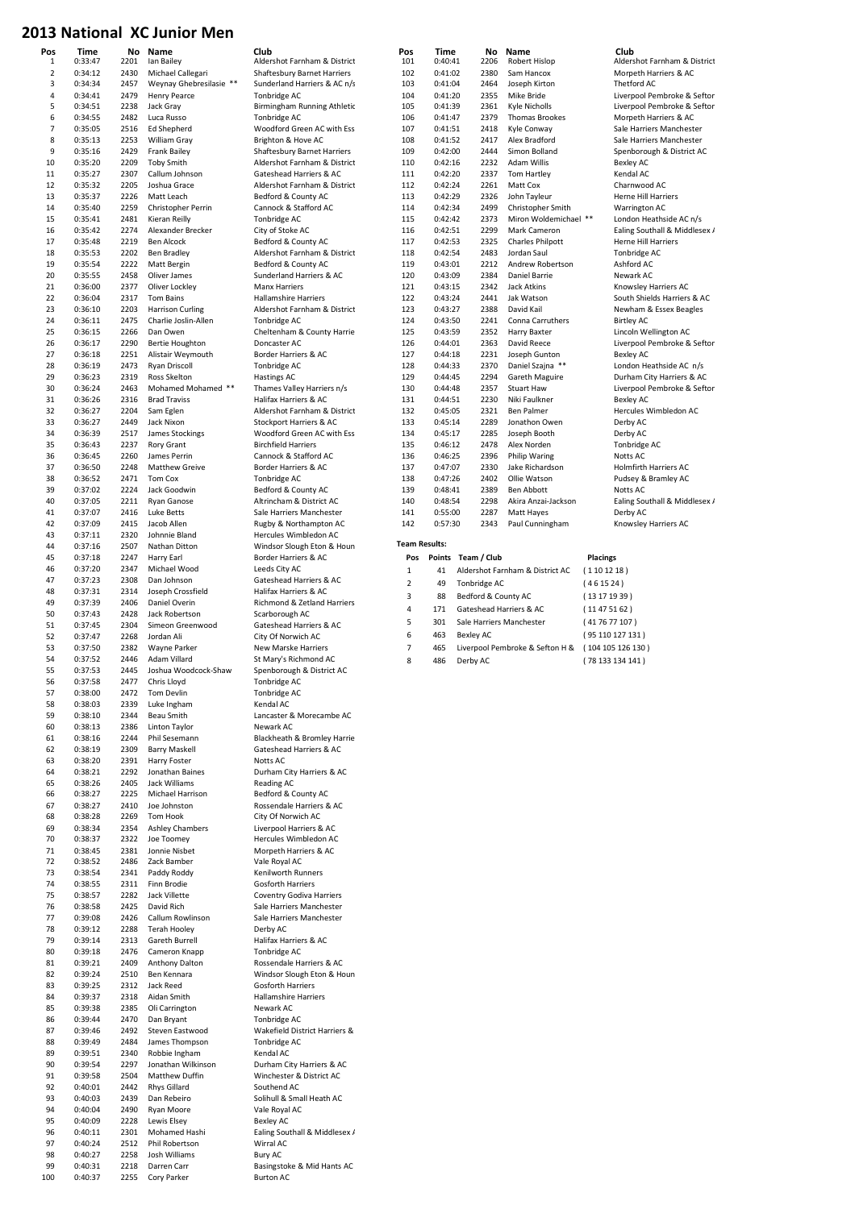# 2013 National XC Junior Men

| Pos | Time | No | Name | Club |
|---|---|---|---|---|
| 1 | 0:33:47 | 2201 | Ian Bailey | Aldershot Farnham & District |
| 2 | 0:34:12 | 2430 | Michael Callegari | Shaftesbury Barnet Harriers |
| 3 | 0:34:34 | 2457 | Weynay Ghebresilasie ** | Sunderland Harriers & AC n/s |
| 4 | 0:34:41 | 2479 | Henry Pearce | Tonbridge AC |
| 5 | 0:34:51 | 2238 | Jack Gray | Birmingham Running Athletic |
| 6 | 0:34:55 | 2482 | Luca Russo | Tonbridge AC |
| 7 | 0:35:05 | 2516 | Ed Shepherd | Woodford Green AC with Ess |
| 8 | 0:35:13 | 2253 | William Gray | Brighton & Hove AC |
| 9 | 0:35:16 | 2429 | Frank Bailey | Shaftesbury Barnet Harriers |
| 10 | 0:35:20 | 2209 | Toby Smith | Aldershot Farnham & District |
| 11 | 0:35:27 | 2307 | Callum Johnson | Gateshead Harriers & AC |
| 12 | 0:35:32 | 2205 | Joshua Grace | Aldershot Farnham & District |
| 13 | 0:35:37 | 2226 | Matt Leach | Bedford & County AC |
| 14 | 0:35:40 | 2259 | Christopher Perrin | Cannock & Stafford AC |
| 15 | 0:35:41 | 2481 | Kieran Reilly | Tonbridge AC |
| 16 | 0:35:42 | 2274 | Alexander Brecker | City of Stoke AC |
| 17 | 0:35:48 | 2219 | Ben Alcock | Bedford & County AC |
| 18 | 0:35:53 | 2202 | Ben Bradley | Aldershot Farnham & District |
| 19 | 0:35:54 | 2222 | Matt Bergin | Bedford & County AC |
| 20 | 0:35:55 | 2458 | Oliver James | Sunderland Harriers & AC |
| 21 | 0:36:00 | 2377 | Oliver Lockley | Manx Harriers |
| 22 | 0:36:04 | 2317 | Tom Bains | Hallamshire Harriers |
| 23 | 0:36:10 | 2203 | Harrison Curling | Aldershot Farnham & District |
| 24 | 0:36:11 | 2475 | Charlie Joslin-Allen | Tonbridge AC |
| 25 | 0:36:15 | 2266 | Dan Owen | Cheltenham & County Harrie |
| 26 | 0:36:17 | 2290 | Bertie Houghton | Doncaster AC |
| 27 | 0:36:18 | 2251 | Alistair Weymouth | Border Harriers & AC |
| 28 | 0:36:19 | 2473 | Ryan Driscoll | Tonbridge AC |
| 29 | 0:36:23 | 2319 | Ross Skelton | Hastings AC |
| 30 | 0:36:24 | 2463 | Mohamed Mohamed ** | Thames Valley Harriers n/s |
| 31 | 0:36:26 | 2316 | Brad Traviss | Halifax Harriers & AC |
| 32 | 0:36:27 | 2204 | Sam Eglen | Aldershot Farnham & District |
| 33 | 0:36:27 | 2449 | Jack Nixon | Stockport Harriers & AC |
| 34 | 0:36:39 | 2517 | James Stockings | Woodford Green AC with Ess |
| 35 | 0:36:43 | 2237 | Rory Grant | Birchfield Harriers |
| 36 | 0:36:45 | 2260 | James Perrin | Cannock & Stafford AC |
| 37 | 0:36:50 | 2248 | Matthew Greive | Border Harriers & AC |
| 38 | 0:36:52 | 2471 | Tom Cox | Tonbridge AC |
| 39 | 0:37:02 | 2224 | Jack Goodwin | Bedford & County AC |
| 40 | 0:37:05 | 2211 | Ryan Ganose | Altrincham & District AC |
| 41 | 0:37:07 | 2416 | Luke Betts | Sale Harriers Manchester |
| 42 | 0:37:09 | 2415 | Jacob Allen | Rugby & Northampton AC |
| 43 | 0:37:11 | 2320 | Johnnie Bland | Hercules Wimbledon AC |
| 44 | 0:37:16 | 2507 | Nathan Ditton | Windsor Slough Eton & Houn |
| 45 | 0:37:18 | 2247 | Harry Earl | Border Harriers & AC |
| 46 | 0:37:20 | 2347 | Michael Wood | Leeds City AC |
| 47 | 0:37:23 | 2308 | Dan Johnson | Gateshead Harriers & AC |
| 48 | 0:37:31 | 2314 | Joseph Crossfield | Halifax Harriers & AC |
| 49 | 0:37:39 | 2406 | Daniel Overin | Richmond & Zetland Harriers |
| 50 | 0:37:43 | 2428 | Jack Robertson | Scarborough AC |
| 51 | 0:37:45 | 2304 | Simeon Greenwood | Gateshead Harriers & AC |
| 52 | 0:37:47 | 2268 | Jordan Ali | City Of Norwich AC |
| 53 | 0:37:50 | 2382 | Wayne Parker | New Marske Harriers |
| 54 | 0:37:52 | 2446 | Adam Villard | St Mary's Richmond AC |
| 55 | 0:37:53 | 2445 | Joshua Woodcock-Shaw | Spenborough & District AC |
| 56 | 0:37:58 | 2477 | Chris Lloyd | Tonbridge AC |
| 57 | 0:38:00 | 2472 | Tom Devlin | Tonbridge AC |
| 58 | 0:38:03 | 2339 | Luke Ingham | Kendal AC |
| 59 | 0:38:10 | 2344 | Beau Smith | Lancaster & Morecambe AC |
| 60 | 0:38:13 | 2386 | Linton Taylor | Newark AC |
| 61 | 0:38:16 | 2244 | Phil Sesemann | Blackheath & Bromley Harrie |
| 62 | 0:38:19 | 2309 | Barry Maskell | Gateshead Harriers & AC |
| 63 | 0:38:20 | 2391 | Harry Foster | Notts AC |
| 64 | 0:38:21 | 2292 | Jonathan Baines | Durham City Harriers & AC |
| 65 | 0:38:26 | 2405 | Jack Williams | Reading AC |
| 66 | 0:38:27 | 2225 | Michael Harrison | Bedford & County AC |
| 67 | 0:38:27 | 2410 | Joe Johnston | Rossendale Harriers & AC |
| 68 | 0:38:28 | 2269 | Tom Hook | City Of Norwich AC |
| 69 | 0:38:34 | 2354 | Ashley Chambers | Liverpool Harriers & AC |
| 70 | 0:38:37 | 2322 | Joe Toomey | Hercules Wimbledon AC |
| 71 | 0:38:45 | 2381 | Jonnie Nisbet | Morpeth Harriers & AC |
| 72 | 0:38:52 | 2486 | Zack Bamber | Vale Royal AC |
| 73 | 0:38:54 | 2341 | Paddy Roddy | Kenilworth Runners |
| 74 | 0:38:55 | 2311 | Finn Brodie | Gosforth Harriers |
| 75 | 0:38:57 | 2282 | Jack Villette | Coventry Godiva Harriers |
| 76 | 0:38:58 | 2425 | David Rich | Sale Harriers Manchester |
| 77 | 0:39:08 | 2426 | Callum Rowlinson | Sale Harriers Manchester |
| 78 | 0:39:12 | 2288 | Terah Hooley | Derby AC |
| 79 | 0:39:14 | 2313 | Gareth Burrell | Halifax Harriers & AC |
| 80 | 0:39:18 | 2476 | Cameron Knapp | Tonbridge AC |
| 81 | 0:39:21 | 2409 | Anthony Dalton | Rossendale Harriers & AC |
| 82 | 0:39:24 | 2510 | Ben Kennara | Windsor Slough Eton & Houn |
| 83 | 0:39:25 | 2312 | Jack Reed | Gosforth Harriers |
| 84 | 0:39:37 | 2318 | Aidan Smith | Hallamshire Harriers |
| 85 | 0:39:38 | 2385 | Oli Carrington | Newark AC |
| 86 | 0:39:44 | 2470 | Dan Bryant | Tonbridge AC |
| 87 | 0:39:46 | 2492 | Steven Eastwood | Wakefield District Harriers & |
| 88 | 0:39:49 | 2484 | James Thompson | Tonbridge AC |
| 89 | 0:39:51 | 2340 | Robbie Ingham | Kendal AC |
| 90 | 0:39:54 | 2297 | Jonathan Wilkinson | Durham City Harriers & AC |
| 91 | 0:39:58 | 2504 | Matthew Duffin | Winchester & District AC |
| 92 | 0:40:01 | 2442 | Rhys Gillard | Southend AC |
| 93 | 0:40:03 | 2439 | Dan Rebeiro | Solihull & Small Heath AC |
| 94 | 0:40:04 | 2490 | Ryan Moore | Vale Royal AC |
| 95 | 0:40:09 | 2228 | Lewis Elsey | Bexley AC |
| 96 | 0:40:11 | 2301 | Mohamed Hashi | Ealing Southall & Middlesex A |
| 97 | 0:40:24 | 2512 | Phil Robertson | Wirral AC |
| 98 | 0:40:27 | 2258 | Josh Williams | Bury AC |
| 99 | 0:40:31 | 2218 | Darren Carr | Basingstoke & Mid Hants AC |
| 100 | 0:40:37 | 2255 | Cory Parker | Burton AC |
| 101 | 0:40:41 | 2206 | Robert Hislop | Aldershot Farnham & District |
| 102 | 0:41:02 | 2380 | Sam Hancox | Morpeth Harriers & AC |
| 103 | 0:41:04 | 2464 | Joseph Kirton | Thetford AC |
| 104 | 0:41:20 | 2355 | Mike Bride | Liverpool Pembroke & Seftor |
| 105 | 0:41:39 | 2361 | Kyle Nicholls | Liverpool Pembroke & Seftor |
| 106 | 0:41:47 | 2379 | Thomas Brookes | Morpeth Harriers & AC |
| 107 | 0:41:51 | 2418 | Kyle Conway | Sale Harriers Manchester |
| 108 | 0:41:52 | 2417 | Alex Bradford | Sale Harriers Manchester |
| 109 | 0:42:00 | 2444 | Simon Bolland | Spenborough & District AC |
| 110 | 0:42:16 | 2232 | Adam Willis | Bexley AC |
| 111 | 0:42:20 | 2337 | Tom Hartley | Kendal AC |
| 112 | 0:42:24 | 2261 | Matt Cox | Charnwood AC |
| 113 | 0:42:29 | 2326 | John Tayleur | Herne Hill Harriers |
| 114 | 0:42:34 | 2499 | Christopher Smith | Warrington AC |
| 115 | 0:42:42 | 2373 | Miron Woldemichael ** | London Heathside AC n/s |
| 116 | 0:42:51 | 2299 | Mark Cameron | Ealing Southall & Middlesex A |
| 117 | 0:42:53 | 2325 | Charles Philpott | Herne Hill Harriers |
| 118 | 0:42:54 | 2483 | Jordan Saul | Tonbridge AC |
| 119 | 0:43:01 | 2212 | Andrew Robertson | Ashford AC |
| 120 | 0:43:09 | 2384 | Daniel Barrie | Newark AC |
| 121 | 0:43:15 | 2342 | Jack Atkins | Knowsley Harriers AC |
| 122 | 0:43:24 | 2441 | Jak Watson | South Shields Harriers & AC |
| 123 | 0:43:27 | 2388 | David Kail | Newham & Essex Beagles |
| 124 | 0:43:50 | 2241 | Conna Carruthers | Birtley AC |
| 125 | 0:43:59 | 2352 | Harry Baxter | Lincoln Wellington AC |
| 126 | 0:44:01 | 2363 | David Reece | Liverpool Pembroke & Seftor |
| 127 | 0:44:18 | 2231 | Joseph Gunton | Bexley AC |
| 128 | 0:44:33 | 2370 | Daniel Szajna ** | London Heathside AC n/s |
| 129 | 0:44:45 | 2294 | Gareth Maguire | Durham City Harriers & AC |
| 130 | 0:44:48 | 2357 | Stuart Haw | Liverpool Pembroke & Seftor |
| 131 | 0:44:51 | 2230 | Niki Faulkner | Bexley AC |
| 132 | 0:45:05 | 2321 | Ben Palmer | Hercules Wimbledon AC |
| 133 | 0:45:14 | 2289 | Jonathon Owen | Derby AC |
| 134 | 0:45:17 | 2285 | Joseph Booth | Derby AC |
| 135 | 0:46:12 | 2478 | Alex Norden | Tonbridge AC |
| 136 | 0:46:25 | 2396 | Philip Waring | Notts AC |
| 137 | 0:47:07 | 2330 | Jake Richardson | Holmfirth Harriers AC |
| 138 | 0:47:26 | 2402 | Ollie Watson | Pudsey & Bramley AC |
| 139 | 0:48:41 | 2389 | Ben Abbott | Notts AC |
| 140 | 0:48:54 | 2298 | Akira Anzai-Jackson | Ealing Southall & Middlesex A |
| 141 | 0:55:00 | 2287 | Matt Hayes | Derby AC |
| 142 | 0:57:30 | 2343 | Paul Cunningham | Knowsley Harriers AC |

**Team Results:**

| Pos | Points | Team / Club | Placings |
|---|---|---|---|
| 1 | 41 | Aldershot Farnham & District AC | ( 1 10 12 18 ) |
| 2 | 49 | Tonbridge AC | ( 4 6 15 24 ) |
| 3 | 88 | Bedford & County AC | ( 13 17 19 39 ) |
| 4 | 171 | Gateshead Harriers & AC | ( 11 47 51 62 ) |
| 5 | 301 | Sale Harriers Manchester | ( 41 76 77 107 ) |
| 6 | 463 | Bexley AC | ( 95 110 127 131 ) |
| 7 | 465 | Liverpool Pembroke & Sefton H & | ( 104 105 126 130 ) |
| 8 | 486 | Derby AC | ( 78 133 134 141 ) |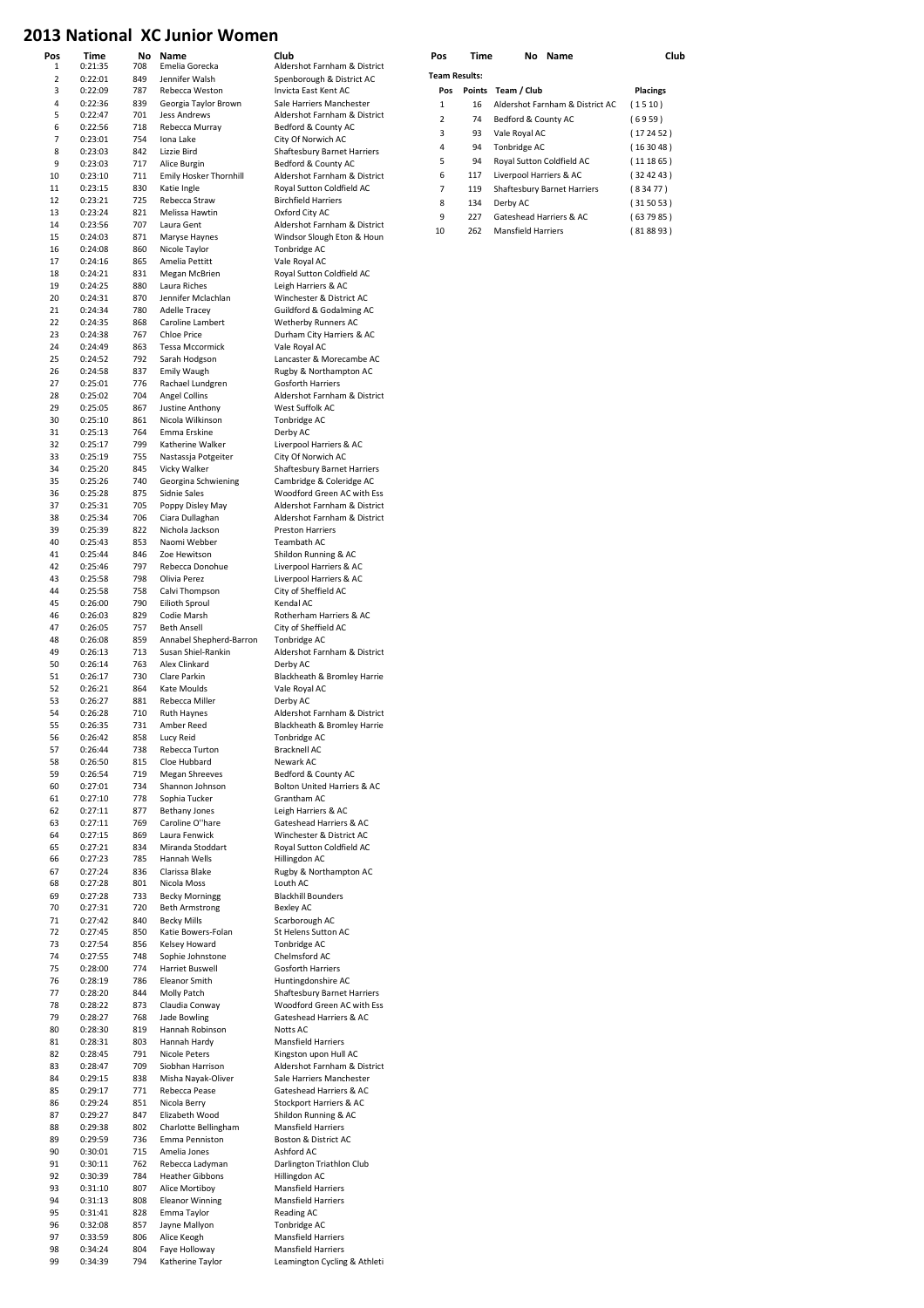# 2013 National XC Junior Women

| Pos | Time | No | Name | Club |
|---|---|---|---|---|
| 1 | 0:21:35 | 708 | Emelia Gorecka | Aldershot Farnham & District |
| 2 | 0:22:01 | 849 | Jennifer Walsh | Spenborough & District AC |
| 3 | 0:22:09 | 787 | Rebecca Weston | Invicta East Kent AC |
| 4 | 0:22:36 | 839 | Georgia Taylor Brown | Sale Harriers Manchester |
| 5 | 0:22:47 | 701 | Jess Andrews | Aldershot Farnham & District |
| 6 | 0:22:56 | 718 | Rebecca Murray | Bedford & County AC |
| 7 | 0:23:01 | 754 | Iona Lake | City Of Norwich AC |
| 8 | 0:23:03 | 842 | Lizzie Bird | Shaftesbury Barnet Harriers |
| 9 | 0:23:03 | 717 | Alice Burgin | Bedford & County AC |
| 10 | 0:23:10 | 711 | Emily Hosker Thornhill | Aldershot Farnham & District |
| 11 | 0:23:15 | 830 | Katie Ingle | Royal Sutton Coldfield AC |
| 12 | 0:23:21 | 725 | Rebecca Straw | Birchfield Harriers |
| 13 | 0:23:24 | 821 | Melissa Hawtin | Oxford City AC |
| 14 | 0:23:56 | 707 | Laura Gent | Aldershot Farnham & District |
| 15 | 0:24:03 | 871 | Maryse Haynes | Windsor Slough Eton & Houn |
| 16 | 0:24:08 | 860 | Nicole Taylor | Tonbridge AC |
| 17 | 0:24:16 | 865 | Amelia Pettitt | Vale Royal AC |
| 18 | 0:24:21 | 831 | Megan McBrien | Royal Sutton Coldfield AC |
| 19 | 0:24:25 | 880 | Laura Riches | Leigh Harriers & AC |
| 20 | 0:24:31 | 870 | Jennifer Mclachlan | Winchester & District AC |
| 21 | 0:24:34 | 780 | Adelle Tracey | Guildford & Godalming AC |
| 22 | 0:24:35 | 868 | Caroline Lambert | Wetherby Runners AC |
| 23 | 0:24:38 | 767 | Chloe Price | Durham City Harriers & AC |
| 24 | 0:24:49 | 863 | Tessa Mccormick | Vale Royal AC |
| 25 | 0:24:52 | 792 | Sarah Hodgson | Lancaster & Morecambe AC |
| 26 | 0:24:58 | 837 | Emily Waugh | Rugby & Northampton AC |
| 27 | 0:25:01 | 776 | Rachael Lundgren | Gosforth Harriers |
| 28 | 0:25:02 | 704 | Angel Collins | Aldershot Farnham & District |
| 29 | 0:25:05 | 867 | Justine Anthony | West Suffolk AC |
| 30 | 0:25:10 | 861 | Nicola Wilkinson | Tonbridge AC |
| 31 | 0:25:13 | 764 | Emma Erskine | Derby AC |
| 32 | 0:25:17 | 799 | Katherine Walker | Liverpool Harriers & AC |
| 33 | 0:25:19 | 755 | Nastassja Potgeiter | City Of Norwich AC |
| 34 | 0:25:20 | 845 | Vicky Walker | Shaftesbury Barnet Harriers |
| 35 | 0:25:26 | 740 | Georgina Schwiening | Cambridge & Coleridge AC |
| 36 | 0:25:28 | 875 | Sidnie Sales | Woodford Green AC with Ess |
| 37 | 0:25:31 | 705 | Poppy Disley May | Aldershot Farnham & District |
| 38 | 0:25:34 | 706 | Ciara Dullaghan | Aldershot Farnham & District |
| 39 | 0:25:39 | 822 | Nichola Jackson | Preston Harriers |
| 40 | 0:25:43 | 853 | Naomi Webber | Teambath AC |
| 41 | 0:25:44 | 846 | Zoe Hewitson | Shildon Running & AC |
| 42 | 0:25:46 | 797 | Rebecca Donohue | Liverpool Harriers & AC |
| 43 | 0:25:58 | 798 | Olivia Perez | Liverpool Harriers & AC |
| 44 | 0:25:58 | 758 | Calvi Thompson | City of Sheffield AC |
| 45 | 0:26:00 | 790 | Eilioth Sproul | Kendal AC |
| 46 | 0:26:03 | 829 | Codie Marsh | Rotherham Harriers & AC |
| 47 | 0:26:05 | 757 | Beth Ansell | City of Sheffield AC |
| 48 | 0:26:08 | 859 | Annabel Shepherd-Barron | Tonbridge AC |
| 49 | 0:26:13 | 713 | Susan Shiel-Rankin | Aldershot Farnham & District |
| 50 | 0:26:14 | 763 | Alex Clinkard | Derby AC |
| 51 | 0:26:17 | 730 | Clare Parkin | Blackheath & Bromley Harrie |
| 52 | 0:26:21 | 864 | Kate Moulds | Vale Royal AC |
| 53 | 0:26:27 | 881 | Rebecca Miller | Derby AC |
| 54 | 0:26:28 | 710 | Ruth Haynes | Aldershot Farnham & District |
| 55 | 0:26:35 | 731 | Amber Reed | Blackheath & Bromley Harrie |
| 56 | 0:26:42 | 858 | Lucy Reid | Tonbridge AC |
| 57 | 0:26:44 | 738 | Rebecca Turton | Bracknell AC |
| 58 | 0:26:50 | 815 | Cloe Hubbard | Newark AC |
| 59 | 0:26:54 | 719 | Megan Shreeves | Bedford & County AC |
| 60 | 0:27:01 | 734 | Shannon Johnson | Bolton United Harriers & AC |
| 61 | 0:27:10 | 778 | Sophia Tucker | Grantham AC |
| 62 | 0:27:11 | 877 | Bethany Jones | Leigh Harriers & AC |
| 63 | 0:27:11 | 769 | Caroline O''hare | Gateshead Harriers & AC |
| 64 | 0:27:15 | 869 | Laura Fenwick | Winchester & District AC |
| 65 | 0:27:21 | 834 | Miranda Stoddart | Royal Sutton Coldfield AC |
| 66 | 0:27:23 | 785 | Hannah Wells | Hillingdon AC |
| 67 | 0:27:24 | 836 | Clarissa Blake | Rugby & Northampton AC |
| 68 | 0:27:28 | 801 | Nicola Moss | Louth AC |
| 69 | 0:27:28 | 733 | Becky Morningg | Blackhill Bounders |
| 70 | 0:27:31 | 720 | Beth Armstrong | Bexley AC |
| 71 | 0:27:42 | 840 | Becky Mills | Scarborough AC |
| 72 | 0:27:45 | 850 | Katie Bowers-Folan | St Helens Sutton AC |
| 73 | 0:27:54 | 856 | Kelsey Howard | Tonbridge AC |
| 74 | 0:27:55 | 748 | Sophie Johnstone | Chelmsford AC |
| 75 | 0:28:00 | 774 | Harriet Buswell | Gosforth Harriers |
| 76 | 0:28:19 | 786 | Eleanor Smith | Huntingdonshire AC |
| 77 | 0:28:20 | 844 | Molly Patch | Shaftesbury Barnet Harriers |
| 78 | 0:28:22 | 873 | Claudia Conway | Woodford Green AC with Ess |
| 79 | 0:28:27 | 768 | Jade Bowling | Gateshead Harriers & AC |
| 80 | 0:28:30 | 819 | Hannah Robinson | Notts AC |
| 81 | 0:28:31 | 803 | Hannah Hardy | Mansfield Harriers |
| 82 | 0:28:45 | 791 | Nicole Peters | Kingston upon Hull AC |
| 83 | 0:28:47 | 709 | Siobhan Harrison | Aldershot Farnham & District |
| 84 | 0:29:15 | 838 | Misha Nayak-Oliver | Sale Harriers Manchester |
| 85 | 0:29:17 | 771 | Rebecca Pease | Gateshead Harriers & AC |
| 86 | 0:29:24 | 851 | Nicola Berry | Stockport Harriers & AC |
| 87 | 0:29:27 | 847 | Elizabeth Wood | Shildon Running & AC |
| 88 | 0:29:38 | 802 | Charlotte Bellingham | Mansfield Harriers |
| 89 | 0:29:59 | 736 | Emma Penniston | Boston & District AC |
| 90 | 0:30:01 | 715 | Amelia Jones | Ashford AC |
| 91 | 0:30:11 | 762 | Rebecca Ladyman | Darlington Triathlon Club |
| 92 | 0:30:39 | 784 | Heather Gibbons | Hillingdon AC |
| 93 | 0:31:10 | 807 | Alice Mortiboy | Mansfield Harriers |
| 94 | 0:31:13 | 808 | Eleanor Winning | Mansfield Harriers |
| 95 | 0:31:41 | 828 | Emma Taylor | Reading AC |
| 96 | 0:32:08 | 857 | Jayne Mallyon | Tonbridge AC |
| 97 | 0:33:59 | 806 | Alice Keogh | Mansfield Harriers |
| 98 | 0:34:24 | 804 | Faye Holloway | Mansfield Harriers |
| 99 | 0:34:39 | 794 | Katherine Taylor | Leamington Cycling & Athleti |

**Team Results:**

| Pos | Points | Team / Club | Placings |
|---|---|---|---|
| 1 | 16 | Aldershot Farnham & District AC | ( 1 5 10 ) |
| 2 | 74 | Bedford & County AC | ( 6 9 59 ) |
| 3 | 93 | Vale Royal AC | ( 17 24 52 ) |
| 4 | 94 | Tonbridge AC | ( 16 30 48 ) |
| 5 | 94 | Royal Sutton Coldfield AC | ( 11 18 65 ) |
| 6 | 117 | Liverpool Harriers & AC | ( 32 42 43 ) |
| 7 | 119 | Shaftesbury Barnet Harriers | ( 8 34 77 ) |
| 8 | 134 | Derby AC | ( 31 50 53 ) |
| 9 | 227 | Gateshead Harriers & AC | ( 63 79 85 ) |
| 10 | 262 | Mansfield Harriers | ( 81 88 93 ) |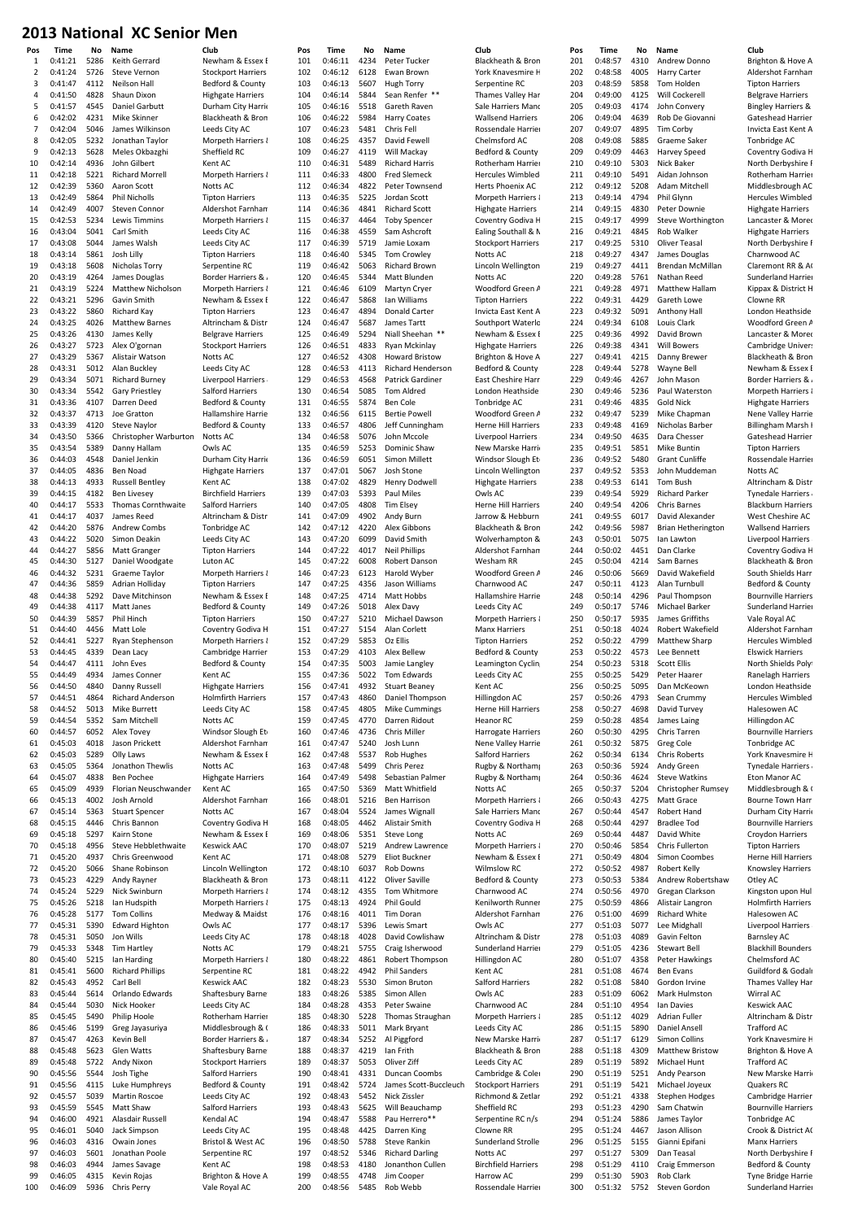# 2013 National XC Senior Men

| Pos | Time | No | Name | Club |
|---|---|---|---|---|
| 1 | 0:41:21 | 5286 | Keith Gerrard | Newham & Essex E |
| 2 | 0:41:24 | 5726 | Steve Vernon | Stockport Harriers |
| 3 | 0:41:47 | 4112 | Neilson Hall | Bedford & County |
| 4 | 0:41:50 | 4828 | Shaun Dixon | Highgate Harriers |
| 5 | 0:41:57 | 4545 | Daniel Garbutt | Durham City Harrie |
| 6 | 0:42:02 | 4231 | Mike Skinner | Blackheath & Bron |
| 7 | 0:42:04 | 5046 | James Wilkinson | Leeds City AC |
| 8 | 0:42:05 | 5232 | Jonathan Taylor | Morpeth Harriers & |
| 9 | 0:42:13 | 5628 | Meles Okbazghi | Sheffield RC |
| 10 | 0:42:14 | 4936 | John Gilbert | Kent AC |
| 11 | 0:42:18 | 5221 | Richard Morrell | Morpeth Harriers & |
| 12 | 0:42:39 | 5360 | Aaron Scott | Notts AC |
| 13 | 0:42:49 | 5864 | Phil Nicholls | Tipton Harriers |
| 14 | 0:42:49 | 4007 | Steven Connor | Aldershot Farnham |
| 15 | 0:42:53 | 5234 | Lewis Timmins | Morpeth Harriers & |
| 16 | 0:43:04 | 5041 | Carl Smith | Leeds City AC |
| 17 | 0:43:08 | 5044 | James Walsh | Leeds City AC |
| 18 | 0:43:14 | 5861 | Josh Lilly | Tipton Harriers |
| 19 | 0:43:18 | 5608 | Nicholas Torry | Serpentine RC |
| 20 | 0:43:19 | 4264 | James Douglas | Border Harriers & |
| 21 | 0:43:19 | 5224 | Matthew Nicholson | Morpeth Harriers & |
| 22 | 0:43:21 | 5296 | Gavin Smith | Newham & Essex E |
| 23 | 0:43:22 | 5860 | Richard Kay | Tipton Harriers |
| 24 | 0:43:25 | 4026 | Matthew Barnes | Altrincham & Distr |
| 25 | 0:43:26 | 4130 | James Kelly | Belgrave Harriers |
| 26 | 0:43:27 | 5723 | Alex O'gornan | Stockport Harriers |
| 27 | 0:43:29 | 5367 | Alistair Watson | Notts AC |
| 28 | 0:43:31 | 5012 | Alan Buckley | Leeds City AC |
| 29 | 0:43:34 | 5071 | Richard Burney | Liverpool Harriers |
| 30 | 0:43:34 | 5542 | Gary Priestley | Salford Harriers |
| 31 | 0:43:36 | 4107 | Darren Deed | Bedford & County |
| 32 | 0:43:37 | 4713 | Joe Gratton | Hallamshire Harrie |
| 33 | 0:43:39 | 4120 | Steve Naylor | Bedford & County |
| 34 | 0:43:50 | 5366 | Christopher Warburton | Notts AC |
| 35 | 0:43:54 | 5389 | Danny Hallam | Owls AC |
| 36 | 0:44:03 | 4548 | Daniel Jenkin | Durham City Harrie |
| 37 | 0:44:05 | 4836 | Ben Noad | Highgate Harriers |
| 38 | 0:44:13 | 4933 | Russell Bentley | Kent AC |
| 39 | 0:44:15 | 4182 | Ben Livesey | Birchfield Harriers |
| 40 | 0:44:17 | 5533 | Thomas Cornthwaite | Salford Harriers |
| 41 | 0:44:17 | 4037 | James Reed | Altrincham & Distr |
| 42 | 0:44:20 | 5876 | Andrew Combs | Tonbridge AC |
| 43 | 0:44:22 | 5020 | Simon Deakin | Leeds City AC |
| 44 | 0:44:27 | 5856 | Matt Granger | Tipton Harriers |
| 45 | 0:44:30 | 5127 | Daniel Woodgate | Luton AC |
| 46 | 0:44:32 | 5231 | Graeme Taylor | Morpeth Harriers & |
| 47 | 0:44:36 | 5859 | Adrian Holliday | Tipton Harriers |
| 48 | 0:44:38 | 5292 | Dave Mitchinson | Newham & Essex E |
| 49 | 0:44:38 | 4117 | Matt Janes | Bedford & County |
| 50 | 0:44:39 | 5857 | Phil Hinch | Tipton Harriers |
| 51 | 0:44:40 | 4456 | Matt Lole | Coventry Godiva H |
| 52 | 0:44:41 | 5227 | Ryan Stephenson | Morpeth Harriers & |
| 53 | 0:44:45 | 4339 | Dean Lacy | Cambridge Harrier |
| 54 | 0:44:47 | 4111 | John Eves | Bedford & County |
| 55 | 0:44:49 | 4934 | James Conner | Kent AC |
| 56 | 0:44:50 | 4840 | Danny Russell | Highgate Harriers |
| 57 | 0:44:51 | 4864 | Richard Anderson | Holmfirth Harriers |
| 58 | 0:44:52 | 5013 | Mike Burrett | Leeds City AC |
| 59 | 0:44:54 | 5352 | Sam Mitchell | Notts AC |
| 60 | 0:44:57 | 6052 | Alex Tovey | Windsor Slough Et |
| 61 | 0:45:03 | 4018 | Jason Prickett | Aldershot Farnham |
| 62 | 0:45:03 | 5289 | Olly Laws | Newham & Essex E |
| 63 | 0:45:05 | 5364 | Jonathon Thewlis | Notts AC |
| 64 | 0:45:07 | 4838 | Ben Pochee | Highgate Harriers |
| 65 | 0:45:09 | 4939 | Florian Neuschwander | Kent AC |
| 66 | 0:45:13 | 4002 | Josh Arnold | Aldershot Farnham |
| 67 | 0:45:14 | 5363 | Stuart Spencer | Notts AC |
| 68 | 0:45:15 | 4446 | Chris Bannon | Coventry Godiva H |
| 69 | 0:45:18 | 5297 | Kairn Stone | Newham & Essex E |
| 70 | 0:45:18 | 4956 | Steve Hebblethwaite | Keswick AAC |
| 71 | 0:45:20 | 4937 | Chris Greenwood | Kent AC |
| 72 | 0:45:20 | 5066 | Shane Robinson | Lincoln Wellington |
| 73 | 0:45:23 | 4229 | Andy Rayner | Blackheath & Bron |
| 74 | 0:45:24 | 5229 | Nick Swinburn | Morpeth Harriers & |
| 75 | 0:45:26 | 5218 | Ian Hudspith | Morpeth Harriers & |
| 76 | 0:45:28 | 5177 | Tom Collins | Medway & Maidst |
| 77 | 0:45:31 | 5390 | Edward Highton | Owls AC |
| 78 | 0:45:31 | 5050 | Jon Wills | Leeds City AC |
| 79 | 0:45:33 | 5348 | Tim Hartley | Notts AC |
| 80 | 0:45:40 | 5215 | Ian Harding | Morpeth Harriers & |
| 81 | 0:45:41 | 5600 | Richard Phillips | Serpentine RC |
| 82 | 0:45:43 | 4952 | Carl Bell | Keswick AAC |
| 83 | 0:45:44 | 5614 | Orlando Edwards | Shaftesbury Barne |
| 84 | 0:45:44 | 5030 | Nick Hooker | Leeds City AC |
| 85 | 0:45:45 | 5490 | Philip Hoole | Rotherham Harrier |
| 86 | 0:45:46 | 5199 | Greg Jayasuriya | Middlesbrough & C |
| 87 | 0:45:47 | 4263 | Kevin Bell | Border Harriers & |
| 88 | 0:45:48 | 5623 | Glen Watts | Shaftesbury Barne |
| 89 | 0:45:48 | 5722 | Andy Nixon | Stockport Harriers |
| 90 | 0:45:56 | 5544 | Josh Tighe | Salford Harriers |
| 91 | 0:45:56 | 4115 | Luke Humphreys | Bedford & County |
| 92 | 0:45:57 | 5039 | Martin Roscoe | Leeds City AC |
| 93 | 0:45:59 | 5545 | Matt Shaw | Salford Harriers |
| 94 | 0:46:00 | 4921 | Alasdair Russell | Kendal AC |
| 95 | 0:46:01 | 5040 | Jack Simpson | Leeds City AC |
| 96 | 0:46:03 | 4316 | Owain Jones | Bristol & West AC |
| 97 | 0:46:03 | 5601 | Jonathan Poole | Serpentine RC |
| 98 | 0:46:03 | 4944 | James Savage | Kent AC |
| 99 | 0:46:05 | 4315 | Kevin Rojas | Brighton & Hove A |
| 100 | 0:46:09 | 5936 | Chris Perry | Vale Royal AC |
| 101 | 0:46:11 | 4234 | Peter Tucker | Blackheath & Bron |
| 102 | 0:46:12 | 6128 | Ewan Brown | York Knavesmire H |
| 103 | 0:46:13 | 5607 | Hugh Torry | Serpentine RC |
| 104 | 0:46:14 | 5844 | Sean Renfer ** | Thames Valley Har |
| 105 | 0:46:16 | 5518 | Gareth Raven | Sale Harriers Manc |
| 106 | 0:46:22 | 5984 | Harry Coates | Wallsend Harriers |
| 107 | 0:46:23 | 5481 | Chris Fell | Rossendale Harrier |
| 108 | 0:46:25 | 4357 | David Fewell | Chelmsford AC |
| 109 | 0:46:27 | 4119 | Will Mackay | Bedford & County |
| 110 | 0:46:31 | 5489 | Richard Harris | Rotherham Harrier |
| 111 | 0:46:33 | 4800 | Fred Slemeck | Hercules Wimbled |
| 112 | 0:46:34 | 4822 | Peter Townsend | Herts Phoenix AC |
| 113 | 0:46:35 | 5225 | Jordan Scott | Morpeth Harriers & |
| 114 | 0:46:36 | 4841 | Richard Scott | Highgate Harriers |
| 115 | 0:46:37 | 4464 | Toby Spencer | Coventry Godiva H |
| 116 | 0:46:38 | 4559 | Sam Ashcroft | Ealing Southall & M |
| 117 | 0:46:39 | 5719 | Jamie Loxam | Stockport Harriers |
| 118 | 0:46:40 | 5345 | Tom Crowley | Notts AC |
| 119 | 0:46:42 | 5063 | Richard Brown | Lincoln Wellington |
| 120 | 0:46:45 | 5344 | Matt Blunden | Notts AC |
| 121 | 0:46:46 | 6109 | Martyn Cryer | Woodford Green A |
| 122 | 0:46:47 | 5868 | Ian Williams | Tipton Harriers |
| 123 | 0:46:47 | 4894 | Donald Carter | Invicta East Kent A |
| 124 | 0:46:47 | 5687 | James Tartt | Southport Waterlo |
| 125 | 0:46:49 | 5294 | Niall Sheehan ** | Newham & Essex E |
| 126 | 0:46:51 | 4833 | Ryan Mckinlay | Highgate Harriers |
| 127 | 0:46:52 | 4308 | Howard Bristow | Brighton & Hove A |
| 128 | 0:46:53 | 4113 | Richard Henderson | Bedford & County |
| 129 | 0:46:53 | 4568 | Patrick Gardiner | East Cheshire Harr |
| 130 | 0:46:54 | 5085 | Tom Aldred | London Heathside |
| 131 | 0:46:55 | 5874 | Ben Cole | Tonbridge AC |
| 132 | 0:46:56 | 6115 | Bertie Powell | Woodford Green A |
| 133 | 0:46:57 | 4806 | Jeff Cunningham | Herne Hill Harriers |
| 134 | 0:46:58 | 5076 | John Mccole | Liverpool Harriers |
| 135 | 0:46:59 | 5253 | Dominic Shaw | New Marske Harri |
| 136 | 0:46:59 | 6051 | Simon Millett | Windsor Slough Et |
| 137 | 0:47:01 | 5067 | Josh Stone | Lincoln Wellington |
| 138 | 0:47:02 | 4829 | Henry Dodwell | Highgate Harriers |
| 139 | 0:47:03 | 5393 | Paul Miles | Owls AC |
| 140 | 0:47:05 | 4808 | Tim Elsey | Herne Hill Harriers |
| 141 | 0:47:09 | 4902 | Andy Burn | Jarrow & Hebburn |
| 142 | 0:47:12 | 4220 | Alex Gibbons | Blackheath & Bron |
| 143 | 0:47:20 | 6099 | David Smith | Wolverhampton & |
| 144 | 0:47:22 | 4017 | Neil Phillips | Aldershot Farnham |
| 145 | 0:47:22 | 6008 | Robert Danson | Wesham RR |
| 146 | 0:47:23 | 6123 | Harold Wyber | Woodford Green A |
| 147 | 0:47:25 | 4356 | Jason Williams | Charnwood AC |
| 148 | 0:47:25 | 4714 | Matt Hobbs | Hallamshire Harrie |
| 149 | 0:47:26 | 5018 | Alex Davy | Leeds City AC |
| 150 | 0:47:27 | 5210 | Michael Dawson | Morpeth Harriers & |
| 151 | 0:47:27 | 5154 | Alan Corlett | Manx Harriers |
| 152 | 0:47:29 | 5853 | Oz Ellis | Tipton Harriers |
| 153 | 0:47:29 | 4103 | Alex Bellew | Bedford & County |
| 154 | 0:47:35 | 5003 | Jamie Langley | Leamington Cyclin |
| 155 | 0:47:36 | 5022 | Tom Edwards | Leeds City AC |
| 156 | 0:47:41 | 4932 | Stuart Beaney | Kent AC |
| 157 | 0:47:43 | 4860 | Daniel Thompson | Hillingdon AC |
| 158 | 0:47:45 | 4805 | Mike Cummings | Herne Hill Harriers |
| 159 | 0:47:45 | 4770 | Darren Ridout | Heanor RC |
| 160 | 0:47:46 | 4736 | Chris Miller | Harrogate Harriers |
| 161 | 0:47:47 | 5240 | Josh Lunn | Nene Valley Harrie |
| 162 | 0:47:48 | 5537 | Rob Hughes | Salford Harriers |
| 163 | 0:47:48 | 5499 | Chris Perez | Rugby & Northam |
| 164 | 0:47:49 | 5498 | Sebastian Palmer | Rugby & Northam |
| 165 | 0:47:50 | 5369 | Matt Whitfield | Notts AC |
| 166 | 0:48:01 | 5216 | Ben Harrison | Morpeth Harriers & |
| 167 | 0:48:04 | 5524 | James Wignall | Sale Harriers Manc |
| 168 | 0:48:05 | 4462 | Alistair Smith | Coventry Godiva H |
| 169 | 0:48:06 | 5351 | Steve Long | Notts AC |
| 170 | 0:48:07 | 5219 | Andrew Lawrence | Morpeth Harriers & |
| 171 | 0:48:08 | 5279 | Eliot Buckner | Newham & Essex E |
| 172 | 0:48:10 | 6037 | Rob Downs | Wilmslow RC |
| 173 | 0:48:11 | 4122 | Oliver Saville | Bedford & County |
| 174 | 0:48:12 | 4355 | Tom Whitmore | Charnwood AC |
| 175 | 0:48:13 | 4924 | Phil Gould | Kenilworth Runner |
| 176 | 0:48:16 | 4011 | Tim Doran | Aldershot Farnham |
| 177 | 0:48:17 | 5396 | Lewis Smart | Owls AC |
| 178 | 0:48:18 | 4028 | David Cowlishaw | Altrincham & Distr |
| 179 | 0:48:21 | 5755 | Craig Isherwood | Sunderland Harrier |
| 180 | 0:48:22 | 4861 | Robert Thompson | Hillingdon AC |
| 181 | 0:48:22 | 4942 | Phil Sanders | Kent AC |
| 182 | 0:48:23 | 5530 | Simon Bruton | Salford Harriers |
| 183 | 0:48:26 | 5385 | Simon Allen | Owls AC |
| 184 | 0:48:28 | 4353 | Peter Swaine | Charnwood AC |
| 185 | 0:48:30 | 5228 | Thomas Straughan | Morpeth Harriers & |
| 186 | 0:48:33 | 5011 | Mark Bryant | Leeds City AC |
| 187 | 0:48:34 | 5252 | Al Piggford | New Marske Harri |
| 188 | 0:48:35 | 4219 | Ian Frith | Blackheath & Bron |
| 189 | 0:48:37 | 5053 | Oliver Ziff | Leeds City AC |
| 190 | 0:48:41 | 4331 | Duncan Coombs | Cambridge & Coler |
| 191 | 0:48:42 | 5724 | James Scott-Buccleuch | Stockport Harriers |
| 192 | 0:48:43 | 5452 | Nick Zissler | Richmond & Zetlar |
| 193 | 0:48:43 | 5625 | Will Beauchamp | Sheffield RC |
| 194 | 0:48:47 | 5588 | Pau Herrero** | Serpentine RC n/s |
| 195 | 0:48:48 | 4425 | Darren King | Clowne RR |
| 196 | 0:48:50 | 5788 | Steve Rankin | Sunderland Strolle |
| 197 | 0:48:52 | 5346 | Richard Darling | Notts AC |
| 198 | 0:48:53 | 4180 | Jonanthon Cullen | Birchfield Harriers |
| 199 | 0:48:55 | 4748 | Jim Cooper | Harrow AC |
| 200 | 0:48:56 | 5485 | Rob Webb | Rossendale Harrier |
| 201 | 0:48:57 | 4310 | Andrew Donno | Brighton & Hove A |
| 202 | 0:48:58 | 4005 | Harry Carter | Aldershot Farnham |
| 203 | 0:48:59 | 5858 | Tom Holden | Tipton Harriers |
| 204 | 0:49:00 | 4125 | Will Cockerell | Belgrave Harriers |
| 205 | 0:49:03 | 4174 | John Convery | Bingley Harriers & |
| 206 | 0:49:04 | 4639 | Rob De Giovanni | Gateshead Harrier |
| 207 | 0:49:07 | 4895 | Tim Corby | Invicta East Kent A |
| 208 | 0:49:08 | 5885 | Graeme Saker | Tonbridge AC |
| 209 | 0:49:09 | 4463 | Harvey Speed | Coventry Godiva H |
| 210 | 0:49:10 | 5303 | Nick Baker | North Derbyshire F |
| 211 | 0:49:10 | 5491 | Aidan Johnson | Rotherham Harrier |
| 212 | 0:49:12 | 5208 | Adam Mitchell | Middlesbrough AC |
| 213 | 0:49:14 | 4794 | Phil Glynn | Hercules Wimbled |
| 214 | 0:49:15 | 4830 | Peter Downie | Highgate Harriers |
| 215 | 0:49:17 | 4999 | Steve Worthington | Lancaster & Morec |
| 216 | 0:49:21 | 4845 | Rob Walker | Highgate Harriers |
| 217 | 0:49:25 | 5310 | Oliver Teasal | North Derbyshire F |
| 218 | 0:49:27 | 4347 | James Douglas | Charnwood AC |
| 219 | 0:49:27 | 4411 | Brendan McMillan | Claremont RR & A |
| 220 | 0:49:28 | 5761 | Nathan Reed | Sunderland Harrier |
| 221 | 0:49:28 | 4971 | Matthew Hallam | Kippax & District H |
| 222 | 0:49:31 | 4429 | Gareth Lowe | Clowne RR |
| 223 | 0:49:32 | 5091 | Anthony Hall | London Heathside |
| 224 | 0:49:33 | 6108 | Louis Clark | Woodford Green A |
| 225 | 0:49:36 | 4992 | David Brown | Lancaster & Morec |
| 226 | 0:49:38 | 4341 | Will Bowers | Cambridge Univer |
| 227 | 0:49:41 | 4215 | Danny Brewer | Blackheath & Bron |
| 228 | 0:49:44 | 5278 | Wayne Bell | Newham & Essex E |
| 229 | 0:49:46 | 4267 | John Mason | Border Harriers & |
| 230 | 0:49:46 | 5236 | Paul Waterston | Morpeth Harriers & |
| 231 | 0:49:46 | 4835 | Gold Nick | Highgate Harriers |
| 232 | 0:49:47 | 5239 | Mike Chapman | Nene Valley Harrie |
| 233 | 0:49:48 | 4169 | Nicholas Barber | Billingham Marsh H |
| 234 | 0:49:50 | 4635 | Dara Chesser | Gateshead Harrier |
| 235 | 0:49:51 | 5851 | Mike Buntin | Tipton Harriers |
| 236 | 0:49:51 | 5480 | Grant Cunliffe | Rossendale Harrier |
| 237 | 0:49:52 | 5353 | John Muddeman | Notts AC |
| 238 | 0:49:53 | 6141 | Tom Bush | Altrincham & Distr |
| 239 | 0:49:54 | 5929 | Richard Parker | Tynedale Harriers |
| 240 | 0:49:54 | 4206 | Chris Barnes | Blackburn Harriers |
| 241 | 0:49:55 | 6017 | David Alexander | West Cheshire AC |
| 242 | 0:49:56 | 5987 | Brian Hetherington | Wallsend Harriers |
| 243 | 0:50:01 | 5075 | Ian Lawton | Liverpool Harriers |
| 244 | 0:50:02 | 4451 | Dan Clarke | Coventry Godiva H |
| 245 | 0:50:04 | 4214 | Sam Barnes | Blackheath & Bron |
| 246 | 0:50:06 | 5669 | David Wakefield | South Shields Harr |
| 247 | 0:50:11 | 4123 | Alan Turnbull | Bedford & County |
| 248 | 0:50:14 | 4296 | Paul Thompson | Bournville Harriers |
| 249 | 0:50:17 | 5746 | Michael Barker | Sunderland Harrier |
| 250 | 0:50:17 | 5935 | James Griffiths | Vale Royal AC |
| 251 | 0:50:18 | 4024 | Robert Wakefield | Aldershot Farnham |
| 252 | 0:50:18 | 4799 | Matthew Sharp | Hercules Wimbled |
| 253 | 0:50:22 | 4573 | Lee Bennett | Elswick Harriers |
| 254 | 0:50:23 | 5318 | Scott Ellis | North Shields Poly |
| 255 | 0:50:25 | 5429 | Peter Haarer | Ranelagh Harriers |
| 256 | 0:50:25 | 5095 | Dan McKeown | London Heathside |
| 257 | 0:50:26 | 4793 | Sean Crummy | Hercules Wimbled |
| 258 | 0:50:27 | 4698 | David Turvey | Halesowen AC |
| 259 | 0:50:28 | 4854 | James Laing | Hillingdon AC |
| 260 | 0:50:30 | 4295 | Chris Tarren | Bournville Harriers |
| 261 | 0:50:32 | 5875 | Greg Cole | Tonbridge AC |
| 262 | 0:50:34 | 6134 | Chris Roberts | York Knavesmire H |
| 263 | 0:50:36 | 5924 | Andy Green | Tynedale Harriers |
| 264 | 0:50:36 | 4624 | Steve Watkins | Eton Manor AC |
| 265 | 0:50:37 | 5204 | Christopher Rumsey | Middlesbrough & C |
| 266 | 0:50:43 | 4275 | Matt Grace | Bourne Town Harr |
| 267 | 0:50:44 | 4547 | Robert Hand | Durham City Harrie |
| 268 | 0:50:44 | 4297 | Bradlee Tod | Bournville Harriers |
| 269 | 0:50:44 | 4487 | David White | Croydon Harriers |
| 270 | 0:50:46 | 5854 | Chris Fullerton | Tipton Harriers |
| 271 | 0:50:49 | 4804 | Simon Coombes | Herne Hill Harriers |
| 272 | 0:50:52 | 4987 | Robert Kelly | Knowsley Harriers |
| 273 | 0:50:53 | 5384 | Andrew Robertshaw | Otley AC |
| 274 | 0:50:56 | 4970 | Gregan Clarkson | Kingston upon Hul |
| 275 | 0:50:59 | 4866 | Alistair Langron | Holmfirth Harriers |
| 276 | 0:51:00 | 4699 | Richard White | Halesowen AC |
| 277 | 0:51:03 | 5077 | Lee Midghall | Liverpool Harriers |
| 278 | 0:51:03 | 4089 | Gavin Felton | Barnsley AC |
| 279 | 0:51:05 | 4236 | Stewart Bell | Blackhill Bounders |
| 280 | 0:51:07 | 4358 | Peter Hawkings | Chelmsford AC |
| 281 | 0:51:08 | 4674 | Ben Evans | Guildford & Godal |
| 282 | 0:51:08 | 5840 | Gordon Irvine | Thames Valley Har |
| 283 | 0:51:09 | 6062 | Mark Hulmston | Wirral AC |
| 284 | 0:51:10 | 4954 | Ian Davies | Keswick AAC |
| 285 | 0:51:12 | 4029 | Adrian Fuller | Altrincham & Distr |
| 286 | 0:51:15 | 5890 | Daniel Ansell | Trafford AC |
| 287 | 0:51:17 | 6129 | Simon Collins | York Knavesmire H |
| 288 | 0:51:18 | 4309 | Matthew Bristow | Brighton & Hove A |
| 289 | 0:51:19 | 5892 | Michael Hunt | Trafford AC |
| 290 | 0:51:19 | 5251 | Andy Pearson | New Marske Harri |
| 291 | 0:51:19 | 5421 | Michael Joyeux | Quakers RC |
| 292 | 0:51:21 | 4338 | Stephen Hodges | Cambridge Harrier |
| 293 | 0:51:23 | 4290 | Sam Chatwin | Bournville Harriers |
| 294 | 0:51:24 | 5886 | James Taylor | Tonbridge AC |
| 295 | 0:51:24 | 4467 | Jason Allison | Crook & District A |
| 296 | 0:51:25 | 5155 | Gianni Epifani | Manx Harriers |
| 297 | 0:51:27 | 5309 | Dan Teasal | North Derbyshire F |
| 298 | 0:51:29 | 4110 | Craig Emmerson | Bedford & County |
| 299 | 0:51:30 | 5903 | Rob Clark | Tyne Bridge Harrie |
| 300 | 0:51:32 | 5752 | Steven Gordon | Sunderland Harrier |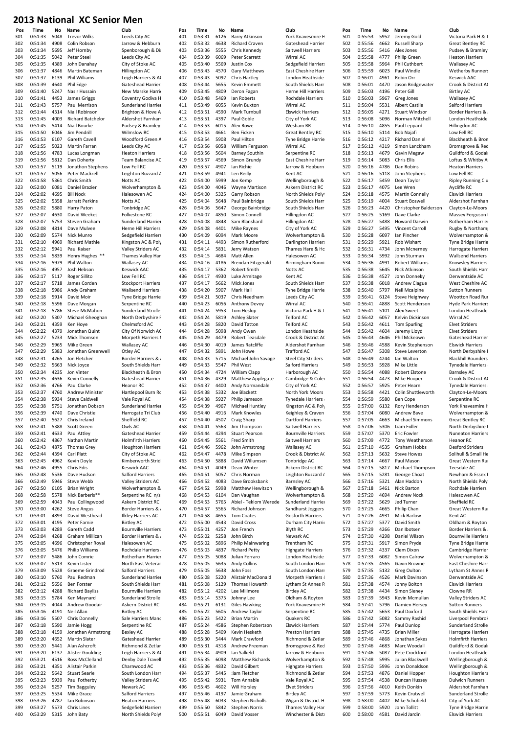# 2013 National XC Senior Men

| Pos | Time | No | Name | Club |
|---|---|---|---|---|
| 301 | 0:51:33 | 5048 | Trevor Wilks | Leeds City AC |
| 302 | 0:51:34 | 4908 | Colin Robson | Jarrow & Hebburn |
| 303 | 0:51:34 | 5695 | Jeff Hornby | Spenborough & Di |
| 304 | 0:51:35 | 5042 | Peter Steel | Leeds City AC |
| 305 | 0:51:35 | 4389 | John Danahay | City of Stoke AC |
| 306 | 0:51:37 | 4846 | Martin Bateman | Hillingdon AC |
| 307 | 0:51:37 | 6139 | Phil Williams | Leigh Harriers & A |
| 308 | 0:51:39 | 4640 | Phil Edge | Gateshead Harrier |
| 309 | 0:51:40 | 5247 | Nasir Hussain | New Marske Harri |
| 310 | 0:51:41 | 4453 | James Griggs | Coventry Godiva H |
| 311 | 0:51:43 | 5757 | Paul Merrison | Sunderland Harrie |
| 312 | 0:51:44 | 4314 | Niall Robinson | Brighton & Hove A |
| 313 | 0:51:45 | 4003 | Richard Batchelor | Aldershot Farnhan |
| 314 | 0:51:45 | 5414 | Niall Bourke | Pudsey & Bramley |
| 315 | 0:51:50 | 6046 | Jim Pendrill | Wilmslow RC |
| 316 | 0:51:53 | 6107 | Gareth Cavell | Woodford Green A |
| 317 | 0:51:55 | 5023 | Martin Farran | Leeds City AC |
| 318 | 0:51:56 | 4783 | Lucas Longman | Heaton Harriers |
| 319 | 0:51:56 | 5812 | Dan Doherty | Team Balancise AC |
| 320 | 0:51:57 | 5119 | Jonathon Stephens | Low Fell RC |
| 321 | 0:51:57 | 5056 | Peter Mackrell | Leighton Buzzard A |
| 322 | 0:51:58 | 5361 | Chris Smith | Notts AC |
| 323 | 0:52:00 | 6081 | Daniel Brazier | Wolverhampton & |
| 324 | 0:52:02 | 4695 | Bill Nock | Halesowen AC |
| 325 | 0:52:02 | 5358 | Jarratt Perkins | Notts AC |
| 326 | 0:52:02 | 5880 | Harry Paton | Tonbridge AC |
| 327 | 0:52:07 | 4630 | David Weekes | Folkestone RC |
| 328 | 0:52:07 | 5753 | Steven Graham | Sunderland Harrie |
| 329 | 0:52:08 | 4814 | Dave Mulvee | Herne Hill Harriers |
| 330 | 0:52:09 | 5574 | Nick Munro | Sedgefield Harrier |
| 331 | 0:52:10 | 4969 | Richard Mathie | Kingston AC & Pol |
| 332 | 0:52:12 | 5941 | Paul Kaiser | Valley Striders AC |
| 333 | 0:52:14 | 5839 | Henry Hughes ** | Thames Valley Har |
| 334 | 0:52:16 | 5979 | Phil Walton | Wallasey AC |
| 335 | 0:52:16 | 4957 | Josh Hebson | Keswick AAC |
| 336 | 0:52:17 | 5117 | Roger Sillito | Low Fell RC |
| 337 | 0:52:17 | 5718 | James Corden | Stockport Harriers |
| 338 | 0:52:18 | 5986 | Andy Graham | Wallsend Harriers |
| 339 | 0:52:18 | 5914 | David Moir | Tyne Bridge Harrie |
| 340 | 0:52:18 | 5596 | Dave Morgan | Serpentine RC |
| 341 | 0:52:18 | 5786 | Steve McMahon | Sunderland Strolle |
| 342 | 0:52:20 | 5307 | Michael Gheoghan | North Derbyshire |
| 343 | 0:52:21 | 4359 | Ken Hoye | Chelmsford AC |
| 344 | 0:52:22 | 4379 | Jonathan Quint | City Of Norwich AC |
| 345 | 0:52:27 | 5233 | Mick Thomsen | Morpeth Harriers |
| 346 | 0:52:29 | 5965 | Mike Green | Wallasey AC |
| 347 | 0:52:29 | 5383 | Jonathan Greenwell | Otley AC |
| 348 | 0:52:31 | 4265 | Jon Fletcher | Border Harriers & |
| 349 | 0:52:32 | 5663 | Nick Joyce | South Shields Harr |
| 350 | 0:52:34 | 4235 | Jon Vinter | Blackheath & Bron |
| 351 | 0:52:35 | 4636 | Kevin Connelly | Gateshead Harrier |
| 352 | 0:52:36 | 4766 | Paul Clarke | Heanor RC |
| 353 | 0:52:37 | 4760 | Andrew Minister | Hartlepool Burn Rd |
| 354 | 0:52:38 | 5934 | Steve Caldwell | Vale Royal AC |
| 355 | 0:52:38 | 5751 | Jonathan Dobson | Sunderland Harrie |
| 356 | 0:52:39 | 4740 | Dave Christie | Harrogate Tri Club |
| 357 | 0:52:40 | 5627 | Chris Ireland | Sheffield RC |
| 358 | 0:52:41 | 5388 | Scott Green | Owls AC |
| 359 | 0:52:41 | 4633 | Paul Attley | Gateshead Harrier |
| 360 | 0:52:42 | 4867 | Nathan Martin | Holmfirth Harriers |
| 361 | 0:52:43 | 4875 | Thomas Grey | Houghton Harriers |
| 362 | 0:52:44 | 4394 | Carl Platt | City of Stoke AC |
| 363 | 0:52:45 | 4962 | Kevin Doyle | Kimberworth Strid |
| 364 | 0:52:46 | 4955 | Chris Edis | Keswick AAC |
| 365 | 0:52:48 | 5536 | Dave Hudson | Salford Harriers |
| 366 | 0:52:49 | 5946 | Steve Webb | Valley Striders AC |
| 367 | 0:52:50 | 6105 | Brian Wright | Wolverhampton & |
| 368 | 0:52:58 | 5578 | Nick Barberis** | Serpentine RC n/s |
| 369 | 0:52:59 | 4043 | Paul Collingwood | Askern District RC |
| 370 | 0:53:00 | 4262 | Steve Angus | Border Harriers & |
| 371 | 0:53:01 | 4893 | David Westhead | Ilkley Harriers AC |
| 372 | 0:53:01 | 4195 | Peter Farnie | Birtley AC |
| 373 | 0:53:03 | 4289 | Gareth Cadd | Bournville Harriers |
| 374 | 0:53:04 | 4268 | Graham Millican | Border Harriers & |
| 375 | 0:53:05 | 4696 | Christopher Royal | Halesowen AC |
| 376 | 0:53:05 | 5476 | Philip Williams | Rochdale Harriers |
| 377 | 0:53:07 | 5486 | John Comrie | Rotherham Harrier |
| 378 | 0:53:07 | 5313 | Kevin Lister | North East Veterar |
| 379 | 0:53:09 | 5528 | Graeme Grindrod | Salford Harriers |
| 380 | 0:53:10 | 5760 | Paul Redman | Sunderland Harrie |
| 381 | 0:53:12 | 5656 | Ben Forster | South Shields Harr |
| 382 | 0:53:12 | 4288 | Richard Bayliss | Bournville Harriers |
| 383 | 0:53:15 | 5784 | Ken Maynard | Sunderland Strolle |
| 384 | 0:53:15 | 4044 | Andrew Goodair | Askern District RC |
| 385 | 0:53:16 | 4191 | Neil Allan | Birtley AC |
| 386 | 0:53:16 | 5507 | Chris Donnelly | Sale Harriers Manc |
| 387 | 0:53:18 | 5590 | Jamie Hogg | Serpentine RC |
| 388 | 0:53:18 | 4159 | Jonathan Armstrong | Bexley AC |
| 389 | 0:53:20 | 4652 | Martin Slater | Gateshead Harrier |
| 390 | 0:53:20 | 5441 | Alan Ashcroft | Richmond & Zetlar |
| 391 | 0:53:20 | 6137 | Alister Goulding | Leigh Harriers & A |
| 392 | 0:53:21 | 4516 | Ross McClelland | Denby Dale Travell |
| 393 | 0:53:21 | 4351 | Alistair Parkin | Charnwood AC |
| 394 | 0:53:22 | 5642 | Stuart Searle | South London Harr |
| 395 | 0:53:23 | 5939 | Paul Fotherby | Valley Striders AC |
| 396 | 0:53:24 | 5257 | Tim Bagguley | Newark AC |
| 397 | 0:53:25 | 5534 | Mike Grace | Salford Harriers |
| 398 | 0:53:26 | 4787 | Ian Robinson | Heaton Harriers |
| 399 | 0:53:27 | 5573 | Chris Lines | Sedgefield Harrier |
| 400 | 0:53:29 | 5315 | John Baty | North Shields Poly |
| 401 | 0:53:31 | 6126 | Barry Atkinson | York Knavesmire H |
| 402 | 0:53:32 | 4638 | Richard Craven | Gateshead Harrier |
| 403 | 0:53:36 | 5555 | Chris Kennedy | Saltwell Harriers |
| 404 | 0:53:39 | 6069 | Peter Scarrett | Wirral AC |
| 405 | 0:53:40 | 5569 | Justin Cox | Sedgefield Harrier |
| 406 | 0:53:43 | 4570 | Gary Matthews | East Cheshire Harr |
| 407 | 0:53:43 | 5092 | Chris Hartley | London Heathside |
| 408 | 0:53:44 | 5655 | Kevin Emmett | South Shields Harr |
| 409 | 0:53:45 | 4809 | Deron Fagan | Herne Hill Harriers |
| 410 | 0:53:48 | 5469 | Ian Roberts | Rochdale Harriers |
| 411 | 0:53:49 | 6055 | Kevin Buxton | Wirral AC |
| 412 | 0:53:51 | 4590 | Mark Turnbull | Elswick Harriers |
| 413 | 0:53:51 | 4397 | Paul Goble | City of York AC |
| 414 | 0:53:53 | 6015 | Alex Rowe | Wesham RR |
| 415 | 0:53:53 | 4661 | Ben Ficken | Great Bentley RC |
| 416 | 0:53:54 | 5908 | Paul Hilton | Tyne Bridge Harrie |
| 417 | 0:53:56 | 6058 | William Ferguson | Wirral AC |
| 418 | 0:53:56 | 5604 | Barney Southin | Serpentine RC |
| 419 | 0:53:57 | 4569 | Simon Grundy | East Cheshire Harr |
| 420 | 0:53:57 | 4907 | Ian Richie | Jarrow & Hebburn |
| 421 | 0:53:59 | 4941 | Len Reilly | Kent AC |
| 422 | 0:54:00 | 5999 | Jon Kemp | Wellingborough & |
| 423 | 0:54:00 | 4046 | Wayne Martison | Askern District RC |
| 424 | 0:54:00 | 5325 | Garry Robson | North Shields Poly |
| 425 | 0:54:04 | 5648 | Paul Bainbridge | South Shields Harr |
| 426 | 0:54:06 | 5647 | George Bainbridge | South Shields Harr |
| 427 | 0:54:07 | 4850 | Simon Connell | Hillingdon AC |
| 428 | 0:54:08 | 4848 | Sam Blanshard | Hillingdon AC |
| 429 | 0:54:08 | 4401 | Mike Raynes | City of York AC |
| 430 | 0:54:09 | 6094 | Mark Moore | Wolverhampton & |
| 431 | 0:54:11 | 4493 | Simon Rutherford | Darlington Harrier |
| 432 | 0:54:14 | 5831 | Jerry Watson | Thames Hare & Ho |
| 433 | 0:54:15 | 4684 | Matt Allen | Halesowen AC |
| 434 | 0:54:16 | 4186 | Brendan Fitzgerald | Birmingham Runni |
| 435 | 0:54:17 | 5362 | Robert Smith | Notts AC |
| 436 | 0:54:17 | 4930 | Luke Armitage | Kent AC |
| 437 | 0:54:17 | 5662 | Mick Jones | South Shields Harr |
| 438 | 0:54:20 | 5907 | Mark Hall | Tyne Bridge Harrie |
| 439 | 0:54:21 | 5037 | Chris Needham | Leeds City AC |
| 440 | 0:54:23 | 6056 | Anthony Devoy | Wirral AC |
| 441 | 0:54:24 | 5953 | Tom Heslop | Victoria Park H & T |
| 442 | 0:54:24 | 5819 | Ashley Slater | Telford AC |
| 443 | 0:54:28 | 5820 | David Tatton | Telford AC |
| 444 | 0:54:28 | 5098 | Andy Owen | London Heathside |
| 445 | 0:54:29 | 4479 | Robert Teasdale | Crook & District A |
| 446 | 0:54:30 | 4019 | James Ratcliffe | Aldershot Farnhan |
| 447 | 0:54:32 | 5891 | John Howe | Trafford AC |
| 448 | 0:54:33 | 5715 | Michael John Savage | Steel City Striders |
| 449 | 0:54:33 | 5547 | Phil West | Salford Harriers |
| 450 | 0:54:34 | 4724 | William Clapp | Harborough AC |
| 451 | 0:54:36 | 4329 | Matthew Applegate | Cambridge & Cole |
| 452 | 0:54:37 | 4400 | Andy Normandale | City of York AC |
| 453 | 0:54:38 | 5332 | Joe Blackett | North York Moors |
| 454 | 0:54:38 | 5927 | Philip Jameson | Tynedale Harriers |
| 455 | 0:54:39 | 4967 | Michael Huntley | Kingston AC & Pol |
| 456 | 0:54:40 | 4916 | Mark Knowles | Keighley & Craven |
| 457 | 0:54:40 | 4507 | Craig Sharp | Dartford Harriers |
| 458 | 0:54:41 | 5563 | Jim Thompson | Saltwell Harriers |
| 459 | 0:54:44 | 4294 | Stuart Pearson | Bournville Harriers |
| 460 | 0:54:45 | 5561 | Fred Smith | Saltwell Harriers |
| 461 | 0:54:46 | 5962 | John Armstrong | Wallasey AC |
| 462 | 0:54:47 | 4478 | Mike Simpson | Crook & District A |
| 463 | 0:54:50 | 5888 | David Willumsen | Tonbridge AC |
| 464 | 0:54:51 | 4049 | Dean Winter | Askern District RC |
| 465 | 0:54:51 | 5057 | Chris Norman | Leighton Buzzard |
| 466 | 0:54:52 | 4083 | Dave Brooksbank | Barnsley AC |
| 467 | 0:54:52 | 5998 | Matthew Hewitson | Wellingborough & |
| 468 | 0:54:53 | 6104 | Dan Vaughan | Wolverhampton & |
| 469 | 0:54:53 | 5765 | Abiel - Teklom Werede | Sunderland Harrie |
| 470 | 0:54:57 | 5565 | Richard Johnson | Sandhurst Joggers |
| 471 | 0:54:58 | 4655 | Tom Coates | Gosforth Harriers |
| 472 | 0:55:00 | 4543 | David Cross | Durham City Harri |
| 473 | 0:55:01 | 4257 | Jon French | Blyth RC |
| 474 | 0:55:02 | 5258 | John Birch | Newark AC |
| 475 | 0:55:02 | 5896 | Philip Mainwaring | Trentham RC |
| 476 | 0:55:03 | 4837 | Richard Petty | Highgate Harriers |
| 477 | 0:55:05 | 5088 | Julian Ferraro | London Heathside |
| 478 | 0:55:05 | 5635 | Andy Collins | South London Harr |
| 479 | 0:55:05 | 5638 | John Foss | South London Harr |
| 480 | 0:55:08 | 5220 | Alistair MacDonald | Morpeth Harriers |
| 481 | 0:55:08 | 5129 | Thomas Howarth | Lytham St Annes R |
| 482 | 0:55:12 | 4202 | Lee Millmore | Birtley AC |
| 483 | 0:55:14 | 5375 | Johnny Lee | Oldham & Royton |
| 484 | 0:55:21 | 6131 | Giles Hawking | York Knavesmire H |
| 485 | 0:55:22 | 5605 | Andrew Taylor | Serpentine RC |
| 486 | 0:55:23 | 5422 | Brian Martin | Quakers RC |
| 487 | 0:55:24 | 4586 | Stephen Robertson | Elswick Harriers |
| 488 | 0:55:28 | 5409 | Kevin Hesketh | Preston Harriers |
| 489 | 0:55:30 | 5444 | Mark Crawford | Richmond & Zetlar |
| 490 | 0:55:31 | 4318 | Andrew Freeman | Bromsgrove & Red |
| 491 | 0:55:34 | 4909 | Ian Salkeld | Jarrow & Hebburn |
| 492 | 0:55:35 | 6098 | Matthew Richards | Wolverhampton & |
| 493 | 0:55:36 | 4832 | David Gilbert | Highgate Harriers |
| 494 | 0:55:37 | 5445 | :iam Fletcher | Richmond & Zetlar |
| 495 | 0:55:42 | 5931 | Tom Annable | Vale Royal AC |
| 496 | 0:55:45 | 4602 | Will Horsley | Elvet Striders |
| 497 | 0:55:46 | 4197 | Jamie Graham | Birtley AC |
| 498 | 0:55:48 | 6033 | Stephen Nicholls | Wigan & District H |
| 499 | 0:55:50 | 5842 | Stephen Norris | Thames Valley Har |
| 500 | 0:55:51 | 6049 | David Vosser | Winchester & Dist |
| 501 | 0:55:53 | 5952 | Jeremy Gold | Victoria Park H & T |
| 502 | 0:55:56 | 4662 | Russell Sharp | Great Bentley RC |
| 503 | 0:55:56 | 5416 | Alex Jones | Pudsey & Bramley |
| 504 | 0:55:58 | 4777 | Philip Green | Heaton Harriers |
| 505 | 0:55:58 | 5964 | Phil Cuthbert | Wallasey AC |
| 506 | 0:55:59 | 6023 | Paul Windle | Wetherby Runners |
| 507 | 0:56:01 | 4961 | Robin Orr | Keswick AAC |
| 508 | 0:56:01 | 4470 | Jason Bridgewater | Crook & District A |
| 509 | 0:56:03 | 4196 | Peter Gill | Birtley AC |
| 510 | 0:56:03 | 5967 | Greg Jones | Wallasey AC |
| 511 | 0:56:04 | 5531 | Albert Castile | Salford Harriers |
| 512 | 0:56:05 | 4271 | Stuart Windsor | Border Harriers & |
| 513 | 0:56:08 | 5096 | Norman Mitchell | London Heathside |
| 514 | 0:56:10 | 4855 | Paul Leppard | Hillingdon AC |
| 515 | 0:56:10 | 5114 | Bob Najafi | Low Fell RC |
| 516 | 0:56:12 | 4217 | Richard Daniel | Blackheath & Bron |
| 517 | 0:56:12 | 4319 | Simon Lanckham | Bromsgrove & Red |
| 518 | 0:56:13 | 4679 | Gavin Megaw | Guildford & Godal |
| 519 | 0:56:14 | 5083 | Chris Ellis | Loftus & Whitby A |
| 520 | 0:56:16 | 4786 | Dan Robins | Heaton Harriers |
| 521 | 0:56:16 | 5118 | John Stephens | Low Fell RC |
| 522 | 0:56:17 | 5459 | Dean Taylor | Ripley Running Clu |
| 523 | 0:56:17 | 4075 | Lee Wren | Aycliffe RC |
| 524 | 0:56:18 | 4575 | Martin Connelly | Elswick Harriers |
| 525 | 0:56:19 | 4004 | Stuart Boswell | Aldershot Farnhan |
| 526 | 0:56:23 | 4420 | Christopher Balderson | Clayton-Le-Moors |
| 527 | 0:56:25 | 5169 | Dave Clarke | Massey Ferguson |
| 528 | 0:56:27 | 5488 | Howard Darwin | Rotherham Harrier |
| 529 | 0:56:27 | 5495 | Vincent Carroll | Rugby & Northam |
| 530 | 0:56:28 | 6097 | Ian Pincher | Wolverhampton & |
| 531 | 0:56:29 | 5921 | Rob Wishart | Tyne Bridge Harrie |
| 532 | 0:56:31 | 4734 | John Mcnerney | Harrogate Harriers |
| 533 | 0:56:34 | 5992 | John Sturman | Wallsend Harriers |
| 534 | 0:56:36 | 4991 | Robert Williams | Knowsley Harriers |
| 535 | 0:56:38 | 5645 | Nick Atkinson | South Shields Harr |
| 536 | 0:56:38 | 4527 | John Donneky | Derwentside AC |
| 537 | 0:56:38 | 6018 | Andrew Clague | West Cheshire AC |
| 538 | 0:56:40 | 5797 | Neil Mcalpine | Sutton Runners |
| 539 | 0:56:41 | 6124 | Steve Heighway | Wootton Road Rur |
| 540 | 0:56:41 | 4888 | Scott Henderson | Hyde Park Harriers |
| 541 | 0:56:41 | 5101 | Alex Sweet | London Heathside |
| 542 | 0:56:42 | 6057 | Kelvin Dickinson | Wirral AC |
| 543 | 0:56:42 | 4611 | Tom Spurling | Elvet Striders |
| 544 | 0:56:42 | 4604 | Jeremy Lloyd | Elvet Striders |
| 545 | 0:56:43 | 4646 | Phil Mckeown | Gateshead Harrier |
| 546 | 0:56:46 | 4588 | Kevin Stephenson | Elswick Harriers |
| 547 | 0:56:47 | 5308 | Steve Leverton | North Derbyshire |
| 548 | 0:56:49 | 4244 | Ian Walton | Blackhill Bounders |
| 549 | 0:56:53 | 5928 | Mike Little | Tynedale Harriers |
| 550 | 0:56:54 | 4088 | Robert Elstone | Barnsley AC |
| 551 | 0:56:54 | 4473 | Mike Hooper | Crook & District A |
| 552 | 0:56:57 | 5925 | Peter Hearn | Tynedale Harriers |
| 553 | 0:56:58 | 4421 | Colin Shuttleworth | Clayton-Le-Moors |
| 554 | 0:56:59 | 5580 | Ben Cope | Serpentine RC |
| 555 | 0:57:00 | 6132 | Rory Henderson | York Knavesmire H |
| 556 | 0:57:04 | 6080 | Andrew Bave | Wolverhampton & |
| 557 | 0:57:05 | 4663 | Michael Simmons | Great Bentley RC |
| 558 | 0:57:06 | 5306 | Liam Fidler | North Derbyshire |
| 559 | 0:57:07 | 5370 | Eric Fowler | Nuneaton Harriers |
| 560 | 0:57:09 | 4772 | Tony Weatherson | Heanor RC |
| 561 | 0:57:10 | 4535 | Graham Hobbs | Desford Striders |
| 562 | 0:57:13 | 5632 | Steve Howes | Solihull & Small He |
| 563 | 0:57:14 | 4667 | Paul Mason | Great Western Rur |
| 564 | 0:57:15 | 5817 | Michael Thompson | Teesdale AC |
| 565 | 0:57:15 | 5281 | George Choat | Newham & Essex |
| 566 | 0:57:16 | 5321 | Alan Haddon | North Shields Poly |
| 567 | 0:57:18 | 5461 | Nick Barton | Rochdale Harriers |
| 568 | 0:57:20 | 4694 | Andrew Nock | Halesowen AC |
| 569 | 0:57:22 | 5629 | Jed Turner | Sheffield RC |
| 570 | 0:57:25 | 4665 | Philip Chan | Great Western Rur |
| 571 | 0:57:26 | 4931 | Mick Barlow | Kent AC |
| 572 | 0:57:27 | 5377 | David Smith | Oldham & Royton |
| 573 | 0:57:29 | 4266 | Dan Ibotsen | Border Harriers & |
| 574 | 0:57:30 | 4298 | Daniel Wilson | Bournville Harriers |
| 575 | 0:57:31 | 5917 | Simon Pryde | Tyne Bridge Harrie |
| 576 | 0:57:32 | 4337 | Clem Dixon | Cambridge Harrier |
| 577 | 0:57:33 | 6082 | Simon Calrow | Wolverhampton & |
| 578 | 0:57:35 | 4565 | Gavin Browne | East Cheshire Harr |
| 579 | 0:57:35 | 5132 | Greg Oulton | Lytham St Annes R |
| 580 | 0:57:36 | 4526 | Mark Davinson | Derwentside AC |
| 581 | 0:57:38 | 4574 | Jonny Bolton | Elswick Harriers |
| 582 | 0:57:38 | 4434 | Simon Sleney | Clowne RR |
| 583 | 0:57:39 | 5943 | Kevin Mcmullan | Valley Striders AC |
| 584 | 0:57:41 | 5796 | Damien Hersey | Sutton Runners |
| 585 | 0:57:42 | 5653 | Paul Doxford | South Shields Harr |
| 586 | 0:57:42 | 5082 | Sammy Rashid | Liverpool Pembrok |
| 587 | 0:57:44 | 5774 | Paul Dunlop | Sunderland Strolle |
| 588 | 0:57:45 | 4735 | Brian Miller | Harrogate Harriers |
| 589 | 0:57:46 | 4868 | Jonathan Sykes | Holmfirth Harriers |
| 590 | 0:57:46 | 4683 | Marc Woodall | Guildford & Godal |
| 591 | 0:57:46 | 5087 | Pete Crockford | London Heathside |
| 592 | 0:57:48 | 5995 | Julian Blackwell | Wellingborough & |
| 593 | 0:57:50 | 5996 | John Donaldson | Wellingborough & |
| 594 | 0:57:53 | 4876 | Daniel Hopper | Houghton Harriers |
| 595 | 0:57:54 | 4538 | Duncan Hussey | Dulwich Runners |
| 596 | 0:57:56 | 4010 | Keith Donkin | Aldershot Farnhan |
| 597 | 0:57:59 | 5773 | Kevin Crutwell | Sunderland Strolle |
| 598 | 0:58:00 | 4402 | Mike Schofield | City of York AC |
| 599 | 0:58:00 | 5920 | John Tollitt | Tyne Bridge Harrie |
| 600 | 0:58:00 | 4581 | David Jardin | Elswick Harriers |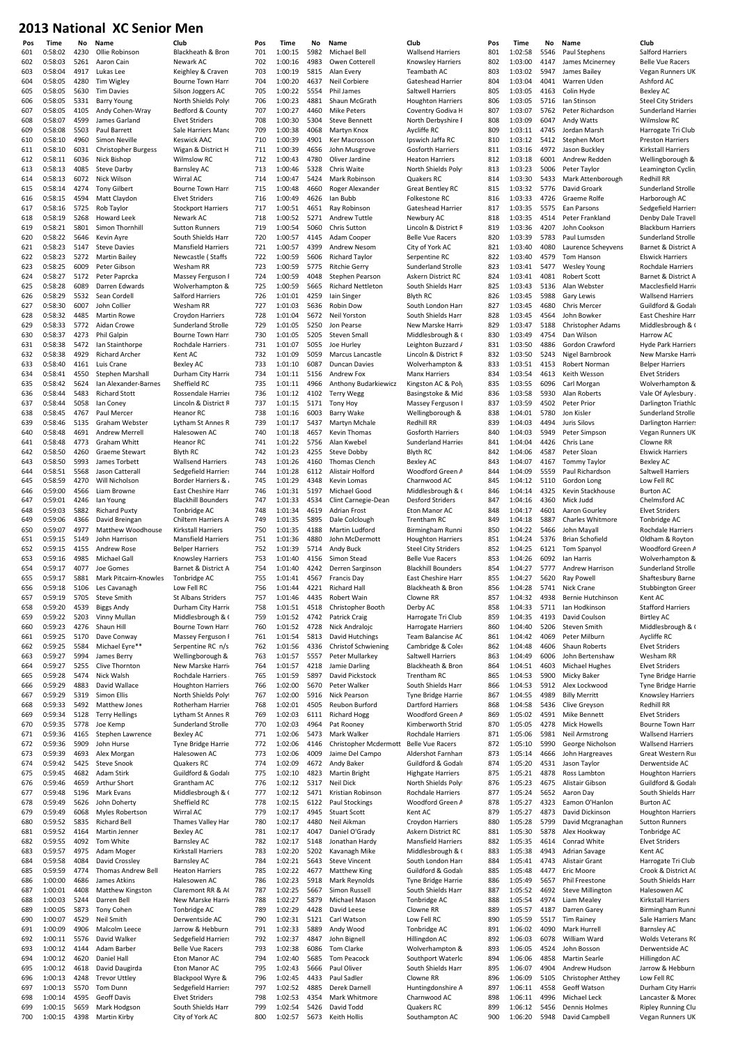# 2013 National XC Senior Men

| Pos | Time | No | Name | Club |
|---|---|---|---|---|
| 601 | 0:58:02 | 4230 | Ollie Robinson | Blackheath & Bron |
| 602 | 0:58:03 | 5261 | Aaron Cain | Newark AC |
| 603 | 0:58:04 | 4917 | Lukas Lee | Keighley & Craven |
| 604 | 0:58:05 | 4280 | Tim Wigley | Bourne Town Harr |
| 605 | 0:58:05 | 5630 | Tim Davies | Silson Joggers AC |
| 606 | 0:58:05 | 5331 | Barry Young | North Shields Poly |
| 607 | 0:58:05 | 4105 | Andy Cohen-Wray | Bedford & County |
| 608 | 0:58:07 | 4599 | James Garland | Elvet Striders |
| 609 | 0:58:08 | 5503 | Paul Barrett | Sale Harriers Manc |
| 610 | 0:58:10 | 4960 | Simon Neville | Keswick AAC |
| 611 | 0:58:10 | 6031 | Christopher Burgess | Wigan & District H |
| 612 | 0:58:11 | 6036 | Nick Bishop | Wilmslow RC |
| 613 | 0:58:13 | 4085 | Steve Darby | Barnsley AC |
| 614 | 0:58:13 | 6072 | Nick Wilson | Wirral AC |
| 615 | 0:58:14 | 4274 | Tony Gilbert | Bourne Town Harr |
| 616 | 0:58:15 | 4594 | Matt Claydon | Elvet Striders |
| 617 | 0:58:16 | 5725 | Rob Taylor | Stockport Harriers |
| 618 | 0:58:19 | 5268 | Howard Leek | Newark AC |
| 619 | 0:58:21 | 5801 | Simon Thornhill | Sutton Runners |
| 620 | 0:58:22 | 5646 | Kevin Ayre | South Shields Harr |
| 621 | 0:58:23 | 5147 | Steve Davies | Mansfield Harriers |
| 622 | 0:58:23 | 5272 | Martin Bailey | Newcastle ( Staffs |
| 623 | 0:58:25 | 6009 | Peter Gibson | Wesham RR |
| 624 | 0:58:27 | 5172 | Peter Paprcka | Massey Ferguson I |
| 625 | 0:58:28 | 6089 | Darren Edwards | Wolverhampton & |
| 626 | 0:58:29 | 5532 | Sean Cordell | Salford Harriers |
| 627 | 0:58:30 | 6007 | John Collier | Wesham RR |
| 628 | 0:58:32 | 4485 | Martin Rowe | Croydon Harriers |
| 629 | 0:58:33 | 5772 | Aidan Crowe | Sunderland Strolle |
| 630 | 0:58:37 | 4273 | Phil Galpin | Bourne Town Harr |
| 631 | 0:58:38 | 5472 | Ian Stainthorpe | Rochdale Harriers |
| 632 | 0:58:38 | 4929 | Richard Archer | Kent AC |
| 633 | 0:58:40 | 4161 | Luis Crane | Bexley AC |
| 634 | 0:58:41 | 4550 | Stephen Marshall | Durham City Harri |
| 635 | 0:58:42 | 5624 | Ian Alexander-Barnes | Sheffield RC |
| 636 | 0:58:44 | 5483 | Richard Stott | Rossendale Harrier |
| 637 | 0:58:44 | 5058 | Ian Coney | Lincoln & District R |
| 638 | 0:58:45 | 4767 | Paul Mercer | Heanor RC |
| 639 | 0:58:46 | 5135 | Graham Webster | Lytham St Annes R |
| 640 | 0:58:48 | 4691 | Andrew Merrell | Halesowen AC |
| 641 | 0:58:48 | 4773 | Graham Whitt | Heanor RC |
| 642 | 0:58:50 | 4260 | Graeme Stewart | Blyth RC |
| 643 | 0:58:50 | 5993 | James Torbett | Wallsend Harriers |
| 644 | 0:58:51 | 5568 | Jason Catterall | Sedgefield Harriers |
| 645 | 0:58:59 | 4270 | Will Nicholson | Border Harriers & |
| 646 | 0:59:00 | 4566 | Liam Browne | East Cheshire Harr |
| 647 | 0:59:01 | 4246 | Ian Young | Blackhill Bounders |
| 648 | 0:59:03 | 5882 | Richard Puxty | Tonbridge AC |
| 649 | 0:59:06 | 4366 | David Breingan | Chiltern Harriers A |
| 650 | 0:59:07 | 4977 | Matthew Woodhouse | Kirkstall Harriers |
| 651 | 0:59:15 | 5149 | John Harrison | Mansfield Harriers |
| 652 | 0:59:15 | 4155 | Andrew Rose | Belper Harriers |
| 653 | 0:59:16 | 4985 | Michael Gall | Knowsley Harriers |
| 654 | 0:59:17 | 4077 | Joe Gomes | Barnet & District A |
| 655 | 0:59:17 | 5881 | Mark Pitcairn-Knowles | Tonbridge AC |
| 656 | 0:59:18 | 5106 | Les Cavanagh | Low Fell RC |
| 657 | 0:59:19 | 5705 | Steve Smith | St Albans Striders |
| 658 | 0:59:20 | 4539 | Biggs Andy | Durham City Harri |
| 659 | 0:59:22 | 5203 | Vinny Mullan | Middlesbrough & ( |
| 660 | 0:59:23 | 4276 | Shaun Hill | Bourne Town Harr |
| 661 | 0:59:25 | 5170 | Dave Conway | Massey Ferguson I |
| 662 | 0:59:25 | 5584 | Michael Eyre** | Serpentine RC n/s |
| 663 | 0:59:27 | 5994 | James Berry | Wellingborough & |
| 664 | 0:59:27 | 5255 | Clive Thornton | New Marske Harri |
| 665 | 0:59:28 | 5474 | Nick Walsh | Rochdale Harriers |
| 666 | 0:59:29 | 4883 | David Wallace | Houghton Harriers |
| 667 | 0:59:29 | 5319 | Simon Ellis | North Shields Poly |
| 668 | 0:59:33 | 5492 | Matthew Jones | Rotherham Harrier |
| 669 | 0:59:34 | 5128 | Terry Hellings | Lytham St Annes R |
| 670 | 0:59:35 | 5778 | Joe Kemp | Sunderland Strolle |
| 671 | 0:59:36 | 4165 | Stephen Lawrence | Bexley AC |
| 672 | 0:59:36 | 5909 | John Hurse | Tyne Bridge Harrie |
| 673 | 0:59:39 | 4693 | Alex Morgan | Halesowen AC |
| 674 | 0:59:42 | 5425 | Steve Snook | Quakers RC |
| 675 | 0:59:45 | 4682 | Adam Stirk | Guildford & Godal |
| 676 | 0:59:46 | 4659 | Arthur Short | Grantham AC |
| 677 | 0:59:48 | 5196 | Mark Evans | Middlesbrough & ( |
| 678 | 0:59:49 | 5626 | John Doherty | Sheffield RC |
| 679 | 0:59:49 | 6068 | Myles Robertson | Wirral AC |
| 680 | 0:59:52 | 5835 | Richard Bell | Thames Valley Har |
| 681 | 0:59:52 | 4164 | Martin Jenner | Bexley AC |
| 682 | 0:59:55 | 4092 | Tom White | Barnsley AC |
| 683 | 0:59:57 | 4975 | Adam Moger | Kirkstall Harriers |
| 684 | 0:59:58 | 4084 | David Crossley | Barnsley AC |
| 685 | 0:59:59 | 4774 | Thomas Andrew Bell | Heaton Harriers |
| 686 | 1:00:00 | 4686 | James Atkins | Halesowen AC |
| 687 | 1:00:01 | 4408 | Matthew Kingston | Claremont RR & A( |
| 688 | 1:00:03 | 5244 | Darren Bell | New Marske Harri |
| 689 | 1:00:05 | 5873 | Tony Cohen | Tonbridge AC |
| 690 | 1:00:07 | 4529 | Neil Smith | Derwentside AC |
| 691 | 1:00:09 | 4906 | Malcolm Leece | Jarrow & Hebburn |
| 692 | 1:00:11 | 5576 | David Walker | Sedgefield Harriers |
| 693 | 1:00:12 | 4144 | Adam Barber | Belle Vue Racers |
| 694 | 1:00:12 | 4620 | Daniel Hall | Eton Manor AC |
| 695 | 1:00:12 | 4618 | David Daugirda | Eton Manor AC |
| 696 | 1:00:13 | 4248 | Trevor Uttley | Blackpool Wyre & |
| 697 | 1:00:13 | 5570 | Tom Dunn | Sedgefield Harriers |
| 698 | 1:00:14 | 4595 | Geoff Davis | Elvet Striders |
| 699 | 1:00:15 | 5659 | Mark Hodgson | South Shields Harr |
| 700 | 1:00:15 | 4398 | Martin Kirby | City of York AC |
| 701 | 1:00:15 | 5982 | Michael Bell | Wallsend Harriers |
| 702 | 1:00:16 | 4983 | Owen Cotterell | Knowsley Harriers |
| 703 | 1:00:19 | 5815 | Alan Every | Teambath AC |
| 704 | 1:00:20 | 4637 | Neil Corbiere | Gateshead Harrier |
| 705 | 1:00:22 | 5554 | Phil James | Saltwell Harriers |
| 706 | 1:00:23 | 4881 | Shaun McGrath | Houghton Harriers |
| 707 | 1:00:27 | 4460 | Mike Peters | Coventry Godiva H |
| 708 | 1:00:30 | 5304 | Steve Bennett | North Derbyshire I |
| 709 | 1:00:38 | 4068 | Martyn Knox | Aycliffe RC |
| 710 | 1:00:39 | 4901 | Ker Macrosson | Ipswich Jaffa RC |
| 711 | 1:00:39 | 4656 | John Musgrove | Gosforth Harriers |
| 712 | 1:00:43 | 4780 | Oliver Jardine | Heaton Harriers |
| 713 | 1:00:46 | 5328 | Chris Waite | North Shields Poly |
| 714 | 1:00:47 | 5424 | Mark Robinson | Quakers RC |
| 715 | 1:00:48 | 4660 | Roger Alexander | Great Bentley RC |
| 716 | 1:00:49 | 4626 | Ian Bubb | Folkestone RC |
| 717 | 1:00:51 | 4651 | Ray Robinson | Gateshead Harrier |
| 718 | 1:00:52 | 5271 | Andrew Tuttle | Newbury AC |
| 719 | 1:00:54 | 5060 | Chris Sutton | Lincoln & District R |
| 720 | 1:00:57 | 4145 | Adam Cooper | Belle Vue Racers |
| 721 | 1:00:57 | 4399 | Andrew Nesom | City of York AC |
| 722 | 1:00:59 | 5606 | Richard Taylor | Serpentine RC |
| 723 | 1:00:59 | 5775 | Ritchie Gerry | Sunderland Strolle |
| 724 | 1:00:59 | 4048 | Stephen Pearson | Askern District RC |
| 725 | 1:00:59 | 5665 | Richard Nettleton | South Shields Harr |
| 726 | 1:01:01 | 4259 | Iain Singer | Blyth RC |
| 727 | 1:01:03 | 5636 | Robin Dow | South London Harr |
| 728 | 1:01:04 | 5672 | Neil Yorston | South Shields Harr |
| 729 | 1:01:05 | 5250 | Jon Pearse | New Marske Harri |
| 730 | 1:01:05 | 5205 | Steven Small | Middlesbrough & ( |
| 731 | 1:01:07 | 5055 | Joe Hurley | Leighton Buzzard / |
| 732 | 1:01:09 | 5059 | Marcus Lancastle | Lincoln & District R |
| 733 | 1:01:10 | 6087 | Duncan Davies | Wolverhampton & |
| 734 | 1:01:11 | 5156 | Andrew Fox | Manx Harriers |
| 735 | 1:01:11 | 4966 | Anthony Budarkiewicz | Kingston AC & Poly |
| 736 | 1:01:12 | 4102 | Terry Wegg | Basingstoke & Mid |
| 737 | 1:01:15 | 5171 | Tony Hoy | Massey Ferguson I |
| 738 | 1:01:16 | 6003 | Barry Wake | Wellingborough & |
| 739 | 1:01:17 | 5437 | Martyn Mchale | Redhill RR |
| 740 | 1:01:18 | 4657 | Kevin Thomas | Gosforth Harriers |
| 741 | 1:01:22 | 5756 | Alan Kwebel | Sunderland Harrier |
| 742 | 1:01:23 | 4255 | Steve Dobby | Blyth RC |
| 743 | 1:01:26 | 4160 | Thomas Clench | Bexley AC |
| 744 | 1:01:28 | 6112 | Alistair Holford | Woodford Green A |
| 745 | 1:01:29 | 4348 | Kevin Lomas | Charnwood AC |
| 746 | 1:01:31 | 5197 | Michael Good | Middlesbrough & ( |
| 747 | 1:01:33 | 4534 | Clint Carnegie-Dean | Desford Striders |
| 748 | 1:01:34 | 4619 | Adrian Frost | Eton Manor AC |
| 749 | 1:01:35 | 5895 | Dale Colclough | Trentham RC |
| 750 | 1:01:35 | 4188 | Martin Ludford | Birmingham Runni |
| 751 | 1:01:36 | 4880 | John McDermott | Houghton Harriers |
| 752 | 1:01:39 | 5714 | Andy Buck | Steel City Striders |
| 753 | 1:01:40 | 4156 | Simon Stead | Belle Vue Racers |
| 754 | 1:01:40 | 4242 | Derren Sarginson | Blackhill Bounders |
| 755 | 1:01:41 | 4567 | Francis Day | East Cheshire Harr |
| 756 | 1:01:44 | 4221 | Richard Hall | Blackheath & Bron |
| 757 | 1:01:46 | 4435 | Robert Wain | Clowne RR |
| 758 | 1:01:51 | 4518 | Christopher Booth | Derby AC |
| 759 | 1:01:52 | 4742 | Patrick Craig | Harrogate Tri Club |
| 760 | 1:01:52 | 4728 | Nick Andralojc | Harrogate Harriers |
| 761 | 1:01:54 | 5813 | David Hutchings | Team Balancise AC |
| 762 | 1:01:56 | 4336 | Christof Schwiening | Cambridge & Coler |
| 763 | 1:01:57 | 5557 | Peter Mullarkey | Saltwell Harriers |
| 764 | 1:01:57 | 4218 | Jamie Darling | Blackheath & Bron |
| 765 | 1:01:59 | 5897 | David Pickstock | Trentham RC |
| 766 | 1:02:00 | 5670 | Peter Walker | South Shields Harr |
| 767 | 1:02:00 | 5916 | Nick Pearson | Tyne Bridge Harrie |
| 768 | 1:02:01 | 4505 | Reubon Burford | Dartford Harriers |
| 769 | 1:02:03 | 6111 | Richard Hogg | Woodford Green A |
| 770 | 1:02:03 | 4964 | Pat Rooney | Kimberworth Strid |
| 771 | 1:02:06 | 5473 | Mark Walker | Rochdale Harriers |
| 772 | 1:02:06 | 4146 | Christopher Mcdermott | Belle Vue Racers |
| 773 | 1:02:06 | 4009 | Jaime Del Campo | Aldershot Farnhan |
| 774 | 1:02:09 | 4672 | Andy Baker | Guildford & Godal |
| 775 | 1:02:10 | 4823 | Martin Bright | Highgate Harriers |
| 776 | 1:02:12 | 5317 | Neil Dick | North Shields Poly |
| 777 | 1:02:12 | 5471 | Kristian Robinson | Rochdale Harriers |
| 778 | 1:02:15 | 6122 | Paul Stockings | Woodford Green A |
| 779 | 1:02:17 | 4945 | Stuart Scott | Kent AC |
| 780 | 1:02:17 | 4480 | Neil Aikman | Croydon Harriers |
| 781 | 1:02:17 | 4047 | Daniel O'Grady | Askern District RC |
| 782 | 1:02:17 | 5148 | Jonathan Hardy | Mansfield Harriers |
| 783 | 1:02:20 | 5202 | Kavanagh Mike | Middlesbrough & ( |
| 784 | 1:02:21 | 5643 | Steve Vincent | South London Harr |
| 785 | 1:02:22 | 4677 | Matthew King | Guildford & Godal |
| 786 | 1:02:23 | 5918 | Mark Reynolds | Tyne Bridge Harrie |
| 787 | 1:02:25 | 5667 | Simon Russell | South Shields Harr |
| 788 | 1:02:27 | 5879 | Michael Mason | Tonbridge AC |
| 789 | 1:02:29 | 4428 | David Leese | Clowne RR |
| 790 | 1:02:31 | 5121 | Carl Watson | Low Fell RC |
| 791 | 1:02:33 | 5889 | Andy Wood | Tonbridge AC |
| 792 | 1:02:37 | 4847 | John Bignell | Hillingdon AC |
| 793 | 1:02:38 | 6086 | Tom Clarke | Wolverhampton & |
| 794 | 1:02:40 | 5685 | Tom Peacock | Southport Waterlo |
| 795 | 1:02:43 | 5666 | Paul Oliver | South Shields Harr |
| 796 | 1:02:45 | 4433 | Paul Sadler | Clowne RR |
| 797 | 1:02:52 | 4885 | Derek Darnell | Huntingdonshire A |
| 798 | 1:02:53 | 4354 | Mark Whitmore | Charnwood AC |
| 799 | 1:02:54 | 5426 | David Todd | Quakers RC |
| 800 | 1:02:57 | 5673 | Keith Hollis | Southampton AC |
| 801 | 1:02:58 | 5546 | Paul Stephens | Salford Harriers |
| 802 | 1:03:00 | 4147 | James Mcinerney | Belle Vue Racers |
| 803 | 1:03:02 | 5947 | James Bailey | Vegan Runners UK |
| 804 | 1:03:04 | 4041 | Warren Uden | Ashford AC |
| 805 | 1:03:05 | 4163 | Colin Hyde | Bexley AC |
| 806 | 1:03:05 | 5716 | Ian Stinson | Steel City Striders |
| 807 | 1:03:07 | 5762 | Peter Richardson | Sunderland Harrier |
| 808 | 1:03:09 | 6047 | Andy Watts | Wilmslow RC |
| 809 | 1:03:11 | 4745 | Jordan Marsh | Harrogate Tri Club |
| 810 | 1:03:12 | 5412 | Stephen Mort | Preston Harriers |
| 811 | 1:03:16 | 4972 | Jason Buckley | Kirkstall Harriers |
| 812 | 1:03:18 | 6001 | Andrew Redden | Wellingborough & |
| 813 | 1:03:23 | 5006 | Peter Taylor | Leamington Cyclin |
| 814 | 1:03:30 | 5433 | Mark Attenborough | Redhill RR |
| 815 | 1:03:32 | 5776 | David Groark | Sunderland Strolle |
| 816 | 1:03:33 | 4726 | Graeme Rolfe | Harborough AC |
| 817 | 1:03:35 | 5575 | Ean Parsons | Sedgefield Harriers |
| 818 | 1:03:35 | 4514 | Peter Frankland | Denby Dale Travell |
| 819 | 1:03:36 | 4207 | John Cookson | Blackburn Harriers |
| 820 | 1:03:39 | 5783 | Paul Lumsden | Sunderland Strolle |
| 821 | 1:03:40 | 4080 | Laurence Scheyvens | Barnet & District A |
| 822 | 1:03:40 | 4579 | Tom Hanson | Elswick Harriers |
| 823 | 1:03:41 | 5477 | Wesley Young | Rochdale Harriers |
| 824 | 1:03:41 | 4081 | Robert Scott | Barnet & District A |
| 825 | 1:03:43 | 5136 | Alan Webster | Macclesfield Harrie |
| 826 | 1:03:45 | 5988 | Gary Lewis | Wallsend Harriers |
| 827 | 1:03:45 | 4680 | Chris Mercer | Guildford & Godal |
| 828 | 1:03:45 | 4564 | John Bowker | East Cheshire Harr |
| 829 | 1:03:47 | 5188 | Christopher Adams | Middlesbrough & ( |
| 830 | 1:03:49 | 4754 | Dan Wilson | Harrow AC |
| 831 | 1:03:50 | 4886 | Gordon Crawford | Hyde Park Harriers |
| 832 | 1:03:50 | 5243 | Nigel Barnbrook | New Marske Harri |
| 833 | 1:03:51 | 4153 | Robert Norman | Belper Harriers |
| 834 | 1:03:54 | 4613 | Keith Wesson | Elvet Striders |
| 835 | 1:03:55 | 6096 | Carl Morgan | Wolverhampton & |
| 836 | 1:03:58 | 5930 | Alan Roberts | Vale Of Aylesbury |
| 837 | 1:03:59 | 4502 | Peter Prior | Darlington Triathlc |
| 838 | 1:04:01 | 5780 | Jon Kisler | Sunderland Strolle |
| 839 | 1:04:03 | 4494 | Juris Silovs | Darlington Harriers |
| 840 | 1:04:03 | 5949 | Peter Simpson | Vegan Runners UK |
| 841 | 1:04:04 | 4426 | Chris Lane | Clowne RR |
| 842 | 1:04:06 | 4587 | Peter Sloan | Elswick Harriers |
| 843 | 1:04:07 | 4167 | Tommy Taylor | Bexley AC |
| 844 | 1:04:09 | 5559 | Paul Richardson | Saltwell Harriers |
| 845 | 1:04:12 | 5110 | Gordon Long | Low Fell RC |
| 846 | 1:04:14 | 4325 | Kevin Stackhouse | Burton AC |
| 847 | 1:04:16 | 4360 | Mick Judd | Chelmsford AC |
| 848 | 1:04:17 | 4601 | Aaron Gourley | Elvet Striders |
| 849 | 1:04:18 | 5887 | Charles Whitmore | Tonbridge AC |
| 850 | 1:04:22 | 5466 | John Mayall | Rochdale Harriers |
| 851 | 1:04:24 | 5376 | Brian Schofield | Oldham & Royton |
| 852 | 1:04:25 | 6121 | Tom Spanyol | Woodford Green A |
| 853 | 1:04:26 | 6092 | Ian Harris | Wolverhampton & |
| 854 | 1:04:27 | 5777 | Andrew Harrison | Sunderland Strolle |
| 855 | 1:04:27 | 5620 | Ray Powell | Shaftesbury Barne |
| 856 | 1:04:28 | 5741 | Nick Crane | Stubbington Greer |
| 857 | 1:04:32 | 4938 | Bernie Hutchinson | Kent AC |
| 858 | 1:04:33 | 5711 | Ian Hodkinson | Stafford Harriers |
| 859 | 1:04:35 | 4193 | David Coulson | Birtley AC |
| 860 | 1:04:40 | 5206 | Steven Smith | Middlesbrough & ( |
| 861 | 1:04:42 | 4069 | Peter Milburn | Aycliffe RC |
| 862 | 1:04:48 | 4606 | Shaun Roberts | Elvet Striders |
| 863 | 1:04:49 | 6006 | John Bertenshaw | Wesham RR |
| 864 | 1:04:51 | 4603 | Michael Hughes | Elvet Striders |
| 865 | 1:04:53 | 5900 | Micky Baker | Tyne Bridge Harrie |
| 866 | 1:04:53 | 5912 | Alex Lockwood | Tyne Bridge Harrie |
| 867 | 1:04:55 | 4989 | Billy Merritt | Knowsley Harriers |
| 868 | 1:04:58 | 5436 | Clive Greyson | Redhill RR |
| 869 | 1:05:02 | 4591 | Mike Bennett | Elvet Striders |
| 870 | 1:05:05 | 4278 | Mick Howells | Bourne Town Harr |
| 871 | 1:05:06 | 5981 | Neil Armstrong | Wallsend Harriers |
| 872 | 1:05:10 | 5990 | George Nicholson | Wallsend Harriers |
| 873 | 1:05:14 | 4666 | John Hargreaves | Great Western Rur |
| 874 | 1:05:20 | 4531 | Jason Taylor | Derwentside AC |
| 875 | 1:05:21 | 4878 | Ross Lambton | Houghton Harriers |
| 876 | 1:05:23 | 4675 | Alistair Gibson | Guildford & Godal |
| 877 | 1:05:24 | 5652 | Aaron Day | South Shields Harr |
| 878 | 1:05:27 | 4323 | Eamon O'Hanlon | Burton AC |
| 879 | 1:05:27 | 4873 | David Dickinson | Houghton Harriers |
| 880 | 1:05:28 | 5799 | David Mcgranaghan | Sutton Runners |
| 881 | 1:05:30 | 5878 | Alex Hookway | Tonbridge AC |
| 882 | 1:05:35 | 4614 | Conrad White | Elvet Striders |
| 883 | 1:05:38 | 4943 | Adrian Savage | Kent AC |
| 884 | 1:05:41 | 4743 | Alistair Grant | Harrogate Tri Club |
| 885 | 1:05:48 | 4477 | Eric Moore | Crook & District A( |
| 886 | 1:05:49 | 5657 | Phil Freestone | South Shields Harr |
| 887 | 1:05:52 | 4692 | Steve Millington | Halesowen AC |
| 888 | 1:05:54 | 4974 | Liam Mealey | Kirkstall Harriers |
| 889 | 1:05:57 | 4187 | Darren Garey | Birmingham Runni |
| 890 | 1:05:59 | 5517 | Tim Rainey | Sale Harriers Manc |
| 891 | 1:06:02 | 4090 | Mark Hurrell | Barnsley AC |
| 892 | 1:06:03 | 6078 | William Ward | Wolds Veterans R( |
| 893 | 1:06:05 | 4524 | John Bosson | Derwentside AC |
| 894 | 1:06:06 | 4858 | Martin Searle | Hillingdon AC |
| 895 | 1:06:07 | 4904 | Andrew Hudson | Jarrow & Hebburn |
| 896 | 1:06:09 | 5105 | Christopher Atthey | Low Fell RC |
| 897 | 1:06:11 | 4558 | Geoff Watson | Durham City Harri |
| 898 | 1:06:11 | 4996 | Michael Leck | Lancaster & Morec |
| 899 | 1:06:12 | 5456 | Dennis Holmes | Ripley Running Clu |
| 900 | 1:06:20 | 5948 | David Campbell | Vegan Runners UK |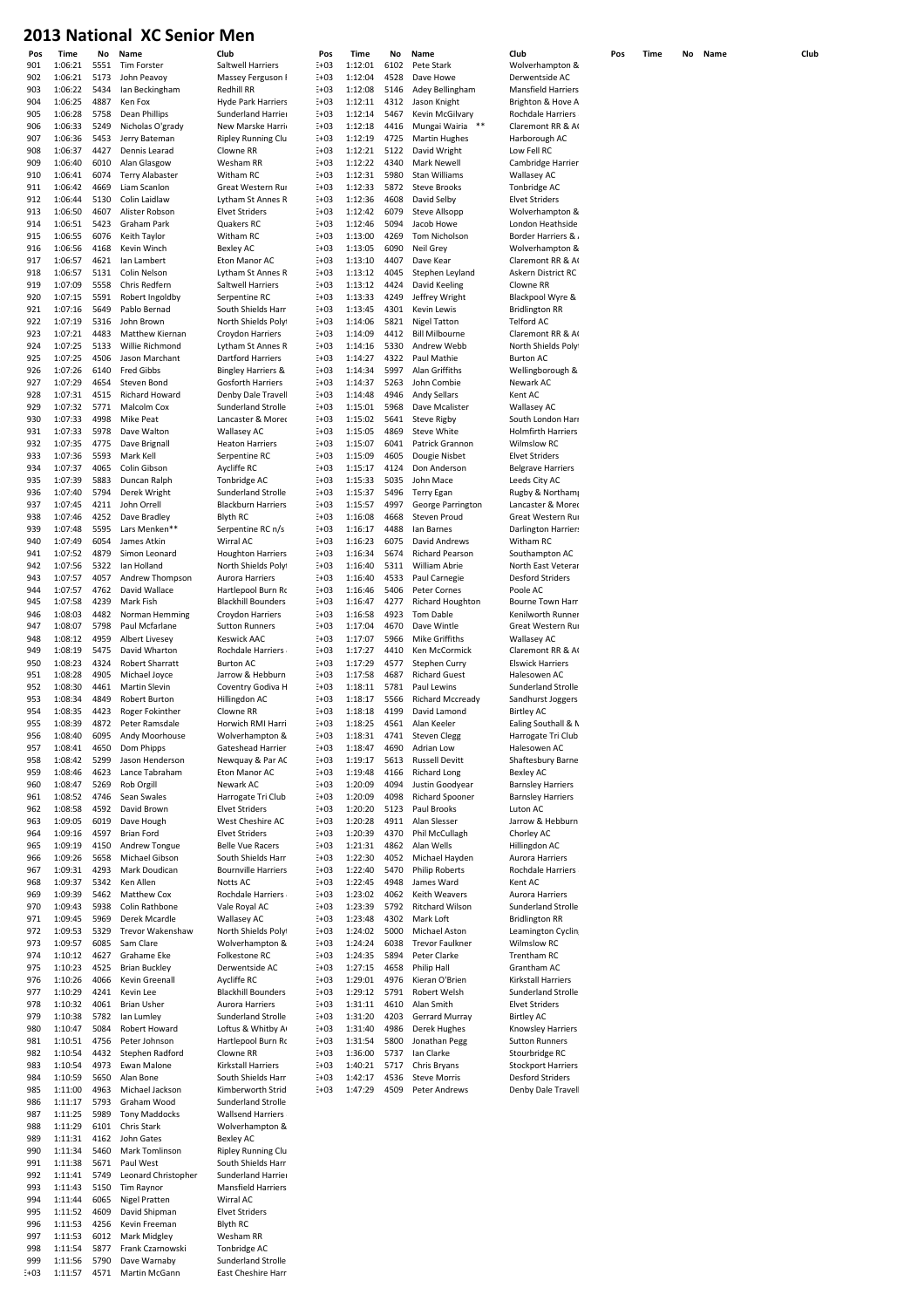# 2013 National XC Senior Men

| Pos | Time | No | Name | Club |
|---|---|---|---|---|
| 901 | 1:06:21 | 5551 | Tim Forster | Saltwell Harriers |
| 902 | 1:06:21 | 5173 | John Peavoy | Massey Ferguson I |
| 903 | 1:06:22 | 5434 | Ian Beckingham | Redhill RR |
| 904 | 1:06:25 | 4887 | Ken Fox | Hyde Park Harriers |
| 905 | 1:06:28 | 5758 | Dean Phillips | Sunderland Harrier |
| 906 | 1:06:33 | 5249 | Nicholas O'grady | New Marske Harri |
| 907 | 1:06:36 | 5453 | Jerry Bateman | Ripley Running Clu |
| 908 | 1:06:37 | 4427 | Dennis Learad | Clowne RR |
| 909 | 1:06:40 | 6010 | Alan Glasgow | Wesham RR |
| 910 | 1:06:41 | 6074 | Terry Alabaster | Witham RC |
| 911 | 1:06:42 | 4669 | Liam Scanlon | Great Western Rur |
| 912 | 1:06:44 | 5130 | Colin Laidlaw | Lytham St Annes R |
| 913 | 1:06:50 | 4607 | Alister Robson | Elvet Striders |
| 914 | 1:06:51 | 5423 | Graham Park | Quakers RC |
| 915 | 1:06:55 | 6076 | Keith Taylor | Witham RC |
| 916 | 1:06:56 | 4168 | Kevin Winch | Bexley AC |
| 917 | 1:06:57 | 4621 | Ian Lambert | Eton Manor AC |
| 918 | 1:06:57 | 5131 | Colin Nelson | Lytham St Annes R |
| 919 | 1:07:09 | 5558 | Chris Redfern | Saltwell Harriers |
| 920 | 1:07:15 | 5591 | Robert Ingoldby | Serpentine RC |
| 921 | 1:07:16 | 5649 | Pablo Bernad | South Shields Harr |
| 922 | 1:07:19 | 5316 | John Brown | North Shields Poly |
| 923 | 1:07:21 | 4483 | Matthew Kiernan | Croydon Harriers |
| 924 | 1:07:25 | 5133 | Willie Richmond | Lytham St Annes R |
| 925 | 1:07:25 | 4506 | Jason Marchant | Dartford Harriers |
| 926 | 1:07:26 | 6140 | Fred Gibbs | Bingley Harriers & |
| 927 | 1:07:29 | 4654 | Steven Bond | Gosforth Harriers |
| 928 | 1:07:31 | 4515 | Richard Howard | Denby Dale Travell |
| 929 | 1:07:32 | 5771 | Malcolm Cox | Sunderland Strolle |
| 930 | 1:07:33 | 4998 | Mike Peat | Lancaster & Morec |
| 931 | 1:07:33 | 5978 | Dave Walton | Wallasey AC |
| 932 | 1:07:35 | 4775 | Dave Brignall | Heaton Harriers |
| 933 | 1:07:36 | 5593 | Mark Kell | Serpentine RC |
| 934 | 1:07:37 | 4065 | Colin Gibson | Aycliffe RC |
| 935 | 1:07:39 | 5883 | Duncan Ralph | Tonbridge AC |
| 936 | 1:07:40 | 5794 | Derek Wright | Sunderland Strolle |
| 937 | 1:07:45 | 4211 | John Orrell | Blackburn Harriers |
| 938 | 1:07:46 | 4252 | Dave Bradley | Blyth RC |
| 939 | 1:07:48 | 5595 | Lars Menken** | Serpentine RC n/s |
| 940 | 1:07:49 | 6054 | James Atkin | Wirral AC |
| 941 | 1:07:52 | 4879 | Simon Leonard | Houghton Harriers |
| 942 | 1:07:56 | 5322 | Ian Holland | North Shields Poly |
| 943 | 1:07:57 | 4057 | Andrew Thompson | Aurora Harriers |
| 944 | 1:07:57 | 4762 | David Wallace | Hartlepool Burn Rc |
| 945 | 1:07:58 | 4239 | Mark Fish | Blackhill Bounders |
| 946 | 1:08:03 | 4482 | Norman Hemming | Croydon Harriers |
| 947 | 1:08:07 | 5798 | Paul Mcfarlane | Sutton Runners |
| 948 | 1:08:12 | 4959 | Albert Livesey | Keswick AAC |
| 949 | 1:08:19 | 5475 | David Wharton | Rochdale Harriers |
| 950 | 1:08:23 | 4324 | Robert Sharratt | Burton AC |
| 951 | 1:08:28 | 4905 | Michael Joyce | Jarrow & Hebburn |
| 952 | 1:08:30 | 4461 | Martin Slevin | Coventry Godiva H |
| 953 | 1:08:34 | 4849 | Robert Burton | Hillingdon AC |
| 954 | 1:08:35 | 4423 | Roger Fokinther | Clowne RR |
| 955 | 1:08:39 | 4872 | Peter Ramsdale | Horwich RMI Harri |
| 956 | 1:08:40 | 6095 | Andy Moorhouse | Wolverhampton & |
| 957 | 1:08:41 | 4650 | Dom Phipps | Gateshead Harrier |
| 958 | 1:08:42 | 5299 | Jason Henderson | Newquay & Par AC |
| 959 | 1:08:46 | 4623 | Lance Tabraham | Eton Manor AC |
| 960 | 1:08:47 | 5269 | Rob Orgill | Newark AC |
| 961 | 1:08:52 | 4746 | Sean Swales | Harrogate Tri Club |
| 962 | 1:08:58 | 4592 | David Brown | Elvet Striders |
| 963 | 1:09:05 | 6019 | Dave Hough | West Cheshire AC |
| 964 | 1:09:16 | 4597 | Brian Ford | Elvet Striders |
| 965 | 1:09:19 | 4150 | Andrew Tongue | Belle Vue Racers |
| 966 | 1:09:26 | 5658 | Michael Gibson | South Shields Harr |
| 967 | 1:09:31 | 4293 | Mark Doudican | Bournville Harriers |
| 968 | 1:09:37 | 5342 | Ken Allen | Notts AC |
| 969 | 1:09:39 | 5462 | Matthew Cox | Rochdale Harriers |
| 970 | 1:09:43 | 5938 | Colin Rathbone | Vale Royal AC |
| 971 | 1:09:45 | 5969 | Derek Mcardle | Wallasey AC |
| 972 | 1:09:53 | 5329 | Trevor Wakenshaw | North Shields Poly |
| 973 | 1:09:57 | 6085 | Sam Clare | Wolverhampton & |
| 974 | 1:10:12 | 4627 | Grahame Eke | Folkestone RC |
| 975 | 1:10:23 | 4525 | Brian Buckley | Derwentside AC |
| 976 | 1:10:26 | 4066 | Kevin Greenall | Aycliffe RC |
| 977 | 1:10:29 | 4241 | Kevin Lee | Blackhill Bounders |
| 978 | 1:10:32 | 4061 | Brian Usher | Aurora Harriers |
| 979 | 1:10:38 | 5782 | Ian Lumley | Sunderland Strolle |
| 980 | 1:10:47 | 5084 | Robert Howard | Loftus & Whitby A |
| 981 | 1:10:51 | 4756 | Peter Johnson | Hartlepool Burn Rc |
| 982 | 1:10:54 | 4432 | Stephen Radford | Clowne RR |
| 983 | 1:10:54 | 4973 | Ewan Malone | Kirkstall Harriers |
| 984 | 1:10:59 | 5650 | Alan Bone | South Shields Harr |
| 985 | 1:11:00 | 4963 | Michael Jackson | Kimberworth Strid |
| 986 | 1:11:17 | 5793 | Graham Wood | Sunderland Strolle |
| 987 | 1:11:25 | 5989 | Tony Maddocks | Wallsend Harriers |
| 988 | 1:11:29 | 6101 | Chris Stark | Wolverhampton & |
| 989 | 1:11:31 | 4162 | John Gates | Bexley AC |
| 990 | 1:11:34 | 5460 | Mark Tomlinson | Ripley Running Clu |
| 991 | 1:11:38 | 5671 | Paul West | South Shields Harr |
| 992 | 1:11:41 | 5749 | Leonard Christopher | Sunderland Harrier |
| 993 | 1:11:43 | 5150 | Tim Raynor | Mansfield Harriers |
| 994 | 1:11:44 | 6065 | Nigel Pratten | Wirral AC |
| 995 | 1:11:52 | 4609 | David Shipman | Elvet Striders |
| 996 | 1:11:53 | 4256 | Kevin Freeman | Blyth RC |
| 997 | 1:11:53 | 6012 | Mark Midgley | Wesham RR |
| 998 | 1:11:54 | 5877 | Frank Czarnowski | Tonbridge AC |
| 999 | 1:11:56 | 5790 | Dave Warnaby | Sunderland Strolle |
| E+03 | 1:11:57 | 4571 | Martin McGann | East Cheshire Harr |
| E+03 | 1:12:01 | 6102 | Pete Stark | Wolverhampton & |
| E+03 | 1:12:04 | 4528 | Dave Howe | Derwentside AC |
| E+03 | 1:12:08 | 5146 | Adey Bellingham | Mansfield Harriers |
| E+03 | 1:12:11 | 4312 | Jason Knight | Brighton & Hove A |
| E+03 | 1:12:14 | 5467 | Kevin McGilvary | Rochdale Harriers |
| E+03 | 1:12:18 | 4416 | Mungai Wairia ** | Claremont RR & A |
| E+03 | 1:12:19 | 4725 | Martin Hughes | Harborough AC |
| E+03 | 1:12:21 | 5122 | David Wright | Low Fell RC |
| E+03 | 1:12:22 | 4340 | Mark Newell | Cambridge Harrier |
| E+03 | 1:12:31 | 5980 | Stan Williams | Wallasey AC |
| E+03 | 1:12:33 | 5872 | Steve Brooks | Tonbridge AC |
| E+03 | 1:12:36 | 4608 | David Selby | Elvet Striders |
| E+03 | 1:12:42 | 6079 | Steve Allsopp | Wolverhampton & |
| E+03 | 1:12:46 | 5094 | Jacob Howe | London Heathside |
| E+03 | 1:13:00 | 4269 | Tom Nicholson | Border Harriers & |
| E+03 | 1:13:05 | 6090 | Neil Grey | Wolverhampton & |
| E+03 | 1:13:10 | 4407 | Dave Kear | Claremont RR & A |
| E+03 | 1:13:12 | 4045 | Stephen Leyland | Askern District RC |
| E+03 | 1:13:12 | 4424 | David Keeling | Clowne RR |
| E+03 | 1:13:33 | 4249 | Jeffrey Wright | Blackpool Wyre & |
| E+03 | 1:13:45 | 4301 | Kevin Lewis | Bridlington RR |
| E+03 | 1:14:06 | 5821 | Nigel Tatton | Telford AC |
| E+03 | 1:14:09 | 4412 | Bill Milbourne | Claremont RR & A |
| E+03 | 1:14:16 | 5330 | Andrew Webb | North Shields Poly |
| E+03 | 1:14:27 | 4322 | Paul Mathie | Burton AC |
| E+03 | 1:14:34 | 5997 | Alan Griffiths | Wellingborough & |
| E+03 | 1:14:37 | 5263 | John Combie | Newark AC |
| E+03 | 1:14:48 | 4946 | Andy Sellars | Kent AC |
| E+03 | 1:15:01 | 5968 | Dave Mcalister | Wallasey AC |
| E+03 | 1:15:02 | 5641 | Steve Rigby | South London Harr |
| E+03 | 1:15:05 | 4869 | Steve White | Holmfirth Harriers |
| E+03 | 1:15:07 | 6041 | Patrick Grannon | Wilmslow RC |
| E+03 | 1:15:09 | 4605 | Dougie Nisbet | Elvet Striders |
| E+03 | 1:15:17 | 4124 | Don Anderson | Belgrave Harriers |
| E+03 | 1:15:33 | 5035 | John Mace | Leeds City AC |
| E+03 | 1:15:37 | 5496 | Terry Egan | Rugby & Northamp |
| E+03 | 1:15:57 | 4997 | George Parrington | Lancaster & Morec |
| E+03 | 1:16:08 | 4668 | Steven Proud | Great Western Rur |
| E+03 | 1:16:17 | 4488 | Ian Barnes | Darlington Harrier |
| E+03 | 1:16:23 | 6075 | David Andrews | Witham RC |
| E+03 | 1:16:34 | 5674 | Richard Pearson | Southampton AC |
| E+03 | 1:16:40 | 5311 | William Abrie | North East Veterar |
| E+03 | 1:16:40 | 4533 | Paul Carnegie | Desford Striders |
| E+03 | 1:16:46 | 5406 | Peter Cornes | Poole AC |
| E+03 | 1:16:47 | 4277 | Richard Houghton | Bourne Town Harr |
| E+03 | 1:16:58 | 4923 | Tom Dable | Kenilworth Runner |
| E+03 | 1:17:04 | 4670 | Dave Wintle | Great Western Rur |
| E+03 | 1:17:07 | 5966 | Mike Griffiths | Wallasey AC |
| E+03 | 1:17:27 | 4410 | Ken McCormick | Claremont RR & A |
| E+03 | 1:17:29 | 4577 | Stephen Curry | Elswick Harriers |
| E+03 | 1:17:58 | 4687 | Richard Guest | Halesowen AC |
| E+03 | 1:18:11 | 5781 | Paul Lewins | Sunderland Strolle |
| E+03 | 1:18:17 | 5566 | Richard Mccready | Sandhurst Joggers |
| E+03 | 1:18:18 | 4199 | David Lamond | Birtley AC |
| E+03 | 1:18:25 | 4561 | Alan Keeler | Ealing Southall & M |
| E+03 | 1:18:31 | 4741 | Steven Clegg | Harrogate Tri Club |
| E+03 | 1:18:47 | 4690 | Adrian Low | Halesowen AC |
| E+03 | 1:19:17 | 5613 | Russell Devitt | Shaftesbury Barne |
| E+03 | 1:19:48 | 4166 | Richard Long | Bexley AC |
| E+03 | 1:20:09 | 4094 | Justin Goodyear | Barnsley Harriers |
| E+03 | 1:20:09 | 4098 | Richard Spooner | Barnsley Harriers |
| E+03 | 1:20:20 | 5123 | Paul Brooks | Luton AC |
| E+03 | 1:20:28 | 4911 | Alan Slesser | Jarrow & Hebburn |
| E+03 | 1:20:39 | 4370 | Phil McCullagh | Chorley AC |
| E+03 | 1:21:31 | 4862 | Alan Wells | Hillingdon AC |
| E+03 | 1:22:30 | 4052 | Michael Hayden | Aurora Harriers |
| E+03 | 1:22:40 | 5470 | Philip Roberts | Rochdale Harriers |
| E+03 | 1:22:45 | 4948 | James Ward | Kent AC |
| E+03 | 1:23:02 | 4062 | Keith Weavers | Aurora Harriers |
| E+03 | 1:23:39 | 5792 | Ritchard Wilson | Sunderland Strolle |
| E+03 | 1:23:48 | 4302 | Mark Loft | Bridlington RR |
| E+03 | 1:24:02 | 5000 | Michael Aston | Leamington Cyclin |
| E+03 | 1:24:24 | 6038 | Trevor Faulkner | Wilmslow RC |
| E+03 | 1:24:35 | 5894 | Peter Clarke | Trentham RC |
| E+03 | 1:27:15 | 4658 | Philip Hall | Grantham AC |
| E+03 | 1:29:01 | 4976 | Kieran O'Brien | Kirkstall Harriers |
| E+03 | 1:29:12 | 5791 | Robert Welsh | Sunderland Strolle |
| E+03 | 1:31:11 | 4610 | Alan Smith | Elvet Striders |
| E+03 | 1:31:20 | 4203 | Gerrard Murray | Birtley AC |
| E+03 | 1:31:40 | 4986 | Derek Hughes | Knowsley Harriers |
| E+03 | 1:31:54 | 5800 | Jonathan Pegg | Sutton Runners |
| E+03 | 1:36:00 | 5737 | Ian Clarke | Stourbridge RC |
| E+03 | 1:40:21 | 5717 | Chris Bryans | Stockport Harriers |
| E+03 | 1:42:17 | 4536 | Steve Morris | Desford Striders |
| E+03 | 1:47:29 | 4509 | Peter Andrews | Denby Dale Travell |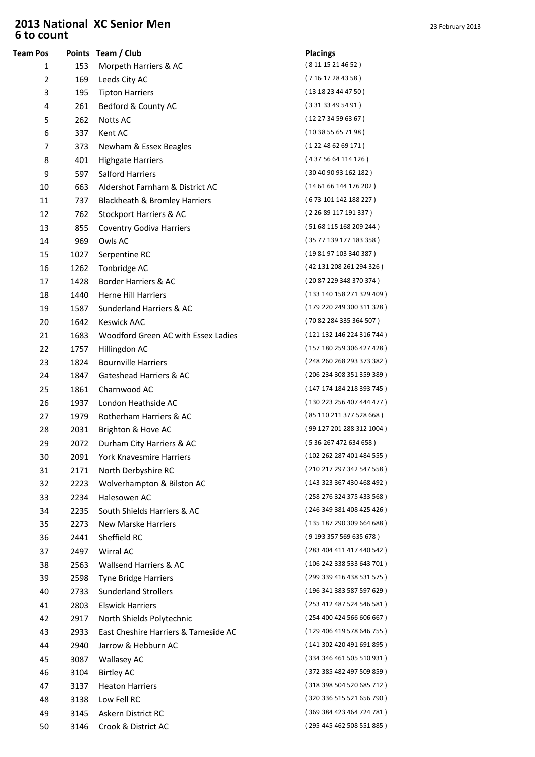# 2013 National XC Senior Men
## 6 to count

23 February 2013

| Team Pos | Points | Team / Club | Placings |
|---|---|---|---|
| 1 | 153 | Morpeth Harriers & AC | ( 8 11 15 21 46 52 ) |
| 2 | 169 | Leeds City AC | ( 7 16 17 28 43 58 ) |
| 3 | 195 | Tipton Harriers | ( 13 18 23 44 47 50 ) |
| 4 | 261 | Bedford & County AC | ( 3 31 33 49 54 91 ) |
| 5 | 262 | Notts AC | ( 12 27 34 59 63 67 ) |
| 6 | 337 | Kent AC | ( 10 38 55 65 71 98 ) |
| 7 | 373 | Newham & Essex Beagles | ( 1 22 48 62 69 171 ) |
| 8 | 401 | Highgate Harriers | ( 4 37 56 64 114 126 ) |
| 9 | 597 | Salford Harriers | ( 30 40 90 93 162 182 ) |
| 10 | 663 | Aldershot Farnham & District AC | ( 14 61 66 144 176 202 ) |
| 11 | 737 | Blackheath & Bromley Harriers | ( 6 73 101 142 188 227 ) |
| 12 | 762 | Stockport Harriers & AC | ( 2 26 89 117 191 337 ) |
| 13 | 855 | Coventry Godiva Harriers | ( 51 68 115 168 209 244 ) |
| 14 | 969 | Owls AC | ( 35 77 139 177 183 358 ) |
| 15 | 1027 | Serpentine RC | ( 19 81 97 103 340 387 ) |
| 16 | 1262 | Tonbridge AC | ( 42 131 208 261 294 326 ) |
| 17 | 1428 | Border Harriers & AC | ( 20 87 229 348 370 374 ) |
| 18 | 1440 | Herne Hill Harriers | ( 133 140 158 271 329 409 ) |
| 19 | 1587 | Sunderland Harriers & AC | ( 179 220 249 300 311 328 ) |
| 20 | 1642 | Keswick AAC | ( 70 82 284 335 364 507 ) |
| 21 | 1683 | Woodford Green AC with Essex Ladies | ( 121 132 146 224 316 744 ) |
| 22 | 1757 | Hillingdon AC | ( 157 180 259 306 427 428 ) |
| 23 | 1824 | Bournville Harriers | ( 248 260 268 293 373 382 ) |
| 24 | 1847 | Gateshead Harriers & AC | ( 206 234 308 351 359 389 ) |
| 25 | 1861 | Charnwood AC | ( 147 174 184 218 393 745 ) |
| 26 | 1937 | London Heathside AC | ( 130 223 256 407 444 477 ) |
| 27 | 1979 | Rotherham Harriers & AC | ( 85 110 211 377 528 668 ) |
| 28 | 2031 | Brighton & Hove AC | ( 99 127 201 288 312 1004 ) |
| 29 | 2072 | Durham City Harriers & AC | ( 5 36 267 472 634 658 ) |
| 30 | 2091 | York Knavesmire Harriers | ( 102 262 287 401 484 555 ) |
| 31 | 2171 | North Derbyshire RC | ( 210 217 297 342 547 558 ) |
| 32 | 2223 | Wolverhampton & Bilston AC | ( 143 323 367 430 468 492 ) |
| 33 | 2234 | Halesowen AC | ( 258 276 324 375 433 568 ) |
| 34 | 2235 | South Shields Harriers & AC | ( 246 349 381 408 425 426 ) |
| 35 | 2273 | New Marske Harriers | ( 135 187 290 309 664 688 ) |
| 36 | 2441 | Sheffield RC | ( 9 193 357 569 635 678 ) |
| 37 | 2497 | Wirral AC | ( 283 404 411 417 440 542 ) |
| 38 | 2563 | Wallsend Harriers & AC | ( 106 242 338 533 643 701 ) |
| 39 | 2598 | Tyne Bridge Harriers | ( 299 339 416 438 531 575 ) |
| 40 | 2733 | Sunderland Strollers | ( 196 341 383 587 597 629 ) |
| 41 | 2803 | Elswick Harriers | ( 253 412 487 524 546 581 ) |
| 42 | 2917 | North Shields Polytechnic | ( 254 400 424 566 606 667 ) |
| 43 | 2933 | East Cheshire Harriers & Tameside AC | ( 129 406 419 578 646 755 ) |
| 44 | 2940 | Jarrow & Hebburn AC | ( 141 302 420 491 691 895 ) |
| 45 | 3087 | Wallasey AC | ( 334 346 461 505 510 931 ) |
| 46 | 3104 | Birtley AC | ( 372 385 482 497 509 859 ) |
| 47 | 3137 | Heaton Harriers | ( 318 398 504 520 685 712 ) |
| 48 | 3138 | Low Fell RC | ( 320 336 515 521 656 790 ) |
| 49 | 3145 | Askern District RC | ( 369 384 423 464 724 781 ) |
| 50 | 3146 | Crook & District AC | ( 295 445 462 508 551 885 ) |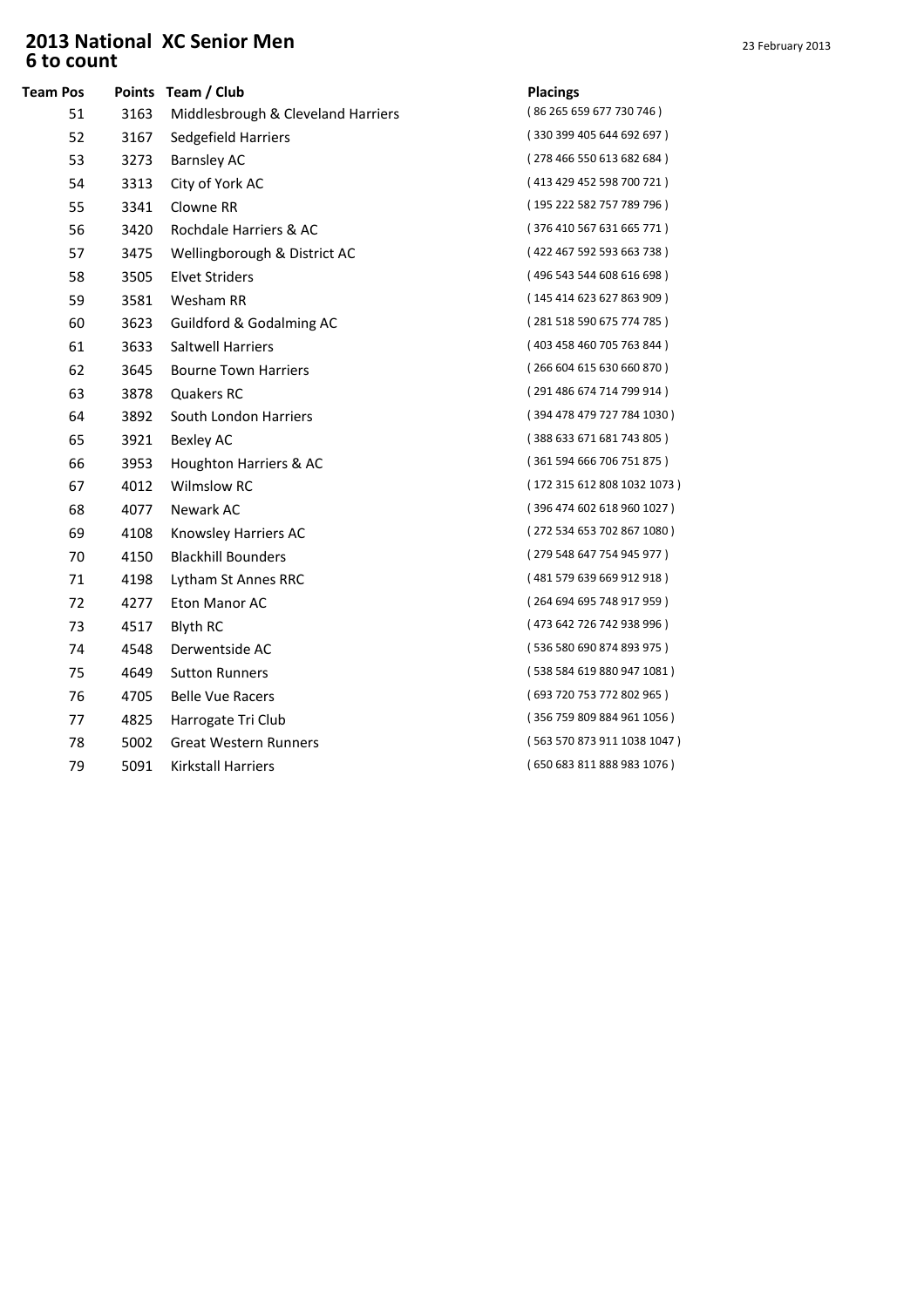# 2013 National XC Senior Men
## 6 to count

23 February 2013

| Team Pos | Points | Team / Club | Placings |
|---|---|---|---|
| 51 | 3163 | Middlesbrough & Cleveland Harriers | ( 86 265 659 677 730 746 ) |
| 52 | 3167 | Sedgefield Harriers | ( 330 399 405 644 692 697 ) |
| 53 | 3273 | Barnsley AC | ( 278 466 550 613 682 684 ) |
| 54 | 3313 | City of York AC | ( 413 429 452 598 700 721 ) |
| 55 | 3341 | Clowne RR | ( 195 222 582 757 789 796 ) |
| 56 | 3420 | Rochdale Harriers & AC | ( 376 410 567 631 665 771 ) |
| 57 | 3475 | Wellingborough & District AC | ( 422 467 592 593 663 738 ) |
| 58 | 3505 | Elvet Striders | ( 496 543 544 608 616 698 ) |
| 59 | 3581 | Wesham RR | ( 145 414 623 627 863 909 ) |
| 60 | 3623 | Guildford & Godalming AC | ( 281 518 590 675 774 785 ) |
| 61 | 3633 | Saltwell Harriers | ( 403 458 460 705 763 844 ) |
| 62 | 3645 | Bourne Town Harriers | ( 266 604 615 630 660 870 ) |
| 63 | 3878 | Quakers RC | ( 291 486 674 714 799 914 ) |
| 64 | 3892 | South London Harriers | ( 394 478 479 727 784 1030 ) |
| 65 | 3921 | Bexley AC | ( 388 633 671 681 743 805 ) |
| 66 | 3953 | Houghton Harriers & AC | ( 361 594 666 706 751 875 ) |
| 67 | 4012 | Wilmslow RC | ( 172 315 612 808 1032 1073 ) |
| 68 | 4077 | Newark AC | ( 396 474 602 618 960 1027 ) |
| 69 | 4108 | Knowsley Harriers AC | ( 272 534 653 702 867 1080 ) |
| 70 | 4150 | Blackhill Bounders | ( 279 548 647 754 945 977 ) |
| 71 | 4198 | Lytham St Annes RRC | ( 481 579 639 669 912 918 ) |
| 72 | 4277 | Eton Manor AC | ( 264 694 695 748 917 959 ) |
| 73 | 4517 | Blyth RC | ( 473 642 726 742 938 996 ) |
| 74 | 4548 | Derwentside AC | ( 536 580 690 874 893 975 ) |
| 75 | 4649 | Sutton Runners | ( 538 584 619 880 947 1081 ) |
| 76 | 4705 | Belle Vue Racers | ( 693 720 753 772 802 965 ) |
| 77 | 4825 | Harrogate Tri Club | ( 356 759 809 884 961 1056 ) |
| 78 | 5002 | Great Western Runners | ( 563 570 873 911 1038 1047 ) |
| 79 | 5091 | Kirkstall Harriers | ( 650 683 811 888 983 1076 ) |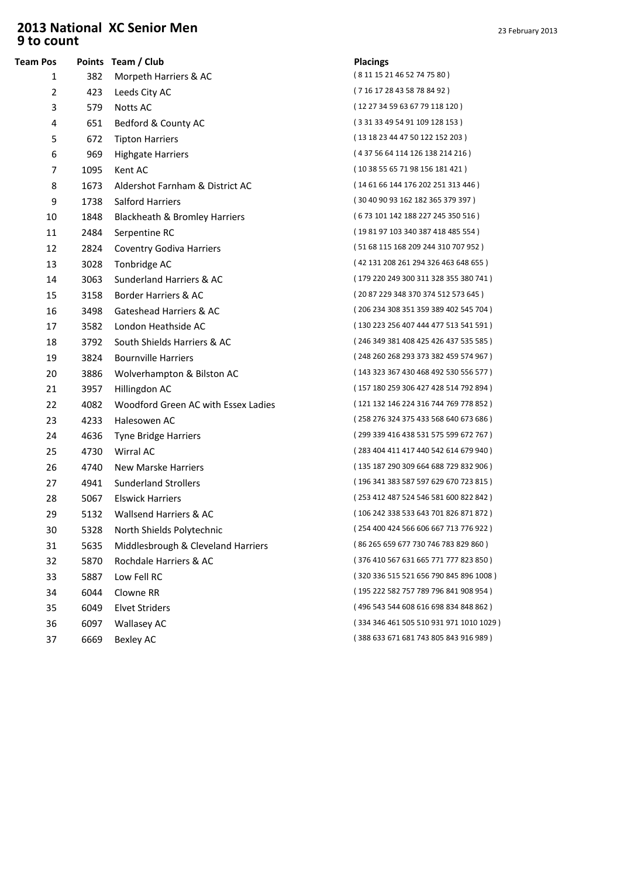# 2013 National XC Senior Men
## 9 to count

23 February 2013

| Team Pos | Points | Team / Club | Placings |
|---|---|---|---|
| 1 | 382 | Morpeth Harriers & AC | ( 8 11 15 21 46 52 74 75 80 ) |
| 2 | 423 | Leeds City AC | ( 7 16 17 28 43 58 78 84 92 ) |
| 3 | 579 | Notts AC | ( 12 27 34 59 63 67 79 118 120 ) |
| 4 | 651 | Bedford & County AC | ( 3 31 33 49 54 91 109 128 153 ) |
| 5 | 672 | Tipton Harriers | ( 13 18 23 44 47 50 122 152 203 ) |
| 6 | 969 | Highgate Harriers | ( 4 37 56 64 114 126 138 214 216 ) |
| 7 | 1095 | Kent AC | ( 10 38 55 65 71 98 156 181 421 ) |
| 8 | 1673 | Aldershot Farnham & District AC | ( 14 61 66 144 176 202 251 313 446 ) |
| 9 | 1738 | Salford Harriers | ( 30 40 90 93 162 182 365 379 397 ) |
| 10 | 1848 | Blackheath & Bromley Harriers | ( 6 73 101 142 188 227 245 350 516 ) |
| 11 | 2484 | Serpentine RC | ( 19 81 97 103 340 387 418 485 554 ) |
| 12 | 2824 | Coventry Godiva Harriers | ( 51 68 115 168 209 244 310 707 952 ) |
| 13 | 3028 | Tonbridge AC | ( 42 131 208 261 294 326 463 648 655 ) |
| 14 | 3063 | Sunderland Harriers & AC | ( 179 220 249 300 311 328 355 380 741 ) |
| 15 | 3158 | Border Harriers & AC | ( 20 87 229 348 370 374 512 573 645 ) |
| 16 | 3498 | Gateshead Harriers & AC | ( 206 234 308 351 359 389 402 545 704 ) |
| 17 | 3582 | London Heathside AC | ( 130 223 256 407 444 477 513 541 591 ) |
| 18 | 3792 | South Shields Harriers & AC | ( 246 349 381 408 425 426 437 535 585 ) |
| 19 | 3824 | Bournville Harriers | ( 248 260 268 293 373 382 459 574 967 ) |
| 20 | 3886 | Wolverhampton & Bilston AC | ( 143 323 367 430 468 492 530 556 577 ) |
| 21 | 3957 | Hillingdon AC | ( 157 180 259 306 427 428 514 792 894 ) |
| 22 | 4082 | Woodford Green AC with Essex Ladies | ( 121 132 146 224 316 744 769 778 852 ) |
| 23 | 4233 | Halesowen AC | ( 258 276 324 375 433 568 640 673 686 ) |
| 24 | 4636 | Tyne Bridge Harriers | ( 299 339 416 438 531 575 599 672 767 ) |
| 25 | 4730 | Wirral AC | ( 283 404 411 417 440 542 614 679 940 ) |
| 26 | 4740 | New Marske Harriers | ( 135 187 290 309 664 688 729 832 906 ) |
| 27 | 4941 | Sunderland Strollers | ( 196 341 383 587 597 629 670 723 815 ) |
| 28 | 5067 | Elswick Harriers | ( 253 412 487 524 546 581 600 822 842 ) |
| 29 | 5132 | Wallsend Harriers & AC | ( 106 242 338 533 643 701 826 871 872 ) |
| 30 | 5328 | North Shields Polytechnic | ( 254 400 424 566 606 667 713 776 922 ) |
| 31 | 5635 | Middlesbrough & Cleveland Harriers | ( 86 265 659 677 730 746 783 829 860 ) |
| 32 | 5870 | Rochdale Harriers & AC | ( 376 410 567 631 665 771 777 823 850 ) |
| 33 | 5887 | Low Fell RC | ( 320 336 515 521 656 790 845 896 1008 ) |
| 34 | 6044 | Clowne RR | ( 195 222 582 757 789 796 841 908 954 ) |
| 35 | 6049 | Elvet Striders | ( 496 543 544 608 616 698 834 848 862 ) |
| 36 | 6097 | Wallasey AC | ( 334 346 461 505 510 931 971 1010 1029 ) |
| 37 | 6669 | Bexley AC | ( 388 633 671 681 743 805 843 916 989 ) |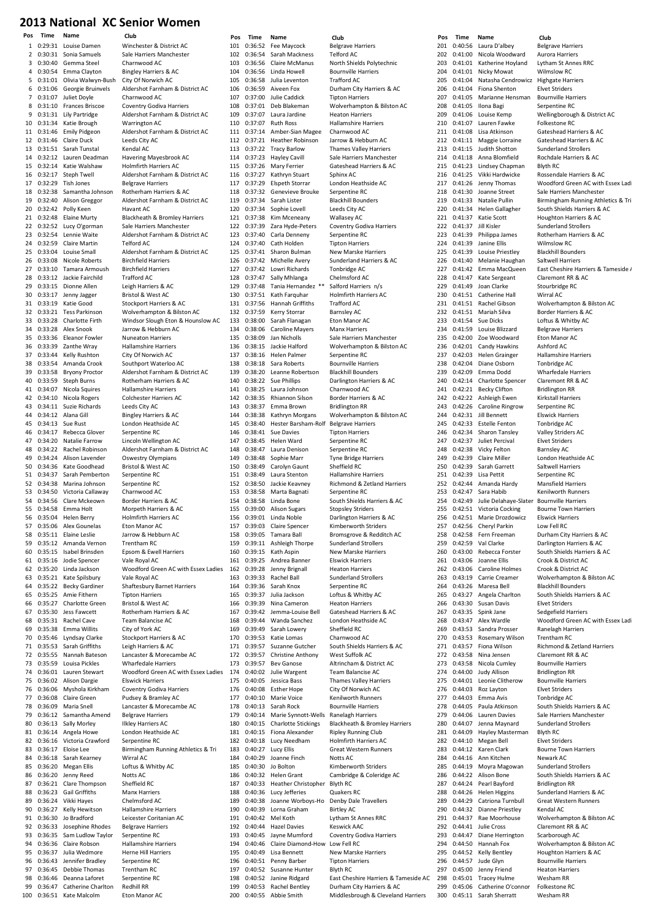# 2013 National XC Senior Women

| Pos | Time | Name | Club |
|---|---|---|---|
| 1 | 0:29:31 | Louise Damen | Winchester & District AC |
| 2 | 0:30:31 | Sonia Samuels | Sale Harriers Manchester |
| 3 | 0:30:40 | Gemma Steel | Charnwood AC |
| 4 | 0:30:54 | Emma Clayton | Bingley Harriers & AC |
| 5 | 0:31:01 | Olivia Walwyn-Bush | City Of Norwich AC |
| 6 | 0:31:06 | Georgie Bruinvels | Aldershot Farnham & District AC |
| 7 | 0:31:07 | Juliet Doyle | Charnwood AC |
| 8 | 0:31:10 | Frances Briscoe | Coventry Godiva Harriers |
| 9 | 0:31:31 | Lily Partridge | Aldershot Farnham & District AC |
| 10 | 0:31:34 | Katie Brough | Warrington AC |
| 11 | 0:31:46 | Emily Pidgeon | Aldershot Farnham & District AC |
| 12 | 0:31:46 | Claire Duck | Leeds City AC |
| 13 | 0:31:51 | Sarah Tunstal | Kendal AC |
| 14 | 0:32:12 | Lauren Deadman | Havering Mayesbrook AC |
| 15 | 0:32:14 | Katie Walshaw | Holmfirth Harriers AC |
| 16 | 0:32:17 | Steph Twell | Aldershot Farnham & District AC |
| 17 | 0:32:29 | Tish Jones | Belgrave Harriers |
| 18 | 0:32:38 | Samantha Johnson | Rotherham Harriers & AC |
| 19 | 0:32:40 | Alison Greggor | Aldershot Farnham & District AC |
| 20 | 0:32:42 | Polly Keen | Havant AC |
| 21 | 0:32:48 | Elaine Murty | Blackheath & Bromley Harriers |
| 22 | 0:32:52 | Lucy O'gorman | Sale Harriers Manchester |
| 23 | 0:32:54 | Lennie Waite | Aldershot Farnham & District AC |
| 24 | 0:32:59 | Claire Martin | Telford AC |
| 25 | 0:33:04 | Louise Small | Aldershot Farnham & District AC |
| 26 | 0:33:08 | Nicole Roberts | Birchfield Harriers |
| 27 | 0:33:10 | Tamara Armoush | Birchfield Harriers |
| 28 | 0:33:12 | Jackie Fairchild | Trafford AC |
| 29 | 0:33:15 | Dionne Allen | Leigh Harriers & AC |
| 30 | 0:33:17 | Jenny Jagger | Bristol & West AC |
| 31 | 0:33:19 | Katie Good | Stockport Harriers & AC |
| 32 | 0:33:21 | Tess Parkinson | Wolverhampton & Bilston AC |
| 33 | 0:33:28 | Charlotte Firth | Windsor Slough Eton & Hounslow AC |
| 34 | 0:33:28 | Alex Snook | Jarrow & Hebburn AC |
| 35 | 0:33:36 | Eleanor Fowler | Nuneaton Harriers |
| 36 | 0:33:39 | Zanthe Wray | Hallamshire Harriers |
| 37 | 0:33:44 | Kelly Rushton | City Of Norwich AC |
| 38 | 0:33:54 | Amanda Crook | Southport Waterloo AC |
| 39 | 0:33:58 | Bryony Proctor | Aldershot Farnham & District AC |
| 40 | 0:33:59 | Steph Burns | Rotherham Harriers & AC |
| 41 | 0:34:07 | Nicola Squires | Hallamshire Harriers |
| 42 | 0:34:10 | Nicola Rogers | Colchester Harriers AC |
| 43 | 0:34:11 | Suzie Richards | Leeds City AC |
| 44 | 0:34:12 | Alana Gill | Bingley Harriers & AC |
| 45 | 0:34:13 | Sue Rust | London Heathside AC |
| 46 | 0:34:17 | Rebecca Glover | Serpentine RC |
| 47 | 0:34:20 | Natalie Farrow | Lincoln Wellington AC |
| 48 | 0:34:22 | Rachel Robinson | Aldershot Farnham & District AC |
| 49 | 0:34:24 | Alison Lavender | Oswestry Olympians |
| 50 | 0:34:36 | Kate Goodhead | Bristol & West AC |
| 51 | 0:34:37 | Sarah Pemberton | Serpentine RC |
| 52 | 0:34:38 | Marina Johnson | Serpentine RC |
| 53 | 0:34:50 | Victoria Callaway | Charnwood AC |
| 54 | 0:34:56 | Clare Mckeown | Border Harriers & AC |
| 55 | 0:34:58 | Emma Holt | Morpeth Harriers & AC |
| 56 | 0:35:04 | Helen Berry | Holmfirth Harriers AC |
| 57 | 0:35:06 | Alex Gounelas | Eton Manor AC |
| 58 | 0:35:11 | Elaine Leslie | Jarrow & Hebburn AC |
| 59 | 0:35:12 | Amanda Vernon | Trentham RC |
| 60 | 0:35:15 | Isabel Brinsden | Epsom & Ewell Harriers |
| 61 | 0:35:16 | Jodie Spencer | Vale Royal AC |
| 62 | 0:35:20 | Linda Jackson | Woodford Green AC with Essex Ladies |
| 63 | 0:35:21 | Kate Spilsbury | Vale Royal AC |
| 64 | 0:35:22 | Becky Gardiner | Shaftesbury Barnet Harriers |
| 65 | 0:35:25 | Amie Fithern | Tipton Harriers |
| 66 | 0:35:27 | Charlotte Green | Bristol & West AC |
| 67 | 0:35:30 | Jess Fawcett | Rotherham Harriers & AC |
| 68 | 0:35:31 | Rachel Cave | Team Balancise AC |
| 69 | 0:35:38 | Emma Willits | City of York AC |
| 70 | 0:35:46 | Lyndsay Clarke | Stockport Harriers & AC |
| 71 | 0:35:53 | Sarah Griffiths | Leigh Harriers & AC |
| 72 | 0:35:55 | Nannah Bateson | Lancaster & Morecambe AC |
| 73 | 0:35:59 | Louisa Pickles | Wharfedale Harriers |
| 74 | 0:36:01 | Lauren Stewart | Woodford Green AC with Essex Ladies |
| 75 | 0:36:02 | Alison Dargie | Elswick Harriers |
| 76 | 0:36:06 | Myshola Kirkham | Coventry Godiva Harriers |
| 77 | 0:36:08 | Claire Green | Pudsey & Bramley AC |
| 78 | 0:36:09 | Maria Snell | Lancaster & Morecambe AC |
| 79 | 0:36:12 | Samantha Amend | Belgrave Harriers |
| 80 | 0:36:13 | Sally Morley | Ilkley Harriers AC |
| 81 | 0:36:14 | Angela Howe | London Heathside AC |
| 82 | 0:36:16 | Victoria Crawford | Serpentine RC |
| 83 | 0:36:17 | Eloise Lee | Birmingham Running Athletics & Tri |
| 84 | 0:36:18 | Sarah Kearney | Wirral AC |
| 85 | 0:36:20 | Megan Ellis | Loftus & Whitby AC |
| 86 | 0:36:20 | Jenny Reed | Notts AC |
| 87 | 0:36:21 | Clare Thompson | Sheffield RC |
| 88 | 0:36:23 | Gail Griffiths | Manx Harriers |
| 89 | 0:36:24 | Vikki Hayes | Chelmsford AC |
| 90 | 0:36:27 | Kelly Hewitson | Hallamshire Harriers |
| 91 | 0:36:30 | Jo Bradford | Leicester Coritanian AC |
| 92 | 0:36:33 | Josephine Rhodes | Belgrave Harriers |
| 93 | 0:36:35 | Sam Ludlow Taylor | Serpentine RC |
| 94 | 0:36:36 | Claire Robson | Hallamshire Harriers |
| 95 | 0:36:37 | Julia Wedmore | Herne Hill Harriers |
| 96 | 0:36:43 | Jennifer Bradley | Serpentine RC |
| 97 | 0:36:45 | Debbie Thomas | Trentham RC |
| 98 | 0:36:46 | Deanna Laforet | Serpentine RC |
| 99 | 0:36:47 | Catherine Charlton | Redhill RR |
| 100 | 0:36:51 | Kate Malcolm | Eton Manor AC |
| 101 | 0:36:52 | Fee Maycock | Belgrave Harriers |
| 102 | 0:36:54 | Sarah Mackness | Telford AC |
| 103 | 0:36:56 | Claire McManus | North Shields Polytechnic |
| 104 | 0:36:56 | Linda Howell | Bournville Harriers |
| 105 | 0:36:58 | Julia Leventon | Trafford AC |
| 106 | 0:36:59 | Aiveen Fox | Durham City Harriers & AC |
| 107 | 0:37:00 | Julie Caddick | Tipton Harriers |
| 108 | 0:37:01 | Deb Blakeman | Wolverhampton & Bilston AC |
| 109 | 0:37:07 | Laura Jardine | Heaton Harriers |
| 110 | 0:37:07 | Ruth Ross | Hallamshire Harriers |
| 111 | 0:37:14 | Amber-Sian Magee | Charnwood AC |
| 112 | 0:37:21 | Heather Robinson | Jarrow & Hebburn AC |
| 113 | 0:37:22 | Tracy Barlow | Thames Valley Harriers |
| 114 | 0:37:23 | Hayley Cavill | Sale Harriers Manchester |
| 115 | 0:37:26 | Mary Ferrier | Gateshead Harriers & AC |
| 116 | 0:37:27 | Kathryn Stuart | Sphinx AC |
| 117 | 0:37:29 | Elspeth Storrar | London Heathside AC |
| 118 | 0:37:32 | Genevieve Brouke | Serpentine RC |
| 119 | 0:37:34 | Sarah Lister | Blackhill Bounders |
| 120 | 0:37:34 | Sophie Lovell | Leeds City AC |
| 121 | 0:37:38 | Kim Mceneany | Wallasey AC |
| 122 | 0:37:39 | Zara Hyde-Peters | Coventry Godiva Harriers |
| 123 | 0:37:40 | Carla Denneny | Serpentine RC |
| 124 | 0:37:40 | Cath Holden | Tipton Harriers |
| 125 | 0:37:41 | Sharon Bulman | New Marske Harriers |
| 126 | 0:37:42 | Michelle Avery | Sunderland Harriers & AC |
| 127 | 0:37:42 | Lowri Richards | Tonbridge AC |
| 128 | 0:37:47 | Sally Mhlanga | Chelmsford AC |
| 129 | 0:37:48 | Tania Hernandez ** | Salford Harriers n/s |
| 130 | 0:37:51 | Kath Farquhar | Holmfirth Harriers AC |
| 131 | 0:37:56 | Hannah Griffiths | Trafford AC |
| 132 | 0:37:59 | Kerry Storrar | Barnsley AC |
| 133 | 0:38:00 | Sarah Flanagan | Eton Manor AC |
| 134 | 0:38:06 | Caroline Mayers | Manx Harriers |
| 135 | 0:38:09 | Jan Nicholls | Sale Harriers Manchester |
| 136 | 0:38:15 | Jackie Halford | Wolverhampton & Bilston AC |
| 137 | 0:38:16 | Helen Palmer | Serpentine RC |
| 138 | 0:38:18 | Sara Roberts | Bournville Harriers |
| 139 | 0:38:20 | Leanne Robertson | Blackhill Bounders |
| 140 | 0:38:22 | Sue Phillips | Darlington Harriers & AC |
| 141 | 0:38:25 | Laura Johnson | Charnwood AC |
| 142 | 0:38:35 | Rhiannon Silson | Border Harriers & AC |
| 143 | 0:38:37 | Emma Brown | Bridlington RR |
| 144 | 0:38:38 | Kathryn Morgans | Wolverhampton & Bilston AC |
| 145 | 0:38:40 | Hester Barsham-Rolf | Belgrave Harriers |
| 146 | 0:38:41 | Sue Davies | Tipton Harriers |
| 147 | 0:38:45 | Helen Ward | Serpentine RC |
| 148 | 0:38:47 | Laura Denison | Serpentine RC |
| 149 | 0:38:48 | Sophie Marr | Tyne Bridge Harriers |
| 150 | 0:38:49 | Carolyn Gaunt | Sheffield RC |
| 151 | 0:38:49 | Laura Stenton | Hallamshire Harriers |
| 152 | 0:38:50 | Jackie Keavney | Richmond & Zetland Harriers |
| 153 | 0:38:58 | Marta Bagnati | Serpentine RC |
| 154 | 0:38:58 | Linda Bone | South Shields Harriers & AC |
| 155 | 0:39:00 | Alison Sugars | Stopsley Striders |
| 156 | 0:39:01 | Linda Noble | Darlington Harriers & AC |
| 157 | 0:39:03 | Claire Spencer | Kimberworth Striders |
| 158 | 0:39:05 | Tamara Ball | Bromsgrove & Redditch AC |
| 159 | 0:39:11 | Ashleigh Thorpe | Sunderland Strollers |
| 160 | 0:39:15 | Kath Aspin | New Marske Harriers |
| 161 | 0:39:25 | Andrea Banner | Elswick Harriers |
| 162 | 0:39:28 | Jenny Brignall | Heaton Harriers |
| 163 | 0:39:33 | Rachel Ball | Sunderland Strollers |
| 164 | 0:39:36 | Sarah Knox | Serpentine RC |
| 165 | 0:39:37 | Julia Jackson | Loftus & Whitby AC |
| 166 | 0:39:39 | Nina Cameron | Heaton Harriers |
| 167 | 0:39:42 | Jemma-Louise Bell | Gateshead Harriers & AC |
| 168 | 0:39:44 | Wanda Sanchez | London Heathside AC |
| 169 | 0:39:49 | Sarah Lowery | Sheffield RC |
| 170 | 0:39:53 | Katie Lomas | Charnwood AC |
| 171 | 0:39:57 | Suzanne Gutcher | South Shields Harriers & AC |
| 172 | 0:39:57 | Christine Anthony | West Suffolk AC |
| 173 | 0:39:57 | Bev Ganose | Altrincham & District AC |
| 174 | 0:40:02 | Julie Wargent | Team Balancise AC |
| 175 | 0:40:05 | Jessica Bass | Thames Valley Harriers |
| 176 | 0:40:08 | Esther Hope | City Of Norwich AC |
| 177 | 0:40:10 | Marie Voice | Kenilworth Runners |
| 178 | 0:40:13 | Sarah Rock | Bournville Harriers |
| 179 | 0:40:14 | Marie Synnott-Wells | Ranelagh Harriers |
| 180 | 0:40:15 | Charlotte Stickings | Blackheath & Bromley Harriers |
| 181 | 0:40:15 | Fiona Alexander | Ripley Running Club |
| 182 | 0:40:18 | Lucy Needham | Holmfirth Harriers AC |
| 183 | 0:40:27 | Lucy Ellis | Great Western Runners |
| 184 | 0:40:29 | Joanne Finch | Notts AC |
| 185 | 0:40:30 | Jo Bolton | Kimberworth Striders |
| 186 | 0:40:32 | Helen Grant | Cambridge & Coleridge AC |
| 187 | 0:40:33 | Heather Christopher | Blyth RC |
| 188 | 0:40:36 | Lucy Jefferies | Quakers RC |
| 189 | 0:40:38 | Joanne Worboys-Ho | Denby Dale Travellers |
| 190 | 0:40:39 | Lorna Graham | Birtley AC |
| 191 | 0:40:42 | Mel Koth | Lytham St Annes RRC |
| 192 | 0:40:44 | Hazel Davies | Keswick AAC |
| 193 | 0:40:45 | Jayne Mumford | Coventry Godiva Harriers |
| 194 | 0:40:46 | Claire Diamond-How | Low Fell RC |
| 195 | 0:40:49 | Lisa Bennett | New Marske Harriers |
| 196 | 0:40:51 | Penny Barber | Tipton Harriers |
| 197 | 0:40:52 | Susanne Hunter | Blyth RC |
| 198 | 0:40:52 | Janine Ridgard | East Cheshire Harriers & Tameside AC |
| 199 | 0:40:53 | Rachel Bentley | Durham City Harriers & AC |
| 200 | 0:40:55 | Abbie Smith | Middlesbrough & Cleveland Harriers |
| 201 | 0:40:56 | Laura D'albey | Belgrave Harriers |
| 202 | 0:41:00 | Nicola Woodward | Aurora Harriers |
| 203 | 0:41:01 | Katherine Hoyland | Lytham St Annes RRC |
| 204 | 0:41:01 | Nicky Mowat | Wilmslow RC |
| 205 | 0:41:04 | Natasha Cendrowicz | Highgate Harriers |
| 206 | 0:41:04 | Fiona Shenton | Elvet Striders |
| 207 | 0:41:05 | Marianne Hensman | Bournville Harriers |
| 208 | 0:41:05 | Ilona Bagi | Serpentine RC |
| 209 | 0:41:06 | Louise Kemp | Wellingborough & District AC |
| 210 | 0:41:07 | Lauren Fawke | Folkestone RC |
| 211 | 0:41:08 | Lisa Atkinson | Gateshead Harriers & AC |
| 212 | 0:41:11 | Maggie Lorraine | Gateshead Harriers & AC |
| 213 | 0:41:15 | Judith Shotton | Sunderland Strollers |
| 214 | 0:41:18 | Anna Blomfield | Rochdale Harriers & AC |
| 215 | 0:41:23 | Lindsey Chapman | Blyth RC |
| 216 | 0:41:25 | Vikki Hardwicke | Rossendale Harriers & AC |
| 217 | 0:41:26 | Jenny Thomas | Woodford Green AC with Essex Ladi |
| 218 | 0:41:30 | Joanne Street | Sale Harriers Manchester |
| 219 | 0:41:33 | Natalie Pullin | Birmingham Running Athletics & Tri |
| 220 | 0:41:34 | Helen Gallagher | South Shields Harriers & AC |
| 221 | 0:41:37 | Katie Scott | Houghton Harriers & AC |
| 222 | 0:41:37 | Jill Kisler | Sunderland Strollers |
| 223 | 0:41:39 | Philippa James | Rotherham Harriers & AC |
| 224 | 0:41:39 | Janine Ellis | Wilmslow RC |
| 225 | 0:41:39 | Louise Priestley | Blackhill Bounders |
| 226 | 0:41:40 | Melanie Haughan | Saltwell Harriers |
| 227 | 0:41:42 | Emma MacQueen | East Cheshire Harriers & Tameside A |
| 228 | 0:41:47 | Kate Sergeant | Claremont RR & AC |
| 229 | 0:41:49 | Joan Clarke | Stourbridge RC |
| 230 | 0:41:51 | Catherine Hall | Wirral AC |
| 231 | 0:41:51 | Rachel Gibson | Wolverhampton & Bilston AC |
| 232 | 0:41:51 | Mariah Silva | Border Harriers & AC |
| 233 | 0:41:54 | Sue Dicks | Loftus & Whitby AC |
| 234 | 0:41:59 | Louise Blizzard | Belgrave Harriers |
| 235 | 0:42:00 | Zoe Woodward | Eton Manor AC |
| 236 | 0:42:01 | Candy Hawkins | Ashford AC |
| 237 | 0:42:03 | Helen Grainger | Hallamshire Harriers |
| 238 | 0:42:04 | Diane Osborn | Tonbridge AC |
| 239 | 0:42:09 | Emma Dodd | Wharfedale Harriers |
| 240 | 0:42:14 | Charlotte Spencer | Claremont RR & AC |
| 241 | 0:42:21 | Becky Clifton | Bridlington RR |
| 242 | 0:42:22 | Ashleigh Ewen | Kirkstall Harriers |
| 243 | 0:42:26 | Caroline Ringrow | Serpentine RC |
| 244 | 0:42:31 | Jill Bennett | Elswick Harriers |
| 245 | 0:42:33 | Estelle Fenton | Tonbridge AC |
| 246 | 0:42:34 | Sharon Tansley | Valley Striders AC |
| 247 | 0:42:37 | Juliet Percival | Elvet Striders |
| 248 | 0:42:38 | Vicky Felton | Barnsley AC |
| 249 | 0:42:39 | Claire Miller | London Heathside AC |
| 250 | 0:42:39 | Sarah Garrett | Saltwell Harriers |
| 251 | 0:42:39 | Lisa Pettit | Serpentine RC |
| 252 | 0:42:44 | Amanda Hardy | Mansfield Harriers |
| 253 | 0:42:47 | Sara Habib | Kenilworth Runners |
| 254 | 0:42:49 | Julie Delahaye-Slater | Bournville Harriers |
| 255 | 0:42:51 | Victoria Cocking | Bourne Town Harriers |
| 256 | 0:42:51 | Marie Drozdowicz | Elswick Harriers |
| 257 | 0:42:56 | Cheryl Parkin | Low Fell RC |
| 258 | 0:42:58 | Fern Freeman | Durham City Harriers & AC |
| 259 | 0:42:59 | Val Clarke | Darlington Harriers & AC |
| 260 | 0:43:00 | Rebecca Forster | South Shields Harriers & AC |
| 261 | 0:43:06 | Joanne Ellis | Crook & District AC |
| 262 | 0:43:06 | Caroline Holmes | Crook & District AC |
| 263 | 0:43:19 | Carrie Creamer | Wolverhampton & Bilston AC |
| 264 | 0:43:26 | Maresa Bell | Blackhill Bounders |
| 265 | 0:43:27 | Angela Charlton | South Shields Harriers & AC |
| 266 | 0:43:30 | Susan Davis | Elvet Striders |
| 267 | 0:43:35 | Spink Jane | Sedgefield Harriers |
| 268 | 0:43:47 | Alex Wardle | Woodford Green AC with Essex Ladi |
| 269 | 0:43:53 | Sandra Prosser | Ranelagh Harriers |
| 270 | 0:43:53 | Rosemary Wilson | Trentham RC |
| 271 | 0:43:57 | Fiona Wilson | Richmond & Zetland Harriers |
| 272 | 0:43:58 | Nina Jensen | Claremont RR & AC |
| 273 | 0:43:58 | Nicola Cumley | Bournville Harriers |
| 274 | 0:44:00 | Judy Allison | Bridlington RR |
| 275 | 0:44:01 | Leonie Clitherow | Bournville Harriers |
| 276 | 0:44:03 | Roz Layton | Elvet Striders |
| 277 | 0:44:03 | Emma Avis | Tonbridge AC |
| 278 | 0:44:05 | Paula Atkinson | South Shields Harriers & AC |
| 279 | 0:44:06 | Lauren Davies | Sale Harriers Manchester |
| 280 | 0:44:07 | Jenna Maynard | Sunderland Strollers |
| 281 | 0:44:09 | Hayley Masterman | Blyth RC |
| 282 | 0:44:10 | Megan Bell | Elvet Striders |
| 283 | 0:44:12 | Karen Clark | Bourne Town Harriers |
| 284 | 0:44:16 | Ann Kitchen | Newark AC |
| 285 | 0:44:19 | Moyra Magowan | Sunderland Strollers |
| 286 | 0:44:22 | Alison Bone | South Shields Harriers & AC |
| 287 | 0:44:24 | Pearl Bayford | Bridlington RR |
| 288 | 0:44:26 | Helen Higgins | Sunderland Harriers & AC |
| 289 | 0:44:29 | Catriona Turnbull | Great Western Runners |
| 290 | 0:44:32 | Dianne Priestley | Kendal AC |
| 291 | 0:44:37 | Rae Moorhouse | Wolverhampton & Bilston AC |
| 292 | 0:44:41 | Julie Cross | Claremont RR & AC |
| 293 | 0:44:47 | Diane Herrington | Scarborough AC |
| 294 | 0:44:50 | Hannah Fox | Wolverhampton & Bilston AC |
| 295 | 0:44:52 | Kelly Bentley | Houghton Harriers & AC |
| 296 | 0:44:57 | Jude Glyn | Bournville Harriers |
| 297 | 0:45:00 | Jenny Friend | Heaton Harriers |
| 298 | 0:45:01 | Tracey Hulme | Wesham RR |
| 299 | 0:45:06 | Catherine O'connor | Folkestone RC |
| 300 | 0:45:11 | Sarah Sherratt | Wesham RR |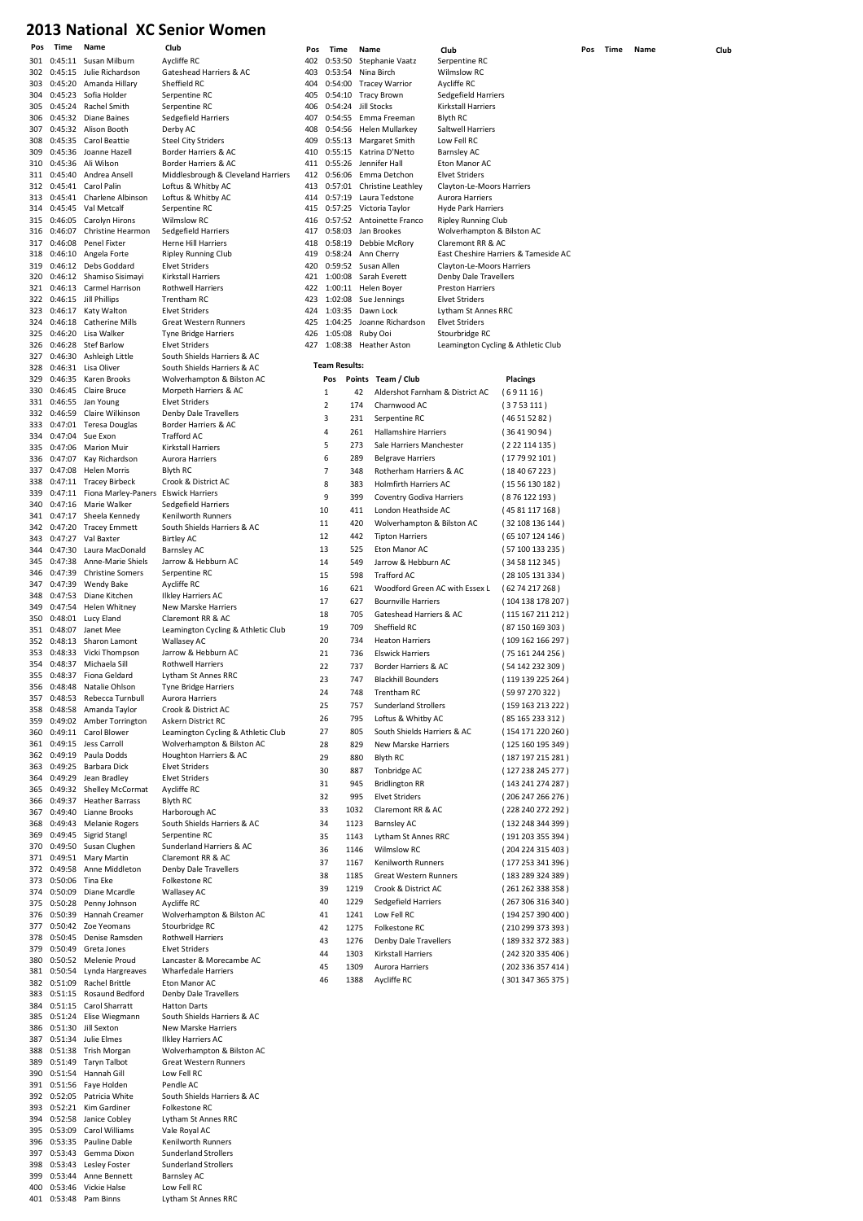# 2013 National XC Senior Women

| Pos | Time | Name | Club |
|---|---|---|---|
| 301 | 0:45:11 | Susan Milburn | Aycliffe RC |
| 302 | 0:45:15 | Julie Richardson | Gateshead Harriers & AC |
| 303 | 0:45:20 | Amanda Hillary | Sheffield RC |
| 304 | 0:45:23 | Sofia Holder | Serpentine RC |
| 305 | 0:45:24 | Rachel Smith | Serpentine RC |
| 306 | 0:45:32 | Diane Baines | Sedgefield Harriers |
| 307 | 0:45:32 | Alison Booth | Derby AC |
| 308 | 0:45:35 | Carol Beattie | Steel City Striders |
| 309 | 0:45:36 | Joanne Hazell | Border Harriers & AC |
| 310 | 0:45:36 | Ali Wilson | Border Harriers & AC |
| 311 | 0:45:40 | Andrea Ansell | Middlesbrough & Cleveland Harriers |
| 312 | 0:45:41 | Carol Palin | Loftus & Whitby AC |
| 313 | 0:45:41 | Charlene Albinson | Loftus & Whitby AC |
| 314 | 0:45:45 | Val Metcalf | Serpentine RC |
| 315 | 0:46:05 | Carolyn Hirons | Wilmslow RC |
| 316 | 0:46:07 | Christine Hearmon | Sedgefield Harriers |
| 317 | 0:46:08 | Penel Fixter | Herne Hill Harriers |
| 318 | 0:46:10 | Angela Forte | Ripley Running Club |
| 319 | 0:46:12 | Debs Goddard | Elvet Striders |
| 320 | 0:46:12 | Shamiso Sisimayi | Kirkstall Harriers |
| 321 | 0:46:13 | Carmel Harrison | Rothwell Harriers |
| 322 | 0:46:15 | Jill Phillips | Trentham RC |
| 323 | 0:46:17 | Katy Walton | Elvet Striders |
| 324 | 0:46:18 | Catherine Mills | Great Western Runners |
| 325 | 0:46:20 | Lisa Walker | Tyne Bridge Harriers |
| 326 | 0:46:28 | Stef Barlow | Elvet Striders |
| 327 | 0:46:30 | Ashleigh Little | South Shields Harriers & AC |
| 328 | 0:46:31 | Lisa Oliver | South Shields Harriers & AC |
| 329 | 0:46:35 | Karen Brooks | Wolverhampton & Bilston AC |
| 330 | 0:46:45 | Claire Bruce | Morpeth Harriers & AC |
| 331 | 0:46:55 | Jan Young | Elvet Striders |
| 332 | 0:46:59 | Claire Wilkinson | Denby Dale Travellers |
| 333 | 0:47:01 | Teresa Douglas | Border Harriers & AC |
| 334 | 0:47:04 | Sue Exon | Trafford AC |
| 335 | 0:47:06 | Marion Muir | Kirkstall Harriers |
| 336 | 0:47:07 | Kay Richardson | Aurora Harriers |
| 337 | 0:47:08 | Helen Morris | Blyth RC |
| 338 | 0:47:11 | Tracey Birbeck | Crook & District AC |
| 339 | 0:47:11 | Fiona Marley-Paners | Elswick Harriers |
| 340 | 0:47:16 | Marie Walker | Sedgefield Harriers |
| 341 | 0:47:17 | Sheela Kennedy | Kenilworth Runners |
| 342 | 0:47:20 | Tracey Emmett | South Shields Harriers & AC |
| 343 | 0:47:27 | Val Baxter | Birtley AC |
| 344 | 0:47:30 | Laura MacDonald | Barnsley AC |
| 345 | 0:47:38 | Anne-Marie Shiels | Jarrow & Hebburn AC |
| 346 | 0:47:39 | Christine Somers | Serpentine RC |
| 347 | 0:47:39 | Wendy Bake | Aycliffe RC |
| 348 | 0:47:53 | Diane Kitchen | Ilkley Harriers AC |
| 349 | 0:47:54 | Helen Whitney | New Marske Harriers |
| 350 | 0:48:01 | Lucy Eland | Claremont RR & AC |
| 351 | 0:48:07 | Janet Mee | Leamington Cycling & Athletic Club |
| 352 | 0:48:13 | Sharon Lamont | Wallasey AC |
| 353 | 0:48:33 | Vicki Thompson | Jarrow & Hebburn AC |
| 354 | 0:48:37 | Michaela Sill | Rothwell Harriers |
| 355 | 0:48:37 | Fiona Geldard | Lytham St Annes RRC |
| 356 | 0:48:48 | Natalie Ohlson | Tyne Bridge Harriers |
| 357 | 0:48:53 | Rebecca Turnbull | Aurora Harriers |
| 358 | 0:48:58 | Amanda Taylor | Crook & District AC |
| 359 | 0:49:02 | Amber Torrington | Askern District RC |
| 360 | 0:49:11 | Carol Blower | Leamington Cycling & Athletic Club |
| 361 | 0:49:15 | Jess Carroll | Wolverhampton & Bilston AC |
| 362 | 0:49:19 | Paula Dodds | Houghton Harriers & AC |
| 363 | 0:49:25 | Barbara Dick | Elvet Striders |
| 364 | 0:49:29 | Jean Bradley | Elvet Striders |
| 365 | 0:49:32 | Shelley McCormat | Aycliffe RC |
| 366 | 0:49:37 | Heather Barrass | Blyth RC |
| 367 | 0:49:40 | Lianne Brooks | Harborough AC |
| 368 | 0:49:43 | Melanie Rogers | South Shields Harriers & AC |
| 369 | 0:49:45 | Sigrid Stangl | Serpentine RC |
| 370 | 0:49:50 | Susan Clughen | Sunderland Harriers & AC |
| 371 | 0:49:51 | Mary Martin | Claremont RR & AC |
| 372 | 0:49:58 | Anne Middleton | Denby Dale Travellers |
| 373 | 0:50:06 | Tina Eke | Folkestone RC |
| 374 | 0:50:09 | Diane Mcardle | Wallasey AC |
| 375 | 0:50:28 | Penny Johnson | Aycliffe RC |
| 376 | 0:50:39 | Hannah Creamer | Wolverhampton & Bilston AC |
| 377 | 0:50:42 | Zoe Yeomans | Stourbridge RC |
| 378 | 0:50:45 | Denise Ramsden | Rothwell Harriers |
| 379 | 0:50:49 | Greta Jones | Elvet Striders |
| 380 | 0:50:52 | Melenie Proud | Lancaster & Morecambe AC |
| 381 | 0:50:54 | Lynda Hargreaves | Wharfedale Harriers |
| 382 | 0:51:09 | Rachel Brittle | Eton Manor AC |
| 383 | 0:51:15 | Rosaund Bedford | Denby Dale Travellers |
| 384 | 0:51:15 | Carol Sharratt | Hatton Darts |
| 385 | 0:51:24 | Elise Wiegmann | South Shields Harriers & AC |
| 386 | 0:51:30 | Jill Sexton | New Marske Harriers |
| 387 | 0:51:34 | Julie Elmes | Ilkley Harriers AC |
| 388 | 0:51:38 | Trish Morgan | Wolverhampton & Bilston AC |
| 389 | 0:51:49 | Taryn Talbot | Great Western Runners |
| 390 | 0:51:54 | Hannah Gill | Low Fell RC |
| 391 | 0:51:56 | Faye Holden | Pendle AC |
| 392 | 0:52:05 | Patricia White | South Shields Harriers & AC |
| 393 | 0:52:21 | Kim Gardiner | Folkestone RC |
| 394 | 0:52:58 | Janice Cobley | Lytham St Annes RRC |
| 395 | 0:53:09 | Carol Williams | Vale Royal AC |
| 396 | 0:53:35 | Pauline Dable | Kenilworth Runners |
| 397 | 0:53:43 | Gemma Dixon | Sunderland Strollers |
| 398 | 0:53:43 | Lesley Foster | Sunderland Strollers |
| 399 | 0:53:44 | Anne Bennett | Barnsley AC |
| 400 | 0:53:46 | Vickie Halse | Low Fell RC |
| 401 | 0:53:48 | Pam Binns | Lytham St Annes RRC |
| 402 | 0:53:50 | Stephanie Vaatz | Serpentine RC |
| 403 | 0:53:54 | Nina Birch | Wilmslow RC |
| 404 | 0:54:00 | Tracey Warrior | Aycliffe RC |
| 405 | 0:54:10 | Tracy Brown | Sedgefield Harriers |
| 406 | 0:54:24 | Jill Stocks | Kirkstall Harriers |
| 407 | 0:54:55 | Emma Freeman | Blyth RC |
| 408 | 0:54:56 | Helen Mullarkey | Saltwell Harriers |
| 409 | 0:55:13 | Margaret Smith | Low Fell RC |
| 410 | 0:55:15 | Katrina D'Netto | Barnsley AC |
| 411 | 0:55:26 | Jennifer Hall | Eton Manor AC |
| 412 | 0:56:06 | Emma Detchon | Elvet Striders |
| 413 | 0:57:01 | Christine Leathley | Clayton-Le-Moors Harriers |
| 414 | 0:57:19 | Laura Tedstone | Aurora Harriers |
| 415 | 0:57:25 | Victoria Taylor | Hyde Park Harriers |
| 416 | 0:57:52 | Antoinette Franco | Ripley Running Club |
| 417 | 0:58:03 | Jan Brookes | Wolverhampton & Bilston AC |
| 418 | 0:58:19 | Debbie McRory | Claremont RR & AC |
| 419 | 0:58:24 | Ann Cherry | East Cheshire Harriers & Tameside AC |
| 420 | 0:59:52 | Susan Allen | Clayton-Le-Moors Harriers |
| 421 | 1:00:08 | Sarah Everett | Denby Dale Travellers |
| 422 | 1:00:11 | Helen Boyer | Preston Harriers |
| 423 | 1:02:08 | Sue Jennings | Elvet Striders |
| 424 | 1:03:35 | Dawn Lock | Lytham St Annes RRC |
| 425 | 1:04:25 | Joanne Richardson | Elvet Striders |
| 426 | 1:05:08 | Ruby Ooi | Stourbridge RC |
| 427 | 1:08:38 | Heather Aston | Leamington Cycling & Athletic Club |

**Team Results:**

| Pos | Points | Team / Club | Placings |
|---|---|---|---|
| 1 | 42 | Aldershot Farnham & District AC | ( 6 9 11 16 ) |
| 2 | 174 | Charnwood AC | ( 3 7 53 111 ) |
| 3 | 231 | Serpentine RC | ( 46 51 52 82 ) |
| 4 | 261 | Hallamshire Harriers | ( 36 41 90 94 ) |
| 5 | 273 | Sale Harriers Manchester | ( 2 22 114 135 ) |
| 6 | 289 | Belgrave Harriers | ( 17 79 92 101 ) |
| 7 | 348 | Rotherham Harriers & AC | ( 18 40 67 223 ) |
| 8 | 383 | Holmfirth Harriers AC | ( 15 56 130 182 ) |
| 9 | 399 | Coventry Godiva Harriers | ( 8 76 122 193 ) |
| 10 | 411 | London Heathside AC | ( 45 81 117 168 ) |
| 11 | 420 | Wolverhampton & Bilston AC | ( 32 108 136 144 ) |
| 12 | 442 | Tipton Harriers | ( 65 107 124 146 ) |
| 13 | 525 | Eton Manor AC | ( 57 100 133 235 ) |
| 14 | 549 | Jarrow & Hebburn AC | ( 34 58 112 345 ) |
| 15 | 598 | Trafford AC | ( 28 105 131 334 ) |
| 16 | 621 | Woodford Green AC with Essex L | ( 62 74 217 268 ) |
| 17 | 627 | Bournville Harriers | ( 104 138 178 207 ) |
| 18 | 705 | Gateshead Harriers & AC | ( 115 167 211 212 ) |
| 19 | 709 | Sheffield RC | ( 87 150 169 303 ) |
| 20 | 734 | Heaton Harriers | ( 109 162 166 297 ) |
| 21 | 736 | Elswick Harriers | ( 75 161 244 256 ) |
| 22 | 737 | Border Harriers & AC | ( 54 142 232 309 ) |
| 23 | 747 | Blackhill Bounders | ( 119 139 225 264 ) |
| 24 | 748 | Trentham RC | ( 59 97 270 322 ) |
| 25 | 757 | Sunderland Strollers | ( 159 163 213 222 ) |
| 26 | 795 | Loftus & Whitby AC | ( 85 165 233 312 ) |
| 27 | 805 | South Shields Harriers & AC | ( 154 171 220 260 ) |
| 28 | 829 | New Marske Harriers | ( 125 160 195 349 ) |
| 29 | 880 | Blyth RC | ( 187 197 215 281 ) |
| 30 | 887 | Tonbridge AC | ( 127 238 245 277 ) |
| 31 | 945 | Bridlington RR | ( 143 241 274 287 ) |
| 32 | 995 | Elvet Striders | ( 206 247 266 276 ) |
| 33 | 1032 | Claremont RR & AC | ( 228 240 272 292 ) |
| 34 | 1123 | Barnsley AC | ( 132 248 344 399 ) |
| 35 | 1143 | Lytham St Annes RRC | ( 191 203 355 394 ) |
| 36 | 1146 | Wilmslow RC | ( 204 224 315 403 ) |
| 37 | 1167 | Kenilworth Runners | ( 177 253 341 396 ) |
| 38 | 1185 | Great Western Runners | ( 183 289 324 389 ) |
| 39 | 1219 | Crook & District AC | ( 261 262 338 358 ) |
| 40 | 1229 | Sedgefield Harriers | ( 267 306 316 340 ) |
| 41 | 1241 | Low Fell RC | ( 194 257 390 400 ) |
| 42 | 1275 | Folkestone RC | ( 210 299 373 393 ) |
| 43 | 1276 | Denby Dale Travellers | ( 189 332 372 383 ) |
| 44 | 1303 | Kirkstall Harriers | ( 242 320 335 406 ) |
| 45 | 1309 | Aurora Harriers | ( 202 336 357 414 ) |
| 46 | 1388 | Aycliffe RC | ( 301 347 365 375 ) |